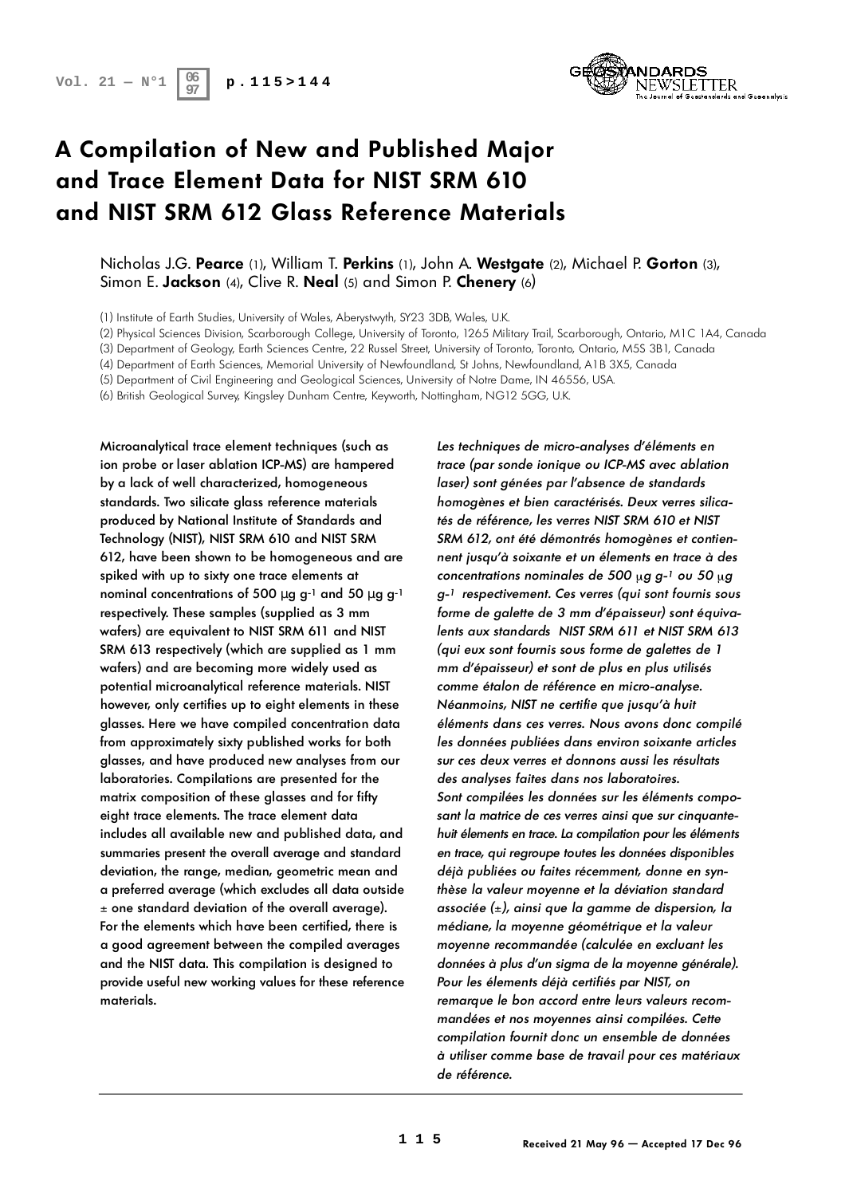# A Compilation of New and Published Major and Trace Element Data for NIST SRM 610 and NIST SRM 612 Glass Reference Materials

Nicholas J.G. **Pearce** (1), William T. **Perkins** (1), John A. **Westgate** (2), Michael P. **Gorton** (3), Simon E. **Jackson** (4), Clive R. **Neal** (5) and Simon P. **Chenery** (6)

(1) Institute of Earth Studies, University of Wales, Aberystwyth, SY23 3DB, Wales, U.K.

(2) Physical Sciences Division, Scarborough College, University of Toronto, 1265 Military Trail, Scarborough, Ontario, M1C 1A4, Canada

(3) Department of Geology, Earth Sciences Centre, 22 Russel Street, University of Toronto, Toronto, Ontario, M5S 3B1, Canada

(4) Department of Earth Sciences, Memorial University of Newfoundland, St Johns, Newfoundland, A1B 3X5, Canada

(5) Department of Civil Engineering and Geological Sciences, University of Notre Dame, IN 46556, USA.

(6) British Geological Survey, Kingsley Dunham Centre, Keyworth, Nottingham, NG12 5GG, U.K.

Microanalytical trace element techniques (such as ion probe or laser ablation ICP-MS) are hampered by a lack of well characterized, homogeneous standards. Two silicate glass reference materials produced by National Institute of Standards and Technology (NIST), NIST SRM 610 and NIST SRM 612, have been shown to be homogeneous and are spiked with up to sixty one trace elements at nominal concentrations of 500 $\mu g\ g^{-1}$ and 50 $\mu g\ g^{-1}$ respectively. These samples (supplied as 3 mm wafers) are equivalent to NIST SRM 611 and NIST SRM 613 respectively (which are supplied as 1 mm wafers) and are becoming more widely used as potential microanalytical reference materials. NIST however, only certifies up to eight elements in these glasses. Here we have compiled concentration data from approximately sixty published works for both glasses, and have produced new analyses from our laboratories. Compilations are presented for the matrix composition of these glasses and for fifty eight trace elements. The trace element data includes all available new and published data, and summaries present the overall average and standard deviation, the range, median, geometric mean and a preferred average (which excludes all data outside ± one standard deviation of the overall average). For the elements which have been certified, there is a good agreement between the compiled averages and the NIST data. This compilation is designed to provide useful new working values for these reference materials.

*Les techniques de micro-analyses d'éléments en trace (par sonde ionique ou ICP-MS avec ablation laser) sont génées par l'absence de standards homogènes et bien caractérisés. Deux verres silicatés de référence, les verres NIST SRM 610 et NIST SRM 612, ont été démontrés homogènes et contiennent jusqu'à soixante et un élements en trace à des concentrations nominales de 500 $\mu g\ g^{-1}$ ou 50 $\mu g\ g^{-1}$ respectivement. Ces verres (qui sont fournis sous forme de galette de 3 mm d'épaisseur) sont équivalents aux standards NIST SRM 611 et NIST SRM 613 (qui eux sont fournis sous forme de galettes de 1 mm d'épaisseur) et sont de plus en plus utilisés comme étalon de référence en micro-analyse. Néanmoins, NIST ne certifie que jusqu'à huit éléments dans ces verres. Nous avons donc compilé les données publiées dans environ soixante articles sur ces deux verres et donnons aussi les résultats des analyses faites dans nos laboratoires.*

*Sont compilées les données sur les éléments composant la matrice de ces verres ainsi que sur cinquante-huit élements en trace. La compilation pour les éléments en trace, qui regroupe toutes les données disponibles déjà publiées ou faites récemment, donne en synthèse la valeur moyenne et la déviation standard associée (±), ainsi que la gamme de dispersion, la médiane, la moyenne géométrique et la valeur moyenne recommandée (calculée en excluant les données à plus d'un sigma de la moyenne générale). Pour les élements déjà certifiés par NIST, on remarque le bon accord entre leurs valeurs recommandées et nos moyennes ainsi compilées. Cette compilation fournit donc un ensemble de données à utiliser comme base de travail pour ces matériaux de référence.*

Received 21 May 96 — Accepted 17 Dec 96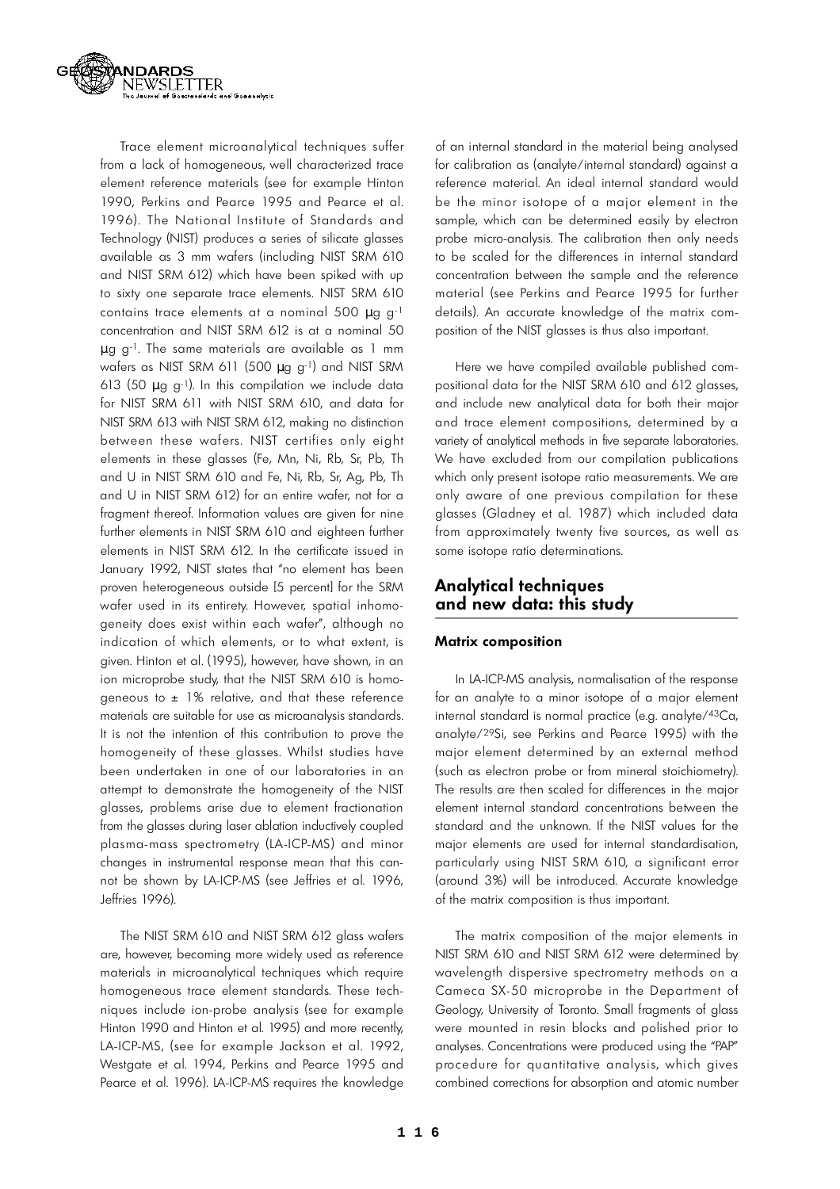Trace element microanalytical techniques suffer from a lack of homogeneous, well characterized trace element reference materials (see for example Hinton 1990, Perkins and Pearce 1995 and Pearce et al. 1996). The National Institute of Standards and Technology (NIST) produces a series of silicate glasses available as 3 mm wafers (including NIST SRM 610 and NIST SRM 612) which have been spiked with up to sixty one separate trace elements. NIST SRM 610 contains trace elements at a nominal 500 µg g$^{-1}$ concentration and NIST SRM 612 is at a nominal 50 µg g$^{-1}$. The same materials are available as 1 mm wafers as NIST SRM 611 (500 µg g$^{-1}$) and NIST SRM 613 (50 µg g$^{-1}$). In this compilation we include data for NIST SRM 611 with NIST SRM 610, and data for NIST SRM 613 with NIST SRM 612, making no distinction between these wafers. NIST certifies only eight elements in these glasses (Fe, Mn, Ni, Rb, Sr, Pb, Th and U in NIST SRM 610 and Fe, Ni, Rb, Sr, Ag, Pb, Th and U in NIST SRM 612) for an entire wafer, not for a fragment thereof. Information values are given for nine further elements in NIST SRM 610 and eighteen further elements in NIST SRM 612. In the certificate issued in January 1992, NIST states that "no element has been proven heterogeneous outside [5 percent] for the SRM wafer used in its entirety. However, spatial inhomogeneity does exist within each wafer", although no indication of which elements, or to what extent, is given. Hinton et al. (1995), however, have shown, in an ion microprobe study, that the NIST SRM 610 is homogeneous to ± 1% relative, and that these reference materials are suitable for use as microanalysis standards. It is not the intention of this contribution to prove the homogeneity of these glasses. Whilst studies have been undertaken in one of our laboratories in an attempt to demonstrate the homogeneity of the NIST glasses, problems arise due to element fractionation from the glasses during laser ablation inductively coupled plasma-mass spectrometry (LA-ICP-MS) and minor changes in instrumental response mean that this cannot be shown by LA-ICP-MS (see Jeffries et al. 1996, Jeffries 1996).

The NIST SRM 610 and NIST SRM 612 glass wafers are, however, becoming more widely used as reference materials in microanalytical techniques which require homogeneous trace element standards. These techniques include ion-probe analysis (see for example Hinton 1990 and Hinton et al. 1995) and more recently, LA-ICP-MS, (see for example Jackson et al. 1992, Westgate et al. 1994, Perkins and Pearce 1995 and Pearce et al. 1996). LA-ICP-MS requires the knowledge of an internal standard in the material being analysed for calibration as (analyte/internal standard) against a reference material. An ideal internal standard would be the minor isotope of a major element in the sample, which can be determined easily by electron probe micro-analysis. The calibration then only needs to be scaled for the differences in internal standard concentration between the sample and the reference material (see Perkins and Pearce 1995 for further details). An accurate knowledge of the matrix composition of the NIST glasses is thus also important.

Here we have compiled available published compositional data for the NIST SRM 610 and 612 glasses, and include new analytical data for both their major and trace element compositions, determined by a variety of analytical methods in five separate laboratories. We have excluded from our compilation publications which only present isotope ratio measurements. We are only aware of one previous compilation for these glasses (Gladney et al. 1987) which included data from approximately twenty five sources, as well as some isotope ratio determinations.

## Analytical techniques and new data: this study

### Matrix composition

In LA-ICP-MS analysis, normalisation of the response for an analyte to a minor isotope of a major element internal standard is normal practice (e.g. analyte/$^{43}$Ca, analyte/$^{29}$Si, see Perkins and Pearce 1995) with the major element determined by an external method (such as electron probe or from mineral stoichiometry). The results are then scaled for differences in the major element internal standard concentrations between the standard and the unknown. If the NIST values for the major elements are used for internal standardisation, particularly using NIST SRM 610, a significant error (around 3%) will be introduced. Accurate knowledge of the matrix composition is thus important.

The matrix composition of the major elements in NIST SRM 610 and NIST SRM 612 were determined by wavelength dispersive spectrometry methods on a Cameca SX-50 microprobe in the Department of Geology, University of Toronto. Small fragments of glass were mounted in resin blocks and polished prior to analyses. Concentrations were produced using the "PAP" procedure for quantitative analysis, which gives combined corrections for absorption and atomic number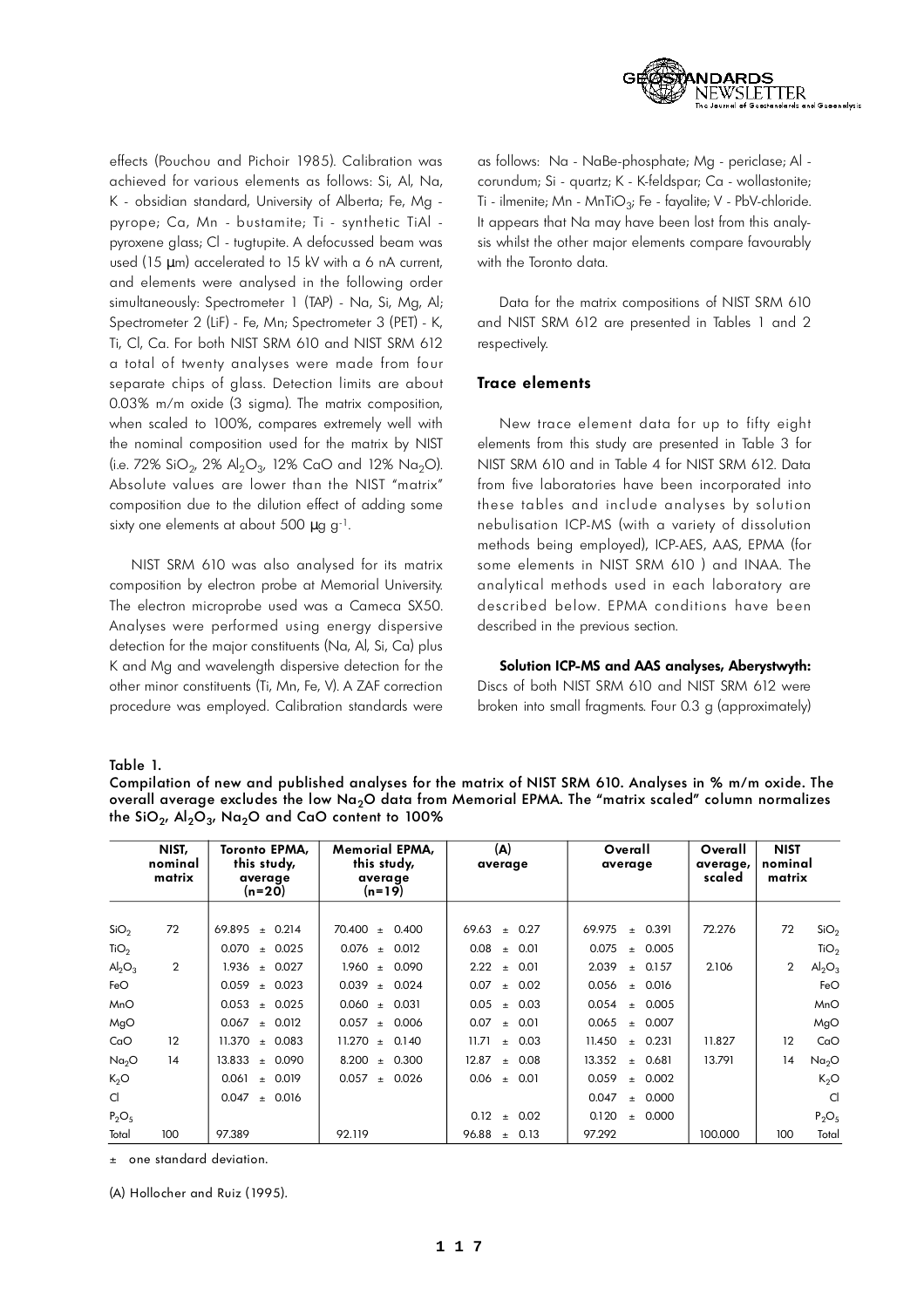effects (Pouchou and Pichoir 1985). Calibration was achieved for various elements as follows: Si, Al, Na, K - obsidian standard, University of Alberta; Fe, Mg - pyrope; Ca, Mn - bustamite; Ti - synthetic TiAl - pyroxene glass; Cl - tugtupite. A defocussed beam was used (15 µm) accelerated to 15 kV with a 6 nA current, and elements were analysed in the following order simultaneously: Spectrometer 1 (TAP) - Na, Si, Mg, Al; Spectrometer 2 (LiF) - Fe, Mn; Spectrometer 3 (PET) - K, Ti, Cl, Ca. For both NIST SRM 610 and NIST SRM 612 a total of twenty analyses were made from four separate chips of glass. Detection limits are about 0.03% m/m oxide (3 sigma). The matrix composition, when scaled to 100%, compares extremely well with the nominal composition used for the matrix by NIST (i.e. 72% $SiO_2$, 2% $Al_2O_3$, 12% CaO and 12% $Na_2O$). Absolute values are lower than the NIST "matrix" composition due to the dilution effect of adding some sixty one elements at about 500 µg $g^{-1}$.

NIST SRM 610 was also analysed for its matrix composition by electron probe at Memorial University. The electron microprobe used was a Cameca SX50. Analyses were performed using energy dispersive detection for the major constituents (Na, Al, Si, Ca) plus K and Mg and wavelength dispersive detection for the other minor constituents (Ti, Mn, Fe, V). A ZAF correction procedure was employed. Calibration standards were as follows: Na - NaBe-phosphate; Mg - periclase; Al - corundum; Si - quartz; K - K-feldspar; Ca - wollastonite; Ti - ilmenite; Mn - $MnTiO_3$; Fe - fayalite; V - PbV-chloride. It appears that Na may have been lost from this analysis whilst the other major elements compare favourably with the Toronto data.

Data for the matrix compositions of NIST SRM 610 and NIST SRM 612 are presented in Tables 1 and 2 respectively.

### Trace elements

New trace element data for up to fifty eight elements from this study are presented in Table 3 for NIST SRM 610 and in Table 4 for NIST SRM 612. Data from five laboratories have been incorporated into these tables and include analyses by solution nebulisation ICP-MS (with a variety of dissolution methods being employed), ICP-AES, AAS, EPMA (for some elements in NIST SRM 610 ) and INAA. The analytical methods used in each laboratory are described below. EPMA conditions have been described in the previous section.

**Solution ICP-MS and AAS analyses, Aberystwyth:** Discs of both NIST SRM 610 and NIST SRM 612 were broken into small fragments. Four 0.3 g (approximately)

**Table 1.**
**Compilation of new and published analyses for the matrix of NIST SRM 610. Analyses in % m/m oxide. The overall average excludes the low $Na_2O$ data from Memorial EPMA. The "matrix scaled" column normalizes the $SiO_2$, $Al_2O_3$, $Na_2O$ and CaO content to 100%**

| | NIST, nominal matrix | Toronto EPMA, this study, average (n=20) | Memorial EPMA, this study, average (n=19) | (A) average | Overall average | Overall average, scaled | NIST nominal matrix | |
|---|---|---|---|---|---|---|---|---|
| $SiO_2$ | 72 | 69.895 ± 0.214 | 70.400 ± 0.400 | 69.63 ± 0.27 | 69.975 ± 0.391 | 72.276 | 72 | $SiO_2$ |
| $TiO_2$ | | 0.070 ± 0.025 | 0.076 ± 0.012 | 0.08 ± 0.01 | 0.075 ± 0.005 | | | $TiO_2$ |
| $Al_2O_3$ | 2 | 1.936 ± 0.027 | 1.960 ± 0.090 | 2.22 ± 0.01 | 2.039 ± 0.157 | 2.106 | 2 | $Al_2O_3$ |
| FeO | | 0.059 ± 0.023 | 0.039 ± 0.024 | 0.07 ± 0.02 | 0.056 ± 0.016 | | | FeO |
| MnO | | 0.053 ± 0.025 | 0.060 ± 0.031 | 0.05 ± 0.03 | 0.054 ± 0.005 | | | MnO |
| MgO | | 0.067 ± 0.012 | 0.057 ± 0.006 | 0.07 ± 0.01 | 0.065 ± 0.007 | | | MgO |
| CaO | 12 | 11.370 ± 0.083 | 11.270 ± 0.140 | 11.71 ± 0.03 | 11.450 ± 0.231 | 11.827 | 12 | CaO |
| $Na_2O$ | 14 | 13.833 ± 0.090 | 8.200 ± 0.300 | 12.87 ± 0.08 | 13.352 ± 0.681 | 13.791 | 14 | $Na_2O$ |
| $K_2O$ | | 0.061 ± 0.019 | 0.057 ± 0.026 | 0.06 ± 0.01 | 0.059 ± 0.002 | | | $K_2O$ |
| Cl | | 0.047 ± 0.016 | | | 0.047 ± 0.000 | | | Cl |
| $P_2O_5$ | | | | 0.12 ± 0.02 | 0.120 ± 0.000 | | | $P_2O_5$ |
| Total | 100 | 97.389 | 92.119 | 96.88 ± 0.13 | 97.292 | 100.000 | 100 | Total |

± one standard deviation.

(A) Hollocher and Ruiz (1995).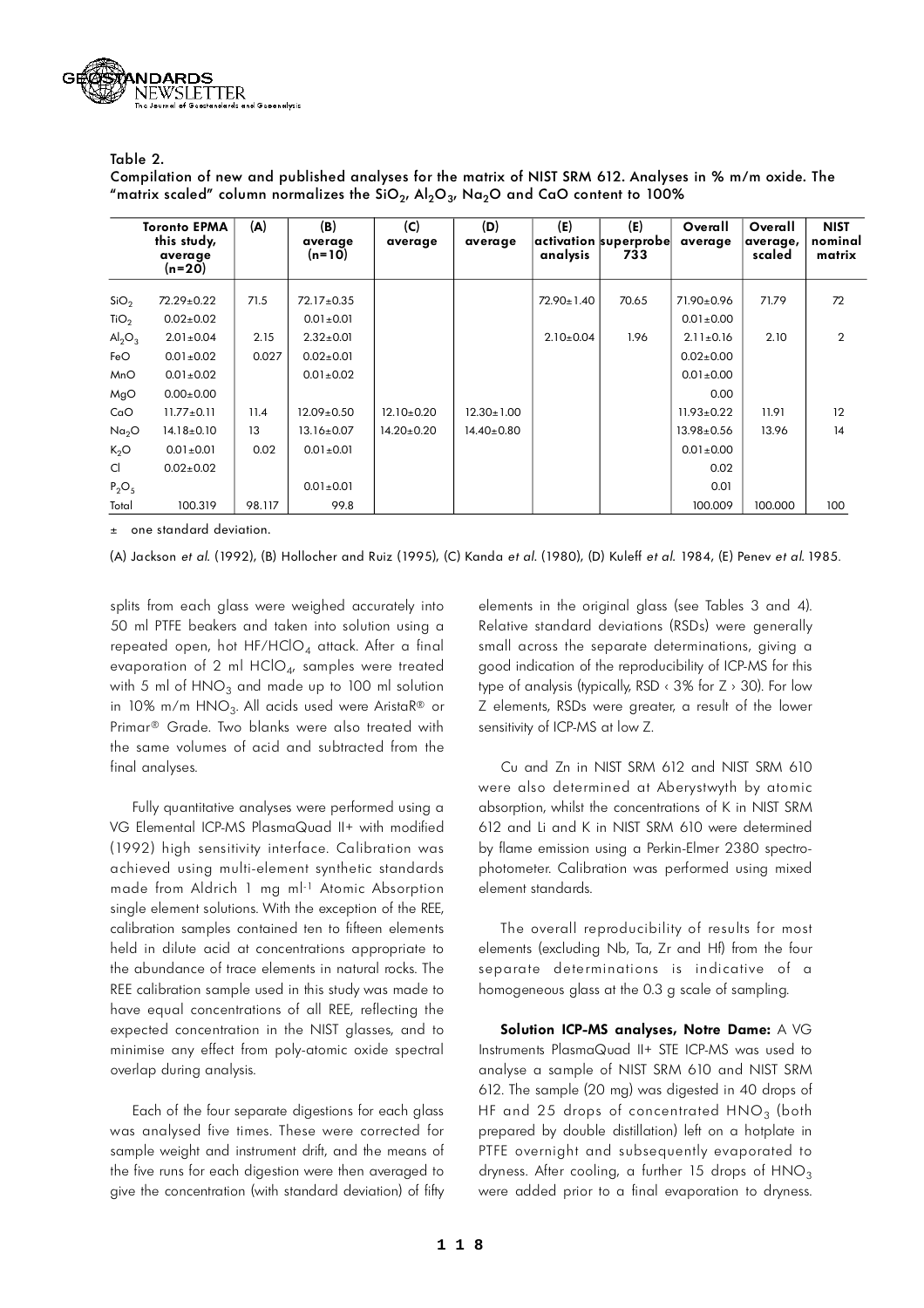Table 2.

Compilation of new and published analyses for the matrix of NIST SRM 612. Analyses in % m/m oxide. The "matrix scaled" column normalizes the $SiO_2$, $Al_2O_3$, $Na_2O$ and CaO content to 100%

| | Toronto EPMA this study, average (n=20) | (A) | (B) average (n=10) | (C) average | (D) average | (E) activation analysis | (E) superprobe 733 | Overall average | Overall average, scaled | NIST nominal matrix |
|---|---|---|---|---|---|---|---|---|---|---|
| $SiO_2$ | 72.29±0.22 | 71.5 | 72.17±0.35 | | | 72.90±1.40 | 70.65 | 71.90±0.96 | 71.79 | 72 |
| $TiO_2$ | 0.02±0.02 | | 0.01±0.01 | | | | | 0.01±0.00 | | |
| $Al_2O_3$ | 2.01±0.04 | 2.15 | 2.32±0.01 | | | 2.10±0.04 | 1.96 | 2.11±0.16 | 2.10 | 2 |
| FeO | 0.01±0.02 | 0.027 | 0.02±0.01 | | | | | 0.02±0.00 | | |
| MnO | 0.01±0.02 | | 0.01±0.02 | | | | | 0.01±0.00 | | |
| MgO | 0.00±0.00 | | | | | | | 0.00 | | |
| CaO | 11.77±0.11 | 11.4 | 12.09±0.50 | 12.10±0.20 | 12.30±1.00 | | | 11.93±0.22 | 11.91 | 12 |
| $Na_2O$ | 14.18±0.10 | 13 | 13.16±0.07 | 14.20±0.20 | 14.40±0.80 | | | 13.98±0.56 | 13.96 | 14 |
| $K_2O$ | 0.01±0.01 | 0.02 | 0.01±0.01 | | | | | 0.01±0.00 | | |
| Cl | 0.02±0.02 | | | | | | | 0.02 | | |
| $P_2O_5$ | | | 0.01±0.01 | | | | | 0.01 | | |
| Total | 100.319 | 98.117 | 99.8 | | | | | 100.009 | 100.000 | 100 |

± one standard deviation.

(A) Jackson *et al.* (1992), (B) Hollocher and Ruiz (1995), (C) Kanda *et al.* (1980), (D) Kuleff *et al.* 1984, (E) Penev *et al.* 1985.

splits from each glass were weighed accurately into 50 ml PTFE beakers and taken into solution using a repeated open, hot $HF/HClO_4$ attack. After a final evaporation of 2 ml $HClO_4$, samples were treated with 5 ml of $HNO_3$ and made up to 100 ml solution in 10% m/m $HNO_3$. All acids used were AristaR® or Primar® Grade. Two blanks were also treated with the same volumes of acid and subtracted from the final analyses.

Fully quantitative analyses were performed using a VG Elemental ICP-MS PlasmaQuad II+ with modified (1992) high sensitivity interface. Calibration was achieved using multi-element synthetic standards made from Aldrich 1 mg $ml^{-1}$ Atomic Absorption single element solutions. With the exception of the REE, calibration samples contained ten to fifteen elements held in dilute acid at concentrations appropriate to the abundance of trace elements in natural rocks. The REE calibration sample used in this study was made to have equal concentrations of all REE, reflecting the expected concentration in the NIST glasses, and to minimise any effect from poly-atomic oxide spectral overlap during analysis.

Each of the four separate digestions for each glass was analysed five times. These were corrected for sample weight and instrument drift, and the means of the five runs for each digestion were then averaged to give the concentration (with standard deviation) of fifty elements in the original glass (see Tables 3 and 4). Relative standard deviations (RSDs) were generally small across the separate determinations, giving a good indication of the reproducibility of ICP-MS for this type of analysis (typically, RSD < 3% for Z > 30). For low Z elements, RSDs were greater, a result of the lower sensitivity of ICP-MS at low Z.

Cu and Zn in NIST SRM 612 and NIST SRM 610 were also determined at Aberystwyth by atomic absorption, whilst the concentrations of K in NIST SRM 612 and Li and K in NIST SRM 610 were determined by flame emission using a Perkin-Elmer 2380 spectrophotometer. Calibration was performed using mixed element standards.

The overall reproducibility of results for most elements (excluding Nb, Ta, Zr and Hf) from the four separate determinations is indicative of a homogeneous glass at the 0.3 g scale of sampling.

**Solution ICP-MS analyses, Notre Dame:** A VG Instruments PlasmaQuad II+ STE ICP-MS was used to analyse a sample of NIST SRM 610 and NIST SRM 612. The sample (20 mg) was digested in 40 drops of HF and 25 drops of concentrated $HNO_3$ (both prepared by double distillation) left on a hotplate in PTFE overnight and subsequently evaporated to dryness. After cooling, a further 15 drops of $HNO_3$ were added prior to a final evaporation to dryness.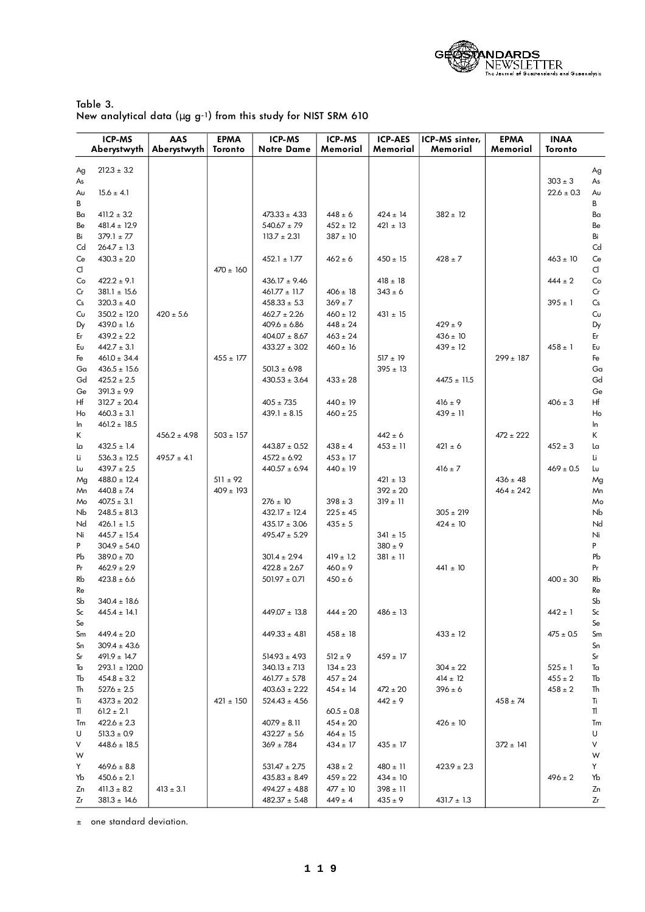Table 3.
New analytical data (µg g-1) from this study for NIST SRM 610

| | ICP-MS Aberystwyth | AAS Aberystwyth | EPMA Toronto | ICP-MS Notre Dame | ICP-MS Memorial | ICP-AES Memorial | ICP-MS sinter, Memorial | EPMA Memorial | INAA Toronto | |
|---|---|---|---|---|---|---|---|---|---|---|
| Ag | 212.3 ± 3.2 | | | | | | | | | Ag |
| As | | | | | | | | | 303 ± 3 | As |
| Au | 15.6 ± 4.1 | | | | | | | | 22.6 ± 0.3 | Au |
| B | | | | | | | | | | B |
| Ba | 411.2 ± 3.2 | | | 473.33 ± 4.33 | 448 ± 6 | 424 ± 14 | 382 ± 12 | | | Ba |
| Be | 481.4 ± 12.9 | | | 540.67 ± 7.9 | 452 ± 12 | 421 ± 13 | | | | Be |
| Bi | 379.1 ± 7.7 | | | 113.7 ± 2.31 | 387 ± 10 | | | | | Bi |
| Cd | 264.7 ± 1.3 | | | | | | | | | Cd |
| Ce | 430.3 ± 2.0 | | | 452.1 ± 1.77 | 462 ± 6 | 450 ± 15 | 428 ± 7 | | 463 ± 10 | Ce |
| Cl | | | 470 ± 160 | | | | | | | Cl |
| Co | 422.2 ± 9.1 | | | 436.17 ± 9.46 | | 418 ± 18 | | | 444 ± 2 | Co |
| Cr | 381.1 ± 15.6 | | | 461.77 ± 11.7 | 406 ± 18 | 343 ± 6 | | | | Cr |
| Cs | 320.3 ± 4.0 | | | 458.33 ± 5.3 | 369 ± 7 | | | | 395 ± 1 | Cs |
| Cu | 350.2 ± 12.0 | 420 ± 5.6 | | 462.7 ± 2.26 | 460 ± 12 | 431 ± 15 | | | | Cu |
| Dy | 439.0 ± 1.6 | | | 409.6 ± 6.86 | 448 ± 24 | | 429 ± 9 | | | Dy |
| Er | 439.2 ± 2.2 | | | 404.07 ± 8.67 | 463 ± 24 | | 436 ± 10 | | | Er |
| Eu | 442.7 ± 3.1 | | | 433.27 ± 3.02 | 460 ± 16 | | 439 ± 12 | | 458 ± 1 | Eu |
| Fe | 461.0 ± 34.4 | | 455 ± 177 | | | 517 ± 19 | | 299 ± 187 | | Fe |
| Ga | 436.5 ± 15.6 | | | 501.3 ± 6.98 | | 395 ± 13 | | | | Ga |
| Gd | 425.2 ± 2.5 | | | 430.53 ± 3.64 | 433 ± 28 | | 447.5 ± 11.5 | | | Gd |
| Ge | 391.3 ± 9.9 | | | | | | | | | Ge |
| Hf | 312.7 ± 20.4 | | | 405 ± 7.35 | 440 ± 19 | | 416 ± 9 | | 406 ± 3 | Hf |
| Ho | 460.3 ± 3.1 | | | 439.1 ± 8.15 | 460 ± 25 | | 439 ± 11 | | | Ho |
| In | 461.2 ± 18.5 | | | | | | | | | In |
| K | | 456.2 ± 4.98 | 503 ± 157 | | | 442 ± 6 | | 472 ± 222 | | K |
| La | 432.5 ± 1.4 | | | 443.87 ± 0.52 | 438 ± 4 | 453 ± 11 | 421 ± 6 | | 452 ± 3 | La |
| Li | 536.3 ± 12.5 | 495.7 ± 4.1 | | 457.2 ± 6.92 | 453 ± 17 | | | | | Li |
| Lu | 439.7 ± 2.5 | | | 440.57 ± 6.94 | 440 ± 19 | | 416 ± 7 | | 469 ± 0.5 | Lu |
| Mg | 488.0 ± 12.4 | | 511 ± 92 | | | 421 ± 13 | | 436 ± 48 | | Mg |
| Mn | 440.8 ± 7.4 | | 409 ± 193 | | | 392 ± 20 | | 464 ± 242 | | Mn |
| Mo | 407.5 ± 3.1 | | | 276 ± 10 | 398 ± 3 | 319 ± 11 | | | | Mo |
| Nb | 248.5 ± 81.3 | | | 432.17 ± 12.4 | 225 ± 45 | | 305 ± 219 | | | Nb |
| Nd | 426.1 ± 1.5 | | | 435.17 ± 3.06 | 435 ± 5 | | 424 ± 10 | | | Nd |
| Ni | 445.7 ± 15.4 | | | 495.47 ± 5.29 | | 341 ± 15 | | | | Ni |
| P | 304.9 ± 54.0 | | | | | 380 ± 9 | | | | P |
| Pb | 389.0 ± 7.0 | | | 301.4 ± 2.94 | 419 ± 1.2 | 381 ± 11 | | | | Pb |
| Pr | 462.9 ± 2.9 | | | 422.8 ± 2.67 | 460 ± 9 | | 441 ± 10 | | | Pr |
| Rb | 423.8 ± 6.6 | | | 501.97 ± 0.71 | 450 ± 6 | | | | 400 ± 30 | Rb |
| Re | | | | | | | | | | Re |
| Sb | 340.4 ± 18.6 | | | | | | | | | Sb |
| Sc | 445.4 ± 14.1 | | | 449.07 ± 13.8 | 444 ± 20 | 486 ± 13 | | | 442 ± 1 | Sc |
| Se | | | | | | | | | | Se |
| Sm | 449.4 ± 2.0 | | | 449.33 ± 4.81 | 458 ± 18 | | 433 ± 12 | | 475 ± 0.5 | Sm |
| Sn | 309.4 ± 43.6 | | | | | | | | | Sn |
| Sr | 491.9 ± 14.7 | | | 514.93 ± 4.93 | 512 ± 9 | 459 ± 17 | | | 525 ± 1 | Sr |
| Ta | 293.1 ± 120.0 | | | 340.13 ± 7.13 | 134 ± 23 | | 304 ± 22 | | 455 ± 2 | Ta |
| Tb | 454.8 ± 3.2 | | | 461.77 ± 5.78 | 457 ± 24 | | 414 ± 12 | | 458 ± 2 | Tb |
| Th | 527.6 ± 2.5 | | | 403.63 ± 2.22 | 454 ± 14 | 472 ± 20 | 396 ± 6 | | | Th |
| Ti | 437.3 ± 20.2 | | 421 ± 150 | 524.43 ± 4.56 | | 442 ± 9 | | 458 ± 74 | | Ti |
| Tl | 61.2 ± 2.1 | | | | 60.5 ± 0.8 | | | | | Tl |
| Tm | 422.6 ± 2.3 | | | 407.9 ± 8.11 | 454 ± 20 | | 426 ± 10 | | | Tm |
| U | 513.3 ± 0.9 | | | 432.27 ± 5.6 | 464 ± 15 | | | | | U |
| V | 448.6 ± 18.5 | | | 369 ± 7.84 | 434 ± 17 | 435 ± 17 | | 372 ± 141 | | V |
| W | | | | | | | | | | W |
| Y | 469.6 ± 8.8 | | | 531.47 ± 2.75 | 438 ± 2 | 480 ± 11 | 423.9 ± 2.3 | | | Y |
| Yb | 450.6 ± 2.1 | | | 435.83 ± 8.49 | 459 ± 22 | 434 ± 10 | | | 496 ± 2 | Yb |
| Zn | 411.3 ± 8.2 | 413 ± 3.1 | | 494.27 ± 4.88 | 477 ± 10 | 398 ± 11 | | | | Zn |
| Zr | 381.3 ± 14.6 | | | 482.37 ± 5.48 | 449 ± 4 | 435 ± 9 | 431.7 ± 1.3 | | | Zr |

± one standard deviation.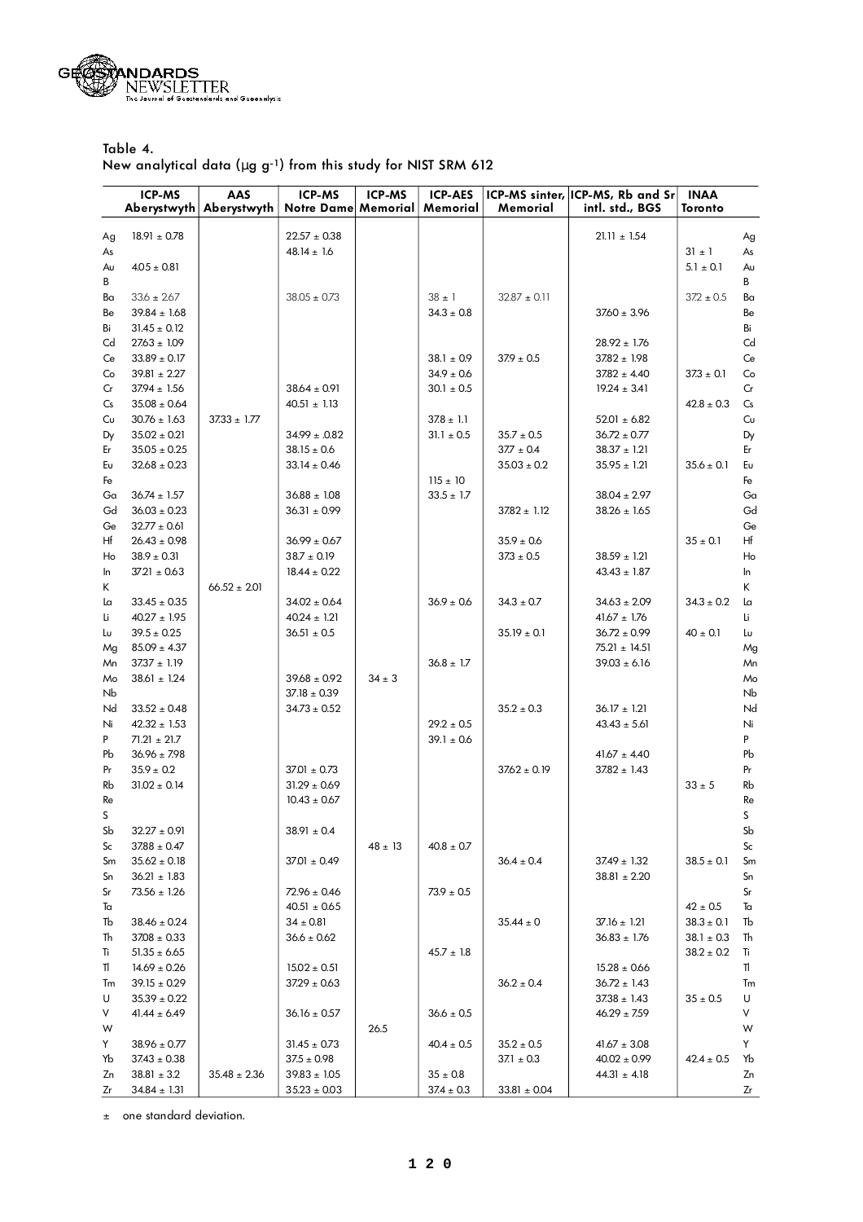Table 4.
New analytical data (µg g[-1]) from this study for NIST SRM 612

| | ICP-MS Aberystwyth | AAS Aberystwyth | ICP-MS Notre Dame | ICP-MS Memorial | ICP-AES Memorial | ICP-MS sinter, Memorial | ICP-MS, Rb and Sr intl. std., BGS | INAA Toronto | |
|---|---|---|---|---|---|---|---|---|---|
| Ag | 18.91 ± 0.78 | | 22.57 ± 0.38 | | | | 21.11 ± 1.54 | | Ag |
| As | | | 48.14 ± 1.6 | | | | | 31 ± 1 | As |
| Au | 4.05 ± 0.81 | | | | | | | 5.1 ± 0.1 | Au |
| B | | | | | | | | | B |
| Ba | 33.6 ± 2.67 | | 38.05 ± 0.73 | | 38 ± 1 | 32.87 ± 0.11 | | 37.2 ± 0.5 | Ba |
| Be | 39.84 ± 1.68 | | | | 34.3 ± 0.8 | | 37.60 ± 3.96 | | Be |
| Bi | 31.45 ± 0.12 | | | | | | | | Bi |
| Cd | 27.63 ± 1.09 | | | | | | 28.92 ± 1.76 | | Cd |
| Ce | 33.89 ± 0.17 | | | | 38.1 ± 0.9 | 37.9 ± 0.5 | 37.82 ± 1.98 | | Ce |
| Co | 39.81 ± 2.27 | | | | 34.9 ± 0.6 | | 37.82 ± 4.40 | 37.3 ± 0.1 | Co |
| Cr | 37.94 ± 1.56 | | 38.64 ± 0.91 | | 30.1 ± 0.5 | | 19.24 ± 3.41 | | Cr |
| Cs | 35.08 ± 0.64 | | 40.51 ± 1.13 | | | | | 42.8 ± 0.3 | Cs |
| Cu | 30.76 ± 1.63 | 37.33 ± 1.77 | | | 37.8 ± 1.1 | | 52.01 ± 6.82 | | Cu |
| Dy | 35.02 ± 0.21 | | 34.99 ± .082 | | 31.1 ± 0.5 | 35.7 ± 0.5 | 36.72 ± 0.77 | | Dy |
| Er | 35.05 ± 0.25 | | 38.15 ± 0.6 | | | 37.7 ± 0.4 | 38.37 ± 1.21 | | Er |
| Eu | 32.68 ± 0.23 | | 33.14 ± 0.46 | | | 35.03 ± 0.2 | 35.95 ± 1.21 | 35.6 ± 0.1 | Eu |
| Fe | | | | | 115 ± 10 | | | | Fe |
| Ga | 36.74 ± 1.57 | | 36.88 ± 1.08 | | 33.5 ± 1.7 | | 38.04 ± 2.97 | | Ga |
| Gd | 36.03 ± 0.23 | | 36.31 ± 0.99 | | | 37.82 ± 1.12 | 38.26 ± 1.65 | | Gd |
| Ge | 32.77 ± 0.61 | | | | | | | | Ge |
| Hf | 26.43 ± 0.98 | | 36.99 ± 0.67 | | | 35.9 ± 0.6 | | 35 ± 0.1 | Hf |
| Ho | 38.9 ± 0.31 | | 38.7 ± 0.19 | | | 37.3 ± 0.5 | 38.59 ± 1.21 | | Ho |
| In | 37.21 ± 0.63 | | 18.44 ± 0.22 | | | | 43.43 ± 1.87 | | In |
| K | | 66.52 ± 2.01 | | | | | | | K |
| La | 33.45 ± 0.35 | | 34.02 ± 0.64 | | 36.9 ± 0.6 | 34.3 ± 0.7 | 34.63 ± 2.09 | 34.3 ± 0.2 | La |
| Li | 40.27 ± 1.95 | | 40.24 ± 1.21 | | | | 41.67 ± 1.76 | | Li |
| Lu | 39.5 ± 0.25 | | 36.51 ± 0.5 | | | 35.19 ± 0.1 | 36.72 ± 0.99 | 40 ± 0.1 | Lu |
| Mg | 85.09 ± 4.37 | | | | | | 75.21 ± 14.51 | | Mg |
| Mn | 37.37 ± 1.19 | | | | 36.8 ± 1.7 | | 39.03 ± 6.16 | | Mn |
| Mo | 38.61 ± 1.24 | | 39.68 ± 0.92 | 34 ± 3 | | | | | Mo |
| Nb | | | 37.18 ± 0.39 | | | | | | Nb |
| Nd | 33.52 ± 0.48 | | 34.73 ± 0.52 | | | 35.2 ± 0.3 | 36.17 ± 1.21 | | Nd |
| Ni | 42.32 ± 1.53 | | | | 29.2 ± 0.5 | | 43.43 ± 5.61 | | Ni |
| P | 71.21 ± 21.7 | | | | 39.1 ± 0.6 | | | | P |
| Pb | 36.96 ± 7.98 | | | | | | 41.67 ± 4.40 | | Pb |
| Pr | 35.9 ± 0.2 | | 37.01 ± 0.73 | | | 37.62 ± 0.19 | 37.82 ± 1.43 | | Pr |
| Rb | 31.02 ± 0.14 | | 31.29 ± 0.69 | | | | | 33 ± 5 | Rb |
| Re | | | 10.43 ± 0.67 | | | | | | Re |
| S | | | | | | | | | S |
| Sb | 32.27 ± 0.91 | | 38.91 ± 0.4 | | | | | | Sb |
| Sc | 37.88 ± 0.47 | | | 48 ± 13 | 40.8 ± 0.7 | | | | Sc |
| Sm | 35.62 ± 0.18 | | 37.01 ± 0.49 | | | 36.4 ± 0.4 | 37.49 ± 1.32 | 38.5 ± 0.1 | Sm |
| Sn | 36.21 ± 1.83 | | | | | | 38.81 ± 2.20 | | Sn |
| Sr | 73.56 ± 1.26 | | 72.96 ± 0.46 | | 73.9 ± 0.5 | | | | Sr |
| Ta | | | 40.51 ± 0.65 | | | | | 42 ± 0.5 | Ta |
| Tb | 38.46 ± 0.24 | | 34 ± 0.81 | | | 35.44 ± 0 | 37.16 ± 1.21 | 38.3 ± 0.1 | Tb |
| Th | 37.08 ± 0.33 | | 36.6 ± 0.62 | | | | 36.83 ± 1.76 | 38.1 ± 0.3 | Th |
| Ti | 51.35 ± 6.65 | | | | 45.7 ± 1.8 | | | 38.2 ± 0.2 | Ti |
| Tl | 14.69 ± 0.26 | | 15.02 ± 0.51 | | | | 15.28 ± 0.66 | | Tl |
| Tm | 39.15 ± 0.29 | | 37.29 ± 0.63 | | | 36.2 ± 0.4 | 36.72 ± 1.43 | | Tm |
| U | 35.39 ± 0.22 | | | | | | 37.38 ± 1.43 | 35 ± 0.5 | U |
| V | 41.44 ± 6.49 | | 36.16 ± 0.57 | | 36.6 ± 0.5 | | 46.29 ± 7.59 | | V |
| W | | | | 26.5 | | | | | W |
| Y | 38.96 ± 0.77 | | 31.45 ± 0.73 | | 40.4 ± 0.5 | 35.2 ± 0.5 | 41.67 ± 3.08 | | Y |
| Yb | 37.43 ± 0.38 | | 37.5 ± 0.98 | | | 37.1 ± 0.3 | 40.02 ± 0.99 | 42.4 ± 0.5 | Yb |
| Zn | 38.81 ± 3.2 | 35.48 ± 2.36 | 39.83 ± 1.05 | | 35 ± 0.8 | | 44.31 ± 4.18 | | Zn |
| Zr | 34.84 ± 1.31 | | 35.23 ± 0.03 | | 37.4 ± 0.3 | 33.81 ± 0.04 | | | Zr |

± one standard deviation.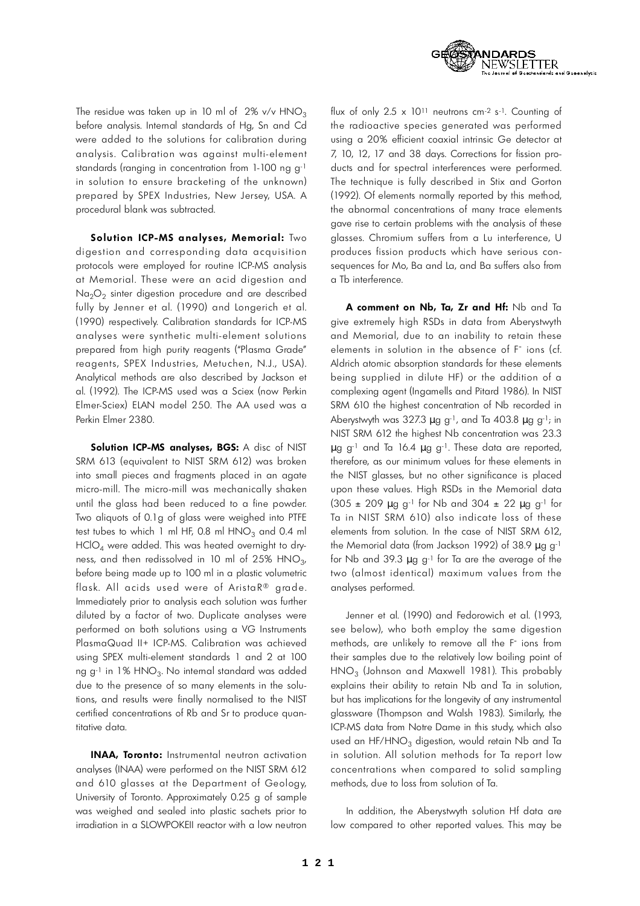The residue was taken up in 10 ml of 2% v/v $HNO_3$ before analysis. Internal standards of Hg, Sn and Cd were added to the solutions for calibration during analysis. Calibration was against multi-element standards (ranging in concentration from 1-100 ng $g^{-1}$ in solution to ensure bracketing of the unknown) prepared by SPEX Industries, New Jersey, USA. A procedural blank was subtracted.

**Solution ICP-MS analyses, Memorial:** Two digestion and corresponding data acquisition protocols were employed for routine ICP-MS analysis at Memorial. These were an acid digestion and $Na_2O_2$ sinter digestion procedure and are described fully by Jenner et al. (1990) and Longerich et al. (1990) respectively. Calibration standards for ICP-MS analyses were synthetic multi-element solutions prepared from high purity reagents ("Plasma Grade" reagents, SPEX Industries, Metuchen, N.J., USA). Analytical methods are also described by Jackson et al. (1992). The ICP-MS used was a Sciex (now Perkin Elmer-Sciex) ELAN model 250. The AA used was a Perkin Elmer 2380.

**Solution ICP-MS analyses, BGS:** A disc of NIST SRM 613 (equivalent to NIST SRM 612) was broken into small pieces and fragments placed in an agate micro-mill. The micro-mill was mechanically shaken until the glass had been reduced to a fine powder. Two aliquots of 0.1g of glass were weighed into PTFE test tubes to which 1 ml HF, 0.8 ml $HNO_3$ and 0.4 ml $HClO_4$ were added. This was heated overnight to dryness, and then redissolved in 10 ml of 25% $HNO_3$, before being made up to 100 ml in a plastic volumetric flask. All acids used were of AristaR® grade. Immediately prior to analysis each solution was further diluted by a factor of two. Duplicate analyses were performed on both solutions using a VG Instruments PlasmaQuad II+ ICP-MS. Calibration was achieved using SPEX multi-element standards 1 and 2 at 100 ng $g^{-1}$ in 1% $HNO_3$. No internal standard was added due to the presence of so many elements in the solutions, and results were finally normalised to the NIST certified concentrations of Rb and Sr to produce quantitative data.

**INAA, Toronto:** Instrumental neutron activation analyses (INAA) were performed on the NIST SRM 612 and 610 glasses at the Department of Geology, University of Toronto. Approximately 0.25 g of sample was weighed and sealed into plastic sachets prior to irradiation in a SLOWPOKEII reactor with a low neutron flux of only $2.5 \times 10^{11}$ neutrons $cm^{-2}$ $s^{-1}$. Counting of the radioactive species generated was performed using a 20% efficient coaxial intrinsic Ge detector at 7, 10, 12, 17 and 38 days. Corrections for fission products and for spectral interferences were performed. The technique is fully described in Stix and Gorton (1992). Of elements normally reported by this method, the abnormal concentrations of many trace elements gave rise to certain problems with the analysis of these glasses. Chromium suffers from a Lu interference, U produces fission products which have serious consequences for Mo, Ba and La, and Ba suffers also from a Tb interference.

**A comment on Nb, Ta, Zr and Hf:** Nb and Ta give extremely high RSDs in data from Aberystwyth and Memorial, due to an inability to retain these elements in solution in the absence of $F^-$ ions (cf. Aldrich atomic absorption standards for these elements being supplied in dilute HF) or the addition of a complexing agent (Ingamells and Pitard 1986). In NIST SRM 610 the highest concentration of Nb recorded in Aberystwyth was 327.3 µg $g^{-1}$, and Ta 403.8 µg $g^{-1}$; in NIST SRM 612 the highest Nb concentration was 23.3 µg $g^{-1}$ and Ta 16.4 µg $g^{-1}$. These data are reported, therefore, as our minimum values for these elements in the NIST glasses, but no other significance is placed upon these values. High RSDs in the Memorial data (305 ± 209 µg $g^{-1}$ for Nb and 304 ± 22 µg $g^{-1}$ for Ta in NIST SRM 610) also indicate loss of these elements from solution. In the case of NIST SRM 612, the Memorial data (from Jackson 1992) of 38.9 µg $g^{-1}$ for Nb and 39.3 µg $g^{-1}$ for Ta are the average of the two (almost identical) maximum values from the analyses performed.

Jenner et al. (1990) and Fedorowich et al. (1993, see below), who both employ the same digestion methods, are unlikely to remove all the $F^-$ ions from their samples due to the relatively low boiling point of $HNO_3$ (Johnson and Maxwell 1981). This probably explains their ability to retain Nb and Ta in solution, but has implications for the longevity of any instrumental glassware (Thompson and Walsh 1983). Similarly, the ICP-MS data from Notre Dame in this study, which also used an $HF/HNO_3$ digestion, would retain Nb and Ta in solution. All solution methods for Ta report low concentrations when compared to solid sampling methods, due to loss from solution of Ta.

In addition, the Aberystwyth solution Hf data are low compared to other reported values. This may be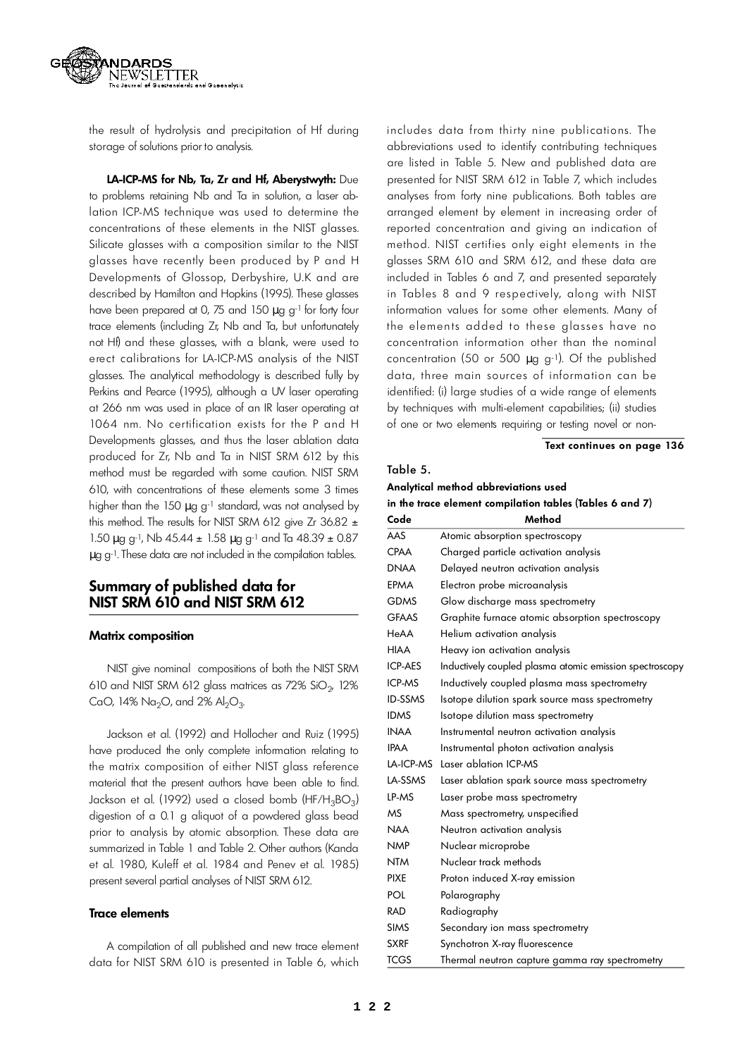the result of hydrolysis and precipitation of Hf during storage of solutions prior to analysis.

**LA-ICP-MS for Nb, Ta, Zr and Hf, Aberystwyth:** Due to problems retaining Nb and Ta in solution, a laser ablation ICP-MS technique was used to determine the concentrations of these elements in the NIST glasses. Silicate glasses with a composition similar to the NIST glasses have recently been produced by P and H Developments of Glossop, Derbyshire, U.K and are described by Hamilton and Hopkins (1995). These glasses have been prepared at 0, 75 and 150 µg g$^{-1}$ for forty four trace elements (including Zr, Nb and Ta, but unfortunately not Hf) and these glasses, with a blank, were used to erect calibrations for LA-ICP-MS analysis of the NIST glasses. The analytical methodology is described fully by Perkins and Pearce (1995), although a UV laser operating at 266 nm was used in place of an IR laser operating at 1064 nm. No certification exists for the P and H Developments glasses, and thus the laser ablation data produced for Zr, Nb and Ta in NIST SRM 612 by this method must be regarded with some caution. NIST SRM 610, with concentrations of these elements some 3 times higher than the 150 µg g$^{-1}$ standard, was not analysed by this method. The results for NIST SRM 612 give Zr 36.82 ± 1.50 µg g$^{-1}$, Nb 45.44 ± 1.58 µg g$^{-1}$ and Ta 48.39 ± 0.87 µg g$^{-1}$. These data are not included in the compilation tables.

## Summary of published data for NIST SRM 610 and NIST SRM 612

### Matrix composition

NIST give nominal compositions of both the NIST SRM 610 and NIST SRM 612 glass matrices as 72% $SiO_2$, 12% CaO, 14% $Na_2O$, and 2% $Al_2O_3$.

Jackson et al. (1992) and Hollocher and Ruiz (1995) have produced the only complete information relating to the matrix composition of either NIST glass reference material that the present authors have been able to find. Jackson et al. (1992) used a closed bomb ($HF/H_3BO_3$) digestion of a 0.1 g aliquot of a powdered glass bead prior to analysis by atomic absorption. These data are summarized in Table 1 and Table 2. Other authors (Kanda et al. 1980, Kuleff et al. 1984 and Penev et al. 1985) present several partial analyses of NIST SRM 612.

### Trace elements

A compilation of all published and new trace element data for NIST SRM 610 is presented in Table 6, which includes data from thirty nine publications. The abbreviations used to identify contributing techniques are listed in Table 5. New and published data are presented for NIST SRM 612 in Table 7, which includes analyses from forty nine publications. Both tables are arranged element by element in increasing order of reported concentration and giving an indication of method. NIST certifies only eight elements in the glasses SRM 610 and SRM 612, and these data are included in Tables 6 and 7, and presented separately in Tables 8 and 9 respectively, along with NIST information values for some other elements. Many of the elements added to these glasses have no concentration information other than the nominal concentration (50 or 500 µg g$^{-1}$). Of the published data, three main sources of information can be identified: (i) large studies of a wide range of elements by techniques with multi-element capabilities; (ii) studies of one or two elements requiring or testing novel or non-

**Text continues on page 136**

Table 5.

**Analytical method abbreviations used in the trace element compilation tables (Tables 6 and 7)**

| Code | Method |
|---|---|
| AAS | Atomic absorption spectroscopy |
| CPAA | Charged particle activation analysis |
| DNAA | Delayed neutron activation analysis |
| EPMA | Electron probe microanalysis |
| GDMS | Glow discharge mass spectrometry |
| GFAAS | Graphite furnace atomic absorption spectroscopy |
| HeAA | Helium activation analysis |
| HIAA | Heavy ion activation analysis |
| ICP-AES | Inductively coupled plasma atomic emission spectroscopy |
| ICP-MS | Inductively coupled plasma mass spectrometry |
| ID-SSMS | Isotope dilution spark source mass spectrometry |
| IDMS | Isotope dilution mass spectrometry |
| INAA | Instrumental neutron activation analysis |
| IPAA | Instrumental photon activation analysis |
| LA-ICP-MS | Laser ablation ICP-MS |
| LA-SSMS | Laser ablation spark source mass spectrometry |
| LP-MS | Laser probe mass spectrometry |
| MS | Mass spectrometry, unspecified |
| NAA | Neutron activation analysis |
| NMP | Nuclear microprobe |
| NTM | Nuclear track methods |
| PIXE | Proton induced X-ray emission |
| POL | Polarography |
| RAD | Radiography |
| SIMS | Secondary ion mass spectrometry |
| SXRF | Synchotron X-ray fluorescence |
| TCGS | Thermal neutron capture gamma ray spectrometry |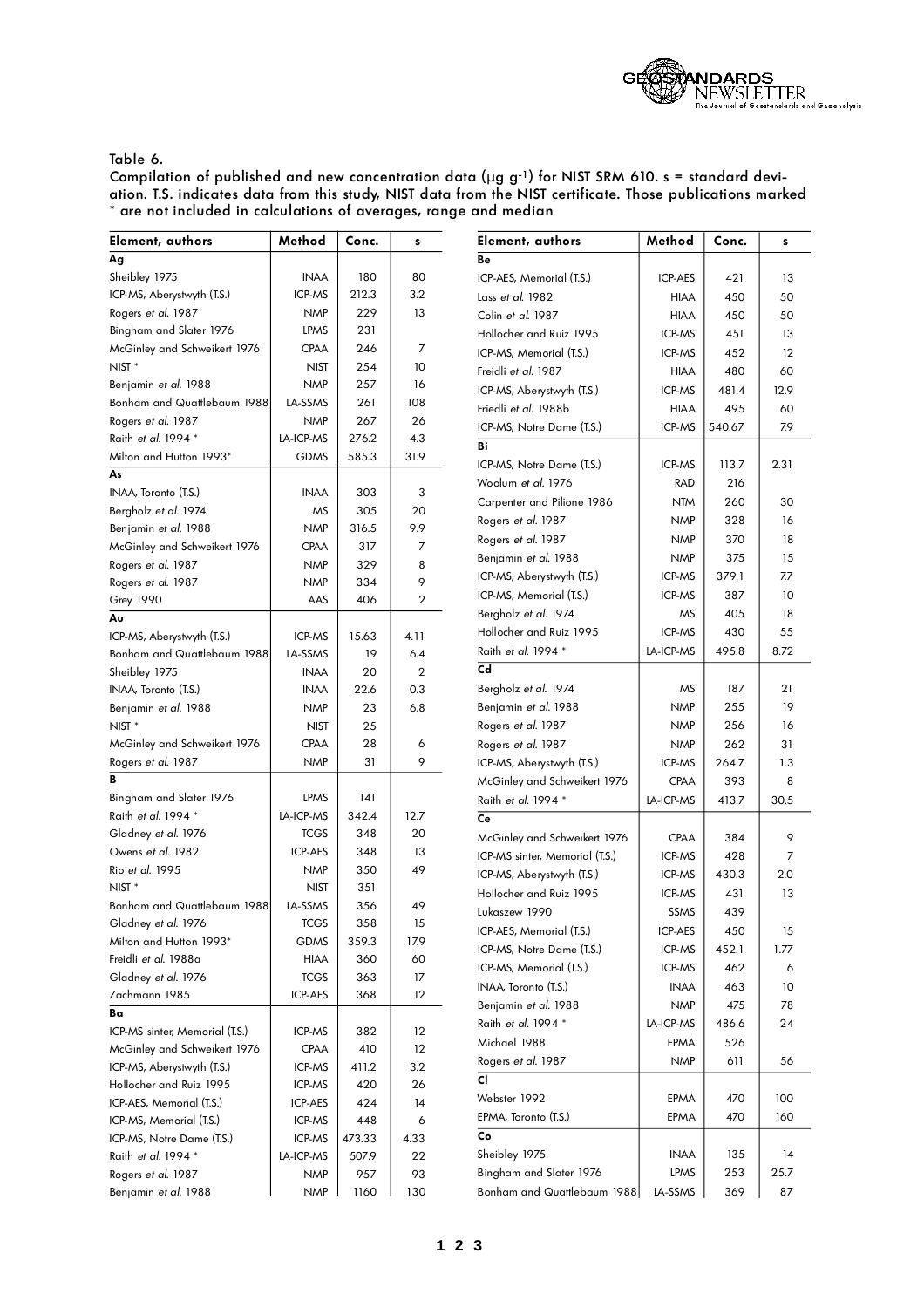Table 6.
Compilation of published and new concentration data (µg g$^{-1}$) for NIST SRM 610. s = standard deviation. T.S. indicates data from this study, NIST data from the NIST certificate. Those publications marked * are not included in calculations of averages, range and median

| Element, authors | Method | Conc. | s |
|---|---|---|---|
| **Ag** | | | |
| Sheibley 1975 | INAA | 180 | 80 |
| ICP-MS, Aberystwyth (T.S.) | ICP-MS | 212.3 | 3.2 |
| Rogers *et al.* 1987 | NMP | 229 | 13 |
| Bingham and Slater 1976 | LPMS | 231 | |
| McGinley and Schweikert 1976 | CPAA | 246 | 7 |
| NIST * | NIST | 254 | 10 |
| Benjamin *et al.* 1988 | NMP | 257 | 16 |
| Bonham and Quattlebaum 1988 | LA-SSMS | 261 | 108 |
| Rogers *et al.* 1987 | NMP | 267 | 26 |
| Raith *et al.* 1994 * | LA-ICP-MS | 276.2 | 4.3 |
| Milton and Hutton 1993* | GDMS | 585.3 | 31.9 |
| **As** | | | |
| INAA, Toronto (T.S.) | INAA | 303 | 3 |
| Bergholz *et al.* 1974 | MS | 305 | 20 |
| Benjamin *et al.* 1988 | NMP | 316.5 | 9.9 |
| McGinley and Schweikert 1976 | CPAA | 317 | 7 |
| Rogers *et al.* 1987 | NMP | 329 | 8 |
| Rogers *et al.* 1987 | NMP | 334 | 9 |
| Grey 1990 | AAS | 406 | 2 |
| **Au** | | | |
| ICP-MS, Aberystwyth (T.S.) | ICP-MS | 15.63 | 4.11 |
| Bonham and Quattlebaum 1988 | LA-SSMS | 19 | 6.4 |
| Sheibley 1975 | INAA | 20 | 2 |
| INAA, Toronto (T.S.) | INAA | 22.6 | 0.3 |
| Benjamin *et al.* 1988 | NMP | 23 | 6.8 |
| NIST * | NIST | 25 | |
| McGinley and Schweikert 1976 | CPAA | 28 | 6 |
| Rogers *et al.* 1987 | NMP | 31 | 9 |
| **B** | | | |
| Bingham and Slater 1976 | LPMS | 141 | |
| Raith *et al.* 1994 * | LA-ICP-MS | 342.4 | 12.7 |
| Gladney *et al.* 1976 | TCGS | 348 | 20 |
| Owens *et al.* 1982 | ICP-AES | 348 | 13 |
| Rio *et al.* 1995 | NMP | 350 | 49 |
| NIST * | NIST | 351 | |
| Bonham and Quattlebaum 1988 | LA-SSMS | 356 | 49 |
| Gladney *et al.* 1976 | TCGS | 358 | 15 |
| Milton and Hutton 1993* | GDMS | 359.3 | 17.9 |
| Freidli *et al.* 1988a | HIAA | 360 | 60 |
| Gladney *et al.* 1976 | TCGS | 363 | 17 |
| Zachmann 1985 | ICP-AES | 368 | 12 |
| **Ba** | | | |
| ICP-MS sinter, Memorial (T.S.) | ICP-MS | 382 | 12 |
| McGinley and Schweikert 1976 | CPAA | 410 | 12 |
| ICP-MS, Aberystwyth (T.S.) | ICP-MS | 411.2 | 3.2 |
| Hollocher and Ruiz 1995 | ICP-MS | 420 | 26 |
| ICP-AES, Memorial (T.S.) | ICP-AES | 424 | 14 |
| ICP-MS, Memorial (T.S.) | ICP-MS | 448 | 6 |
| ICP-MS, Notre Dame (T.S.) | ICP-MS | 473.33 | 4.33 |
| Raith *et al.* 1994 * | LA-ICP-MS | 507.9 | 22 |
| Rogers *et al.* 1987 | NMP | 957 | 93 |
| Benjamin *et al.* 1988 | NMP | 1160 | 130 |
| **Be** | | | |
| ICP-AES, Memorial (T.S.) | ICP-AES | 421 | 13 |
| Lass *et al.* 1982 | HIAA | 450 | 50 |
| Colin *et al.* 1987 | HIAA | 450 | 50 |
| Hollocher and Ruiz 1995 | ICP-MS | 451 | 13 |
| ICP-MS, Memorial (T.S.) | ICP-MS | 452 | 12 |
| Freidli *et al.* 1987 | HIAA | 480 | 60 |
| ICP-MS, Aberystwyth (T.S.) | ICP-MS | 481.4 | 12.9 |
| Friedli *et al.* 1988b | HIAA | 495 | 60 |
| ICP-MS, Notre Dame (T.S.) | ICP-MS | 540.67 | 7.9 |
| **Bi** | | | |
| ICP-MS, Notre Dame (T.S.) | ICP-MS | 113.7 | 2.31 |
| Woolum *et al.* 1976 | RAD | 216 | |
| Carpenter and Pilione 1986 | NTM | 260 | 30 |
| Rogers *et al.* 1987 | NMP | 328 | 16 |
| Rogers *et al.* 1987 | NMP | 370 | 18 |
| Benjamin *et al.* 1988 | NMP | 375 | 15 |
| ICP-MS, Aberystwyth (T.S.) | ICP-MS | 379.1 | 7.7 |
| ICP-MS, Memorial (T.S.) | ICP-MS | 387 | 10 |
| Bergholz *et al.* 1974 | MS | 405 | 18 |
| Hollocher and Ruiz 1995 | ICP-MS | 430 | 55 |
| Raith *et al.* 1994 * | LA-ICP-MS | 495.8 | 8.72 |
| **Cd** | | | |
| Bergholz *et al.* 1974 | MS | 187 | 21 |
| Benjamin *et al.* 1988 | NMP | 255 | 19 |
| Rogers *et al.* 1987 | NMP | 256 | 16 |
| Rogers *et al.* 1987 | NMP | 262 | 31 |
| ICP-MS, Aberystwyth (T.S.) | ICP-MS | 264.7 | 1.3 |
| McGinley and Schweikert 1976 | CPAA | 393 | 8 |
| Raith *et al.* 1994 * | LA-ICP-MS | 413.7 | 30.5 |
| **Ce** | | | |
| McGinley and Schweikert 1976 | CPAA | 384 | 9 |
| ICP-MS sinter, Memorial (T.S.) | ICP-MS | 428 | 7 |
| ICP-MS, Aberystwyth (T.S.) | ICP-MS | 430.3 | 2.0 |
| Hollocher and Ruiz 1995 | ICP-MS | 431 | 13 |
| Lukaszew 1990 | SSMS | 439 | |
| ICP-AES, Memorial (T.S.) | ICP-AES | 450 | 15 |
| ICP-MS, Notre Dame (T.S.) | ICP-MS | 452.1 | 1.77 |
| ICP-MS, Memorial (T.S.) | ICP-MS | 462 | 6 |
| INAA, Toronto (T.S.) | INAA | 463 | 10 |
| Benjamin *et al.* 1988 | NMP | 475 | 78 |
| Raith *et al.* 1994 * | LA-ICP-MS | 486.6 | 24 |
| Michael 1988 | EPMA | 526 | |
| Rogers *et al.* 1987 | NMP | 611 | 56 |
| **Cl** | | | |
| Webster 1992 | EPMA | 470 | 100 |
| EPMA, Toronto (T.S.) | EPMA | 470 | 160 |
| **Co** | | | |
| Sheibley 1975 | INAA | 135 | 14 |
| Bingham and Slater 1976 | LPMS | 253 | 25.7 |
| Bonham and Quattlebaum 1988 | LA-SSMS | 369 | 87 |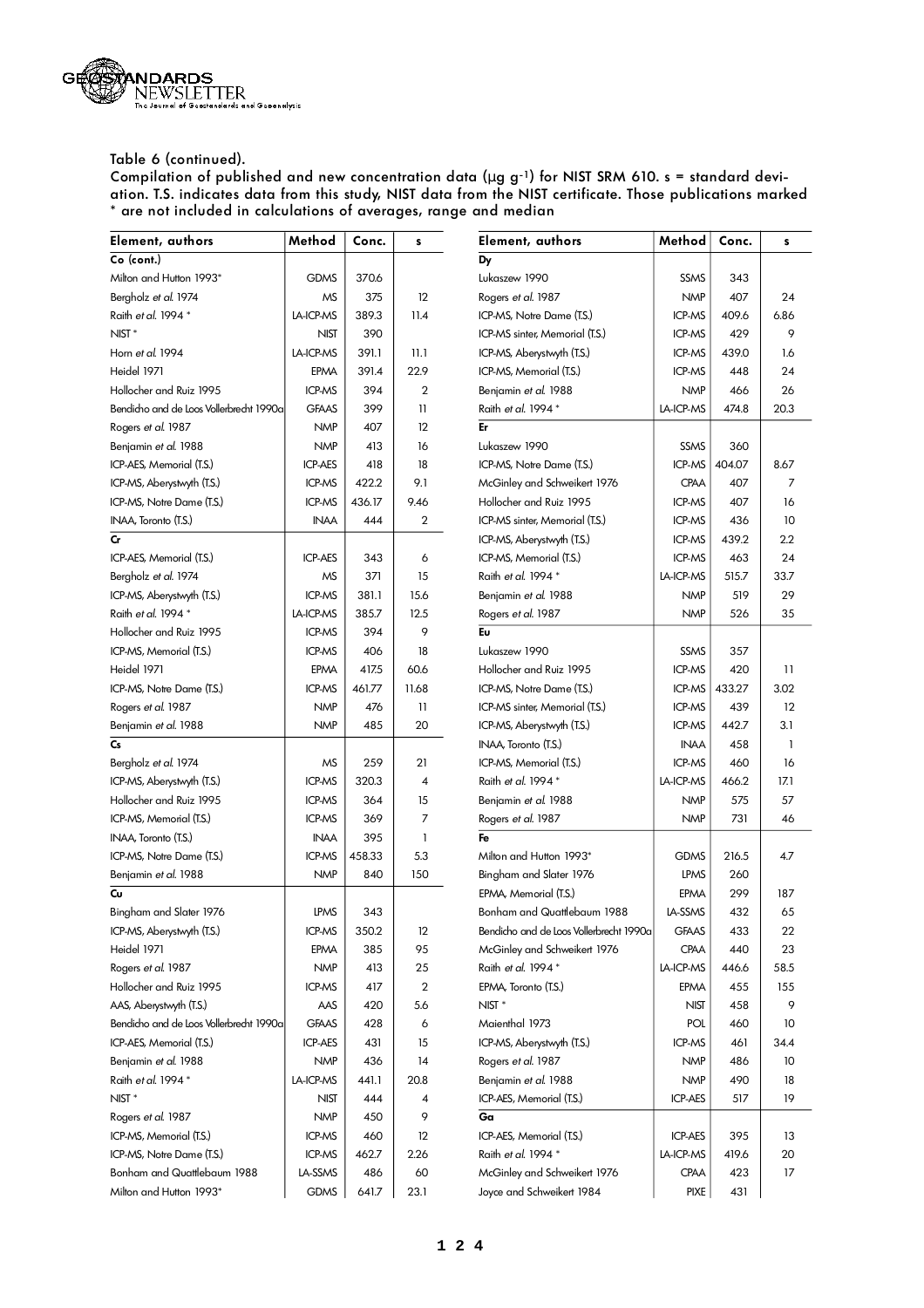Table 6 (continued).
Compilation of published and new concentration data (µg g$^{-1}$) for NIST SRM 610. s = standard deviation. T.S. indicates data from this study, NIST data from the NIST certificate. Those publications marked * are not included in calculations of averages, range and median

| Element, authors | Method | Conc. | s |
|---|---|---|---|
| **Co (cont.)** | | | |
| Milton and Hutton 1993* | GDMS | 370.6 | |
| Bergholz *et al.* 1974 | MS | 375 | 12 |
| Raith *et al.* 1994 * | LA-ICP-MS | 389.3 | 11.4 |
| NIST * | NIST | 390 | |
| Horn *et al.* 1994 | LA-ICP-MS | 391.1 | 11.1 |
| Heidel 1971 | EPMA | 391.4 | 22.9 |
| Hollocher and Ruiz 1995 | ICP-MS | 394 | 2 |
| Bendicho and de Loos Vollerbrecht 1990a | GFAAS | 399 | 11 |
| Rogers *et al.* 1987 | NMP | 407 | 12 |
| Benjamin *et al.* 1988 | NMP | 413 | 16 |
| ICP-AES, Memorial (T.S.) | ICP-AES | 418 | 18 |
| ICP-MS, Aberystwyth (T.S.) | ICP-MS | 422.2 | 9.1 |
| ICP-MS, Notre Dame (T.S.) | ICP-MS | 436.17 | 9.46 |
| INAA, Toronto (T.S.) | INAA | 444 | 2 |
| **Cr** | | | |
| ICP-AES, Memorial (T.S.) | ICP-AES | 343 | 6 |
| Bergholz *et al.* 1974 | MS | 371 | 15 |
| ICP-MS, Aberystwyth (T.S.) | ICP-MS | 381.1 | 15.6 |
| Raith *et al.* 1994 * | LA-ICP-MS | 385.7 | 12.5 |
| Hollocher and Ruiz 1995 | ICP-MS | 394 | 9 |
| ICP-MS, Memorial (T.S.) | ICP-MS | 406 | 18 |
| Heidel 1971 | EPMA | 417.5 | 60.6 |
| ICP-MS, Notre Dame (T.S.) | ICP-MS | 461.77 | 11.68 |
| Rogers *et al.* 1987 | NMP | 476 | 11 |
| Benjamin *et al.* 1988 | NMP | 485 | 20 |
| **Cs** | | | |
| Bergholz *et al.* 1974 | MS | 259 | 21 |
| ICP-MS, Aberystwyth (T.S.) | ICP-MS | 320.3 | 4 |
| Hollocher and Ruiz 1995 | ICP-MS | 364 | 15 |
| ICP-MS, Memorial (T.S.) | ICP-MS | 369 | 7 |
| INAA, Toronto (T.S.) | INAA | 395 | 1 |
| ICP-MS, Notre Dame (T.S.) | ICP-MS | 458.33 | 5.3 |
| Benjamin *et al.* 1988 | NMP | 840 | 150 |
| **Cu** | | | |
| Bingham and Slater 1976 | LPMS | 343 | |
| ICP-MS, Aberystwyth (T.S.) | ICP-MS | 350.2 | 12 |
| Heidel 1971 | EPMA | 385 | 95 |
| Rogers *et al.* 1987 | NMP | 413 | 25 |
| Hollocher and Ruiz 1995 | ICP-MS | 417 | 2 |
| AAS, Aberystwyth (T.S.) | AAS | 420 | 5.6 |
| Bendicho and de Loos Vollerbrecht 1990a | GFAAS | 428 | 6 |
| ICP-AES, Memorial (T.S.) | ICP-AES | 431 | 15 |
| Benjamin *et al.* 1988 | NMP | 436 | 14 |
| Raith *et al.* 1994 * | LA-ICP-MS | 441.1 | 20.8 |
| NIST * | NIST | 444 | 4 |
| Rogers *et al.* 1987 | NMP | 450 | 9 |
| ICP-MS, Memorial (T.S.) | ICP-MS | 460 | 12 |
| ICP-MS, Notre Dame (T.S.) | ICP-MS | 462.7 | 2.26 |
| Bonham and Quattlebaum 1988 | LA-SSMS | 486 | 60 |
| Milton and Hutton 1993* | GDMS | 641.7 | 23.1 |
| **Dy** | | | |
| Lukaszew 1990 | SSMS | 343 | |
| Rogers *et al.* 1987 | NMP | 407 | 24 |
| ICP-MS, Notre Dame (T.S.) | ICP-MS | 409.6 | 6.86 |
| ICP-MS sinter, Memorial (T.S.) | ICP-MS | 429 | 9 |
| ICP-MS, Aberystwyth (T.S.) | ICP-MS | 439.0 | 1.6 |
| ICP-MS, Memorial (T.S.) | ICP-MS | 448 | 24 |
| Benjamin *et al.* 1988 | NMP | 466 | 26 |
| Raith *et al.* 1994 * | LA-ICP-MS | 474.8 | 20.3 |
| **Er** | | | |
| Lukaszew 1990 | SSMS | 360 | |
| ICP-MS, Notre Dame (T.S.) | ICP-MS | 404.07 | 8.67 |
| McGinley and Schweikert 1976 | CPAA | 407 | 7 |
| Hollocher and Ruiz 1995 | ICP-MS | 407 | 16 |
| ICP-MS sinter, Memorial (T.S.) | ICP-MS | 436 | 10 |
| ICP-MS, Aberystwyth (T.S.) | ICP-MS | 439.2 | 2.2 |
| ICP-MS, Memorial (T.S.) | ICP-MS | 463 | 24 |
| Raith *et al.* 1994 * | LA-ICP-MS | 515.7 | 33.7 |
| Benjamin *et al.* 1988 | NMP | 519 | 29 |
| Rogers *et al.* 1987 | NMP | 526 | 35 |
| **Eu** | | | |
| Lukaszew 1990 | SSMS | 357 | |
| Hollocher and Ruiz 1995 | ICP-MS | 420 | 11 |
| ICP-MS, Notre Dame (T.S.) | ICP-MS | 433.27 | 3.02 |
| ICP-MS sinter, Memorial (T.S.) | ICP-MS | 439 | 12 |
| ICP-MS, Aberystwyth (T.S.) | ICP-MS | 442.7 | 3.1 |
| INAA, Toronto (T.S.) | INAA | 458 | 1 |
| ICP-MS, Memorial (T.S.) | ICP-MS | 460 | 16 |
| Raith *et al.* 1994 * | LA-ICP-MS | 466.2 | 17.1 |
| Benjamin *et al.* 1988 | NMP | 575 | 57 |
| Rogers *et al.* 1987 | NMP | 731 | 46 |
| **Fe** | | | |
| Milton and Hutton 1993* | GDMS | 216.5 | 4.7 |
| Bingham and Slater 1976 | LPMS | 260 | |
| EPMA, Memorial (T.S.) | EPMA | 299 | 187 |
| Bonham and Quattlebaum 1988 | LA-SSMS | 432 | 65 |
| Bendicho and de Loos Vollerbrecht 1990a | GFAAS | 433 | 22 |
| McGinley and Schweikert 1976 | CPAA | 440 | 23 |
| Raith *et al.* 1994 * | LA-ICP-MS | 446.6 | 58.5 |
| EPMA, Toronto (T.S.) | EPMA | 455 | 155 |
| NIST * | NIST | 458 | 9 |
| Maienthal 1973 | POL | 460 | 10 |
| ICP-MS, Aberystwyth (T.S.) | ICP-MS | 461 | 34.4 |
| Rogers *et al.* 1987 | NMP | 486 | 10 |
| Benjamin *et al.* 1988 | NMP | 490 | 18 |
| ICP-AES, Memorial (T.S.) | ICP-AES | 517 | 19 |
| **Ga** | | | |
| ICP-AES, Memorial (T.S.) | ICP-AES | 395 | 13 |
| Raith *et al.* 1994 * | LA-ICP-MS | 419.6 | 20 |
| McGinley and Schweikert 1976 | CPAA | 423 | 17 |
| Joyce and Schweikert 1984 | PIXE | 431 | |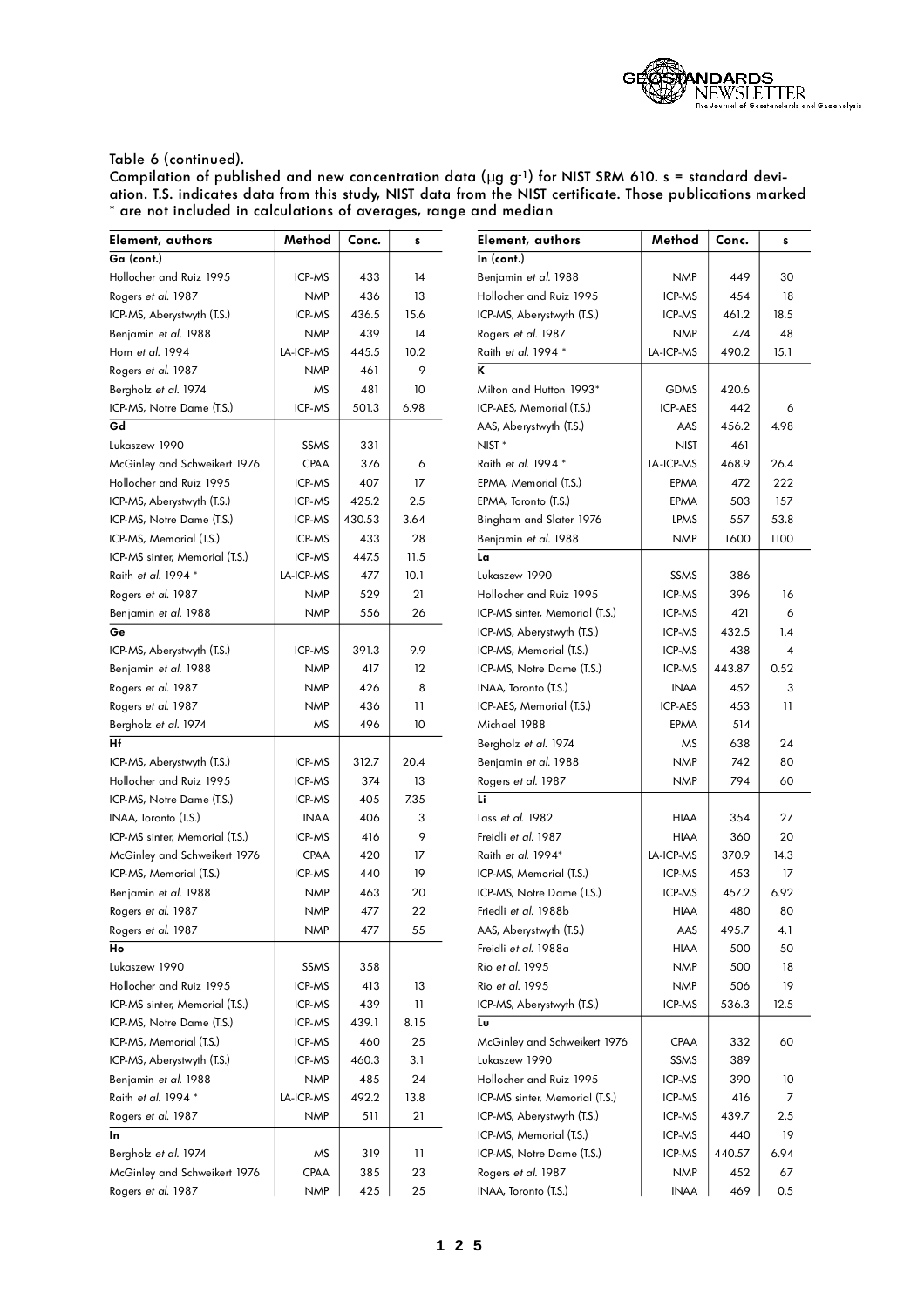Table 6 (continued).
Compilation of published and new concentration data (µg g[-1]) for NIST SRM 610. s = standard deviation. T.S. indicates data from this study, NIST data from the NIST certificate. Those publications marked * are not included in calculations of averages, range and median

| Element, authors | Method | Conc. | s |
|---|---|---|---|
| **Ga (cont.)** | | | |
| Hollocher and Ruiz 1995 | ICP-MS | 433 | 14 |
| Rogers *et al.* 1987 | NMP | 436 | 13 |
| ICP-MS, Aberystwyth (T.S.) | ICP-MS | 436.5 | 15.6 |
| Benjamin *et al.* 1988 | NMP | 439 | 14 |
| Horn *et al.* 1994 | LA-ICP-MS | 445.5 | 10.2 |
| Rogers *et al.* 1987 | NMP | 461 | 9 |
| Bergholz *et al.* 1974 | MS | 481 | 10 |
| ICP-MS, Notre Dame (T.S.) | ICP-MS | 501.3 | 6.98 |
| **Gd** | | | |
| Lukaszew 1990 | SSMS | 331 | |
| McGinley and Schweikert 1976 | CPAA | 376 | 6 |
| Hollocher and Ruiz 1995 | ICP-MS | 407 | 17 |
| ICP-MS, Aberystwyth (T.S.) | ICP-MS | 425.2 | 2.5 |
| ICP-MS, Notre Dame (T.S.) | ICP-MS | 430.53 | 3.64 |
| ICP-MS, Memorial (T.S.) | ICP-MS | 433 | 28 |
| ICP-MS sinter, Memorial (T.S.) | ICP-MS | 447.5 | 11.5 |
| Raith *et al.* 1994 * | LA-ICP-MS | 477 | 10.1 |
| Rogers *et al.* 1987 | NMP | 529 | 21 |
| Benjamin *et al.* 1988 | NMP | 556 | 26 |
| **Ge** | | | |
| ICP-MS, Aberystwyth (T.S.) | ICP-MS | 391.3 | 9.9 |
| Benjamin *et al.* 1988 | NMP | 417 | 12 |
| Rogers *et al.* 1987 | NMP | 426 | 8 |
| Rogers *et al.* 1987 | NMP | 436 | 11 |
| Bergholz *et al.* 1974 | MS | 496 | 10 |
| **Hf** | | | |
| ICP-MS, Aberystwyth (T.S.) | ICP-MS | 312.7 | 20.4 |
| Hollocher and Ruiz 1995 | ICP-MS | 374 | 13 |
| ICP-MS, Notre Dame (T.S.) | ICP-MS | 405 | 7.35 |
| INAA, Toronto (T.S.) | INAA | 406 | 3 |
| ICP-MS sinter, Memorial (T.S.) | ICP-MS | 416 | 9 |
| McGinley and Schweikert 1976 | CPAA | 420 | 17 |
| ICP-MS, Memorial (T.S.) | ICP-MS | 440 | 19 |
| Benjamin *et al.* 1988 | NMP | 463 | 20 |
| Rogers *et al.* 1987 | NMP | 477 | 22 |
| Rogers *et al.* 1987 | NMP | 477 | 55 |
| **Ho** | | | |
| Lukaszew 1990 | SSMS | 358 | |
| Hollocher and Ruiz 1995 | ICP-MS | 413 | 13 |
| ICP-MS sinter, Memorial (T.S.) | ICP-MS | 439 | 11 |
| ICP-MS, Notre Dame (T.S.) | ICP-MS | 439.1 | 8.15 |
| ICP-MS, Memorial (T.S.) | ICP-MS | 460 | 25 |
| ICP-MS, Aberystwyth (T.S.) | ICP-MS | 460.3 | 3.1 |
| Benjamin *et al.* 1988 | NMP | 485 | 24 |
| Raith *et al.* 1994 * | LA-ICP-MS | 492.2 | 13.8 |
| Rogers *et al.* 1987 | NMP | 511 | 21 |
| **In** | | | |
| Bergholz *et al.* 1974 | MS | 319 | 11 |
| McGinley and Schweikert 1976 | CPAA | 385 | 23 |
| Rogers *et al.* 1987 | NMP | 425 | 25 |
| **In (cont.)** | | | |
| Benjamin *et al.* 1988 | NMP | 449 | 30 |
| Hollocher and Ruiz 1995 | ICP-MS | 454 | 18 |
| ICP-MS, Aberystwyth (T.S.) | ICP-MS | 461.2 | 18.5 |
| Rogers *et al.* 1987 | NMP | 474 | 48 |
| Raith *et al.* 1994 * | LA-ICP-MS | 490.2 | 15.1 |
| **K** | | | |
| Milton and Hutton 1993* | GDMS | 420.6 | |
| ICP-AES, Memorial (T.S.) | ICP-AES | 442 | 6 |
| AAS, Aberystwyth (T.S.) | AAS | 456.2 | 4.98 |
| NIST * | NIST | 461 | |
| Raith *et al.* 1994 * | LA-ICP-MS | 468.9 | 26.4 |
| EPMA, Memorial (T.S.) | EPMA | 472 | 222 |
| EPMA, Toronto (T.S.) | EPMA | 503 | 157 |
| Bingham and Slater 1976 | LPMS | 557 | 53.8 |
| Benjamin *et al.* 1988 | NMP | 1600 | 1100 |
| **La** | | | |
| Lukaszew 1990 | SSMS | 386 | |
| Hollocher and Ruiz 1995 | ICP-MS | 396 | 16 |
| ICP-MS sinter, Memorial (T.S.) | ICP-MS | 421 | 6 |
| ICP-MS, Aberystwyth (T.S.) | ICP-MS | 432.5 | 1.4 |
| ICP-MS, Memorial (T.S.) | ICP-MS | 438 | 4 |
| ICP-MS, Notre Dame (T.S.) | ICP-MS | 443.87 | 0.52 |
| INAA, Toronto (T.S.) | INAA | 452 | 3 |
| ICP-AES, Memorial (T.S.) | ICP-AES | 453 | 11 |
| Michael 1988 | EPMA | 514 | |
| Bergholz *et al.* 1974 | MS | 638 | 24 |
| Benjamin *et al.* 1988 | NMP | 742 | 80 |
| Rogers *et al.* 1987 | NMP | 794 | 60 |
| **Li** | | | |
| Lass *et al.* 1982 | HIAA | 354 | 27 |
| Freidli *et al.* 1987 | HIAA | 360 | 20 |
| Raith *et al.* 1994* | LA-ICP-MS | 370.9 | 14.3 |
| ICP-MS, Memorial (T.S.) | ICP-MS | 453 | 17 |
| ICP-MS, Notre Dame (T.S.) | ICP-MS | 457.2 | 6.92 |
| Friedli *et al.* 1988b | HIAA | 480 | 80 |
| AAS, Aberystwyth (T.S.) | AAS | 495.7 | 4.1 |
| Freidli *et al.* 1988a | HIAA | 500 | 50 |
| Rio *et al.* 1995 | NMP | 500 | 18 |
| Rio *et al.* 1995 | NMP | 506 | 19 |
| ICP-MS, Aberystwyth (T.S.) | ICP-MS | 536.3 | 12.5 |
| **Lu** | | | |
| McGinley and Schweikert 1976 | CPAA | 332 | 60 |
| Lukaszew 1990 | SSMS | 389 | |
| Hollocher and Ruiz 1995 | ICP-MS | 390 | 10 |
| ICP-MS sinter, Memorial (T.S.) | ICP-MS | 416 | 7 |
| ICP-MS, Aberystwyth (T.S.) | ICP-MS | 439.7 | 2.5 |
| ICP-MS, Memorial (T.S.) | ICP-MS | 440 | 19 |
| ICP-MS, Notre Dame (T.S.) | ICP-MS | 440.57 | 6.94 |
| Rogers *et al.* 1987 | NMP | 452 | 67 |
| INAA, Toronto (T.S.) | INAA | 469 | 0.5 |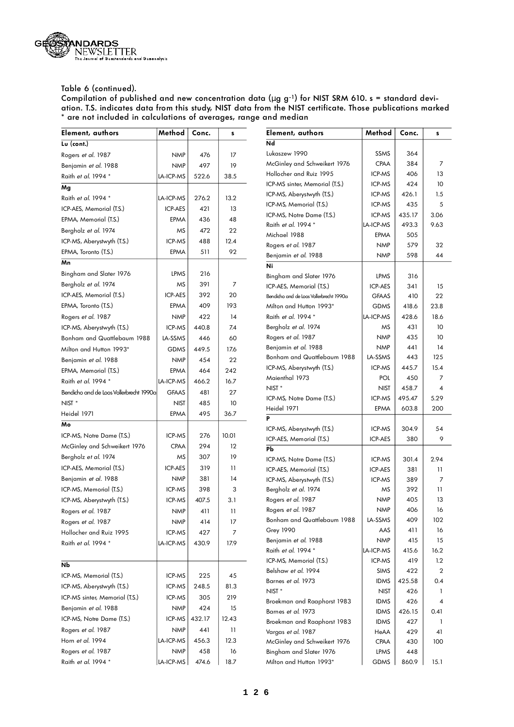Table 6 (continued).
Compilation of published and new concentration data (µg g[-1]) for NIST SRM 610. s = standard deviation. T.S. indicates data from this study, NIST data from the NIST certificate. Those publications marked * are not included in calculations of averages, range and median

| Element, authors | Method | Conc. | s |
|---|---|---|---|
| **Lu (cont.)** | | | |
| Rogers *et al.* 1987 | NMP | 476 | 17 |
| Benjamin *et al.* 1988 | NMP | 497 | 19 |
| Raith *et al.* 1994 * | LA-ICP-MS | 522.6 | 38.5 |
| **Mg** | | | |
| Raith *et al.* 1994 * | LA-ICP-MS | 276.2 | 13.2 |
| ICP-AES, Memorial (T.S.) | ICP-AES | 421 | 13 |
| EPMA, Memorial (T.S.) | EPMA | 436 | 48 |
| Bergholz *et al.* 1974 | MS | 472 | 22 |
| ICP-MS, Aberystwyth (T.S.) | ICP-MS | 488 | 12.4 |
| EPMA, Toronto (T.S.) | EPMA | 511 | 92 |
| **Mn** | | | |
| Bingham and Slater 1976 | LPMS | 216 | |
| Bergholz *et al.* 1974 | MS | 391 | 7 |
| ICP-AES, Memorial (T.S.) | ICP-AES | 392 | 20 |
| EPMA, Toronto (T.S.) | EPMA | 409 | 193 |
| Rogers *et al.* 1987 | NMP | 422 | 14 |
| ICP-MS, Aberystwyth (T.S.) | ICP-MS | 440.8 | 7.4 |
| Bonham and Quattlebaum 1988 | LA-SSMS | 446 | 60 |
| Milton and Hutton 1993* | GDMS | 449.5 | 17.6 |
| Benjamin *et al.* 1988 | NMP | 454 | 22 |
| EPMA, Memorial (T.S.) | EPMA | 464 | 242 |
| Raith *et al.* 1994 * | LA-ICP-MS | 466.2 | 16.7 |
| Bendicho and de Loos Vollerbrecht 1990a | GFAAS | 481 | 27 |
| NIST * | NIST | 485 | 10 |
| Heidel 1971 | EPMA | 495 | 36.7 |
| **Mo** | | | |
| ICP-MS, Notre Dame (T.S.) | ICP-MS | 276 | 10.01 |
| McGinley and Schweikert 1976 | CPAA | 294 | 12 |
| Bergholz *et al.* 1974 | MS | 307 | 19 |
| ICP-AES, Memorial (T.S.) | ICP-AES | 319 | 11 |
| Benjamin *et al.* 1988 | NMP | 381 | 14 |
| ICP-MS, Memorial (T.S.) | ICP-MS | 398 | 3 |
| ICP-MS, Aberystwyth (T.S.) | ICP-MS | 407.5 | 3.1 |
| Rogers *et al.* 1987 | NMP | 411 | 11 |
| Rogers *et al.* 1987 | NMP | 414 | 17 |
| Hollocher and Ruiz 1995 | ICP-MS | 427 | 7 |
| Raith *et al.* 1994 * | LA-ICP-MS | 430.9 | 17.9 |
| **Nb** | | | |
| ICP-MS, Memorial (T.S.) | ICP-MS | 225 | 45 |
| ICP-MS, Aberystwyth (T.S.) | ICP-MS | 248.5 | 81.3 |
| ICP-MS sinter, Memorial (T.S.) | ICP-MS | 305 | 219 |
| Benjamin *et al.* 1988 | NMP | 424 | 15 |
| ICP-MS, Notre Dame (T.S.) | ICP-MS | 432.17 | 12.43 |
| Rogers *et al.* 1987 | NMP | 441 | 11 |
| Horn *et al.* 1994 | LA-ICP-MS | 456.3 | 12.3 |
| Rogers *et al.* 1987 | NMP | 458 | 16 |
| Raith *et al.* 1994 * | LA-ICP-MS | 474.6 | 18.7 |
| **Nd** | | | |
| Lukaszew 1990 | SSMS | 364 | |
| McGinley and Schweikert 1976 | CPAA | 384 | 7 |
| Hollocher and Ruiz 1995 | ICP-MS | 406 | 13 |
| ICP-MS sinter, Memorial (T.S.) | ICP-MS | 424 | 10 |
| ICP-MS, Aberystwyth (T.S.) | ICP-MS | 426.1 | 1.5 |
| ICP-MS, Memorial (T.S.) | ICP-MS | 435 | 5 |
| ICP-MS, Notre Dame (T.S.) | ICP-MS | 435.17 | 3.06 |
| Raith *et al.* 1994 * | LA-ICP-MS | 493.3 | 9.63 |
| Michael 1988 | EPMA | 505 | |
| Rogers *et al.* 1987 | NMP | 579 | 32 |
| Benjamin *et al.* 1988 | NMP | 598 | 44 |
| **Ni** | | | |
| Bingham and Slater 1976 | LPMS | 316 | |
| ICP-AES, Memorial (T.S.) | ICP-AES | 341 | 15 |
| Bendicho and de Loos Vollerbrecht 1990a | GFAAS | 410 | 22 |
| Milton and Hutton 1993* | GDMS | 418.6 | 23.8 |
| Raith *et al.* 1994 * | LA-ICP-MS | 428.6 | 18.6 |
| Bergholz *et al.* 1974 | MS | 431 | 10 |
| Rogers *et al.* 1987 | NMP | 435 | 10 |
| Benjamin *et al.* 1988 | NMP | 441 | 14 |
| Bonham and Quattlebaum 1988 | LA-SSMS | 443 | 125 |
| ICP-MS, Aberystwyth (T.S.) | ICP-MS | 445.7 | 15.4 |
| Maienthal 1973 | POL | 450 | 7 |
| NIST * | NIST | 458.7 | 4 |
| ICP-MS, Notre Dame (T.S.) | ICP-MS | 495.47 | 5.29 |
| Heidel 1971 | EPMA | 603.8 | 200 |
| **P** | | | |
| ICP-MS, Aberystwyth (T.S.) | ICP-MS | 304.9 | 54 |
| ICP-AES, Memorial (T.S.) | ICP-AES | 380 | 9 |
| **Pb** | | | |
| ICP-MS, Notre Dame (T.S.) | ICP-MS | 301.4 | 2.94 |
| ICP-AES, Memorial (T.S.) | ICP-AES | 381 | 11 |
| ICP-MS, Aberystwyth (T.S.) | ICP-MS | 389 | 7 |
| Bergholz *et al.* 1974 | MS | 392 | 11 |
| Rogers *et al.* 1987 | NMP | 405 | 13 |
| Rogers *et al.* 1987 | NMP | 406 | 16 |
| Bonham and Quattlebaum 1988 | LA-SSMS | 409 | 102 |
| Grey 1990 | AAS | 411 | 16 |
| Benjamin *et al.* 1988 | NMP | 415 | 15 |
| Raith *et al.* 1994 * | LA-ICP-MS | 415.6 | 16.2 |
| ICP-MS, Memorial (T.S.) | ICP-MS | 419 | 1.2 |
| Belshaw *et al.* 1994 | SIMS | 422 | 2 |
| Barnes *et al.* 1973 | IDMS | 425.58 | 0.4 |
| NIST * | NIST | 426 | 1 |
| Broekman and Raaphorst 1983 | IDMS | 426 | 4 |
| Barnes *et al.* 1973 | IDMS | 426.15 | 0.41 |
| Broekman and Raaphorst 1983 | IDMS | 427 | 1 |
| Vargas *et al.* 1987 | HeAA | 429 | 41 |
| McGinley and Schweikert 1976 | CPAA | 430 | 100 |
| Bingham and Slater 1976 | LPMS | 448 | |
| Milton and Hutton 1993* | GDMS | 860.9 | 15.1 |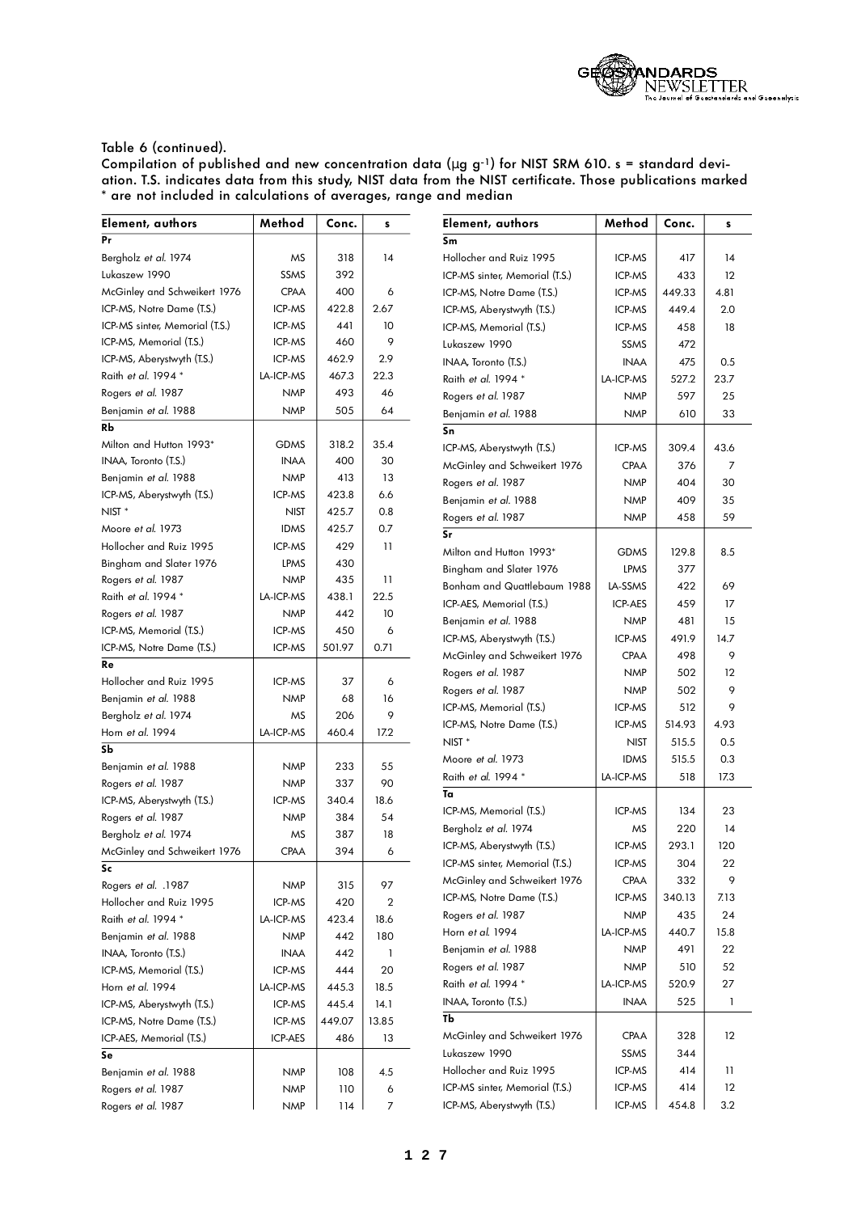Table 6 (continued).
Compilation of published and new concentration data (µg g-1) for NIST SRM 610. s = standard deviation. T.S. indicates data from this study, NIST data from the NIST certificate. Those publications marked * are not included in calculations of averages, range and median

| Element, authors | Method | Conc. | s |
|---|---|---|---|
| **Pr** | | | |
| Bergholz *et al.* 1974 | MS | 318 | 14 |
| Lukaszew 1990 | SSMS | 392 | |
| McGinley and Schweikert 1976 | CPAA | 400 | 6 |
| ICP-MS, Notre Dame (T.S.) | ICP-MS | 422.8 | 2.67 |
| ICP-MS sinter, Memorial (T.S.) | ICP-MS | 441 | 10 |
| ICP-MS, Memorial (T.S.) | ICP-MS | 460 | 9 |
| ICP-MS, Aberystwyth (T.S.) | ICP-MS | 462.9 | 2.9 |
| Raith *et al.* 1994 * | LA-ICP-MS | 467.3 | 22.3 |
| Rogers *et al.* 1987 | NMP | 493 | 46 |
| Benjamin *et al.* 1988 | NMP | 505 | 64 |
| **Rb** | | | |
| Milton and Hutton 1993* | GDMS | 318.2 | 35.4 |
| INAA, Toronto (T.S.) | INAA | 400 | 30 |
| Benjamin *et al.* 1988 | NMP | 413 | 13 |
| ICP-MS, Aberystwyth (T.S.) | ICP-MS | 423.8 | 6.6 |
| NIST * | NIST | 425.7 | 0.8 |
| Moore *et al.* 1973 | IDMS | 425.7 | 0.7 |
| Hollocher and Ruiz 1995 | ICP-MS | 429 | 11 |
| Bingham and Slater 1976 | LPMS | 430 | |
| Rogers *et al.* 1987 | NMP | 435 | 11 |
| Raith *et al.* 1994 * | LA-ICP-MS | 438.1 | 22.5 |
| Rogers *et al.* 1987 | NMP | 442 | 10 |
| ICP-MS, Memorial (T.S.) | ICP-MS | 450 | 6 |
| ICP-MS, Notre Dame (T.S.) | ICP-MS | 501.97 | 0.71 |
| **Re** | | | |
| Hollocher and Ruiz 1995 | ICP-MS | 37 | 6 |
| Benjamin *et al.* 1988 | NMP | 68 | 16 |
| Bergholz *et al.* 1974 | MS | 206 | 9 |
| Horn *et al.* 1994 | LA-ICP-MS | 460.4 | 17.2 |
| **Sb** | | | |
| Benjamin *et al.* 1988 | NMP | 233 | 55 |
| Rogers *et al.* 1987 | NMP | 337 | 90 |
| ICP-MS, Aberystwyth (T.S.) | ICP-MS | 340.4 | 18.6 |
| Rogers *et al.* 1987 | NMP | 384 | 54 |
| Bergholz *et al.* 1974 | MS | 387 | 18 |
| McGinley and Schweikert 1976 | CPAA | 394 | 6 |
| **Sc** | | | |
| Rogers *et al.* .1987 | NMP | 315 | 97 |
| Hollocher and Ruiz 1995 | ICP-MS | 420 | 2 |
| Raith *et al.* 1994 * | LA-ICP-MS | 423.4 | 18.6 |
| Benjamin *et al.* 1988 | NMP | 442 | 180 |
| INAA, Toronto (T.S.) | INAA | 442 | 1 |
| ICP-MS, Memorial (T.S.) | ICP-MS | 444 | 20 |
| Horn *et al.* 1994 | LA-ICP-MS | 445.3 | 18.5 |
| ICP-MS, Aberystwyth (T.S.) | ICP-MS | 445.4 | 14.1 |
| ICP-MS, Notre Dame (T.S.) | ICP-MS | 449.07 | 13.85 |
| ICP-AES, Memorial (T.S.) | ICP-AES | 486 | 13 |
| **Se** | | | |
| Benjamin *et al.* 1988 | NMP | 108 | 4.5 |
| Rogers *et al.* 1987 | NMP | 110 | 6 |
| Rogers *et al.* 1987 | NMP | 114 | 7 |
| **Sm** | | | |
| Hollocher and Ruiz 1995 | ICP-MS | 417 | 14 |
| ICP-MS sinter, Memorial (T.S.) | ICP-MS | 433 | 12 |
| ICP-MS, Notre Dame (T.S.) | ICP-MS | 449.33 | 4.81 |
| ICP-MS, Aberystwyth (T.S.) | ICP-MS | 449.4 | 2.0 |
| ICP-MS, Memorial (T.S.) | ICP-MS | 458 | 18 |
| Lukaszew 1990 | SSMS | 472 | |
| INAA, Toronto (T.S.) | INAA | 475 | 0.5 |
| Raith *et al.* 1994 * | LA-ICP-MS | 527.2 | 23.7 |
| Rogers *et al.* 1987 | NMP | 597 | 25 |
| Benjamin *et al.* 1988 | NMP | 610 | 33 |
| **Sn** | | | |
| ICP-MS, Aberystwyth (T.S.) | ICP-MS | 309.4 | 43.6 |
| McGinley and Schweikert 1976 | CPAA | 376 | 7 |
| Rogers *et al.* 1987 | NMP | 404 | 30 |
| Benjamin *et al.* 1988 | NMP | 409 | 35 |
| Rogers *et al.* 1987 | NMP | 458 | 59 |
| **Sr** | | | |
| Milton and Hutton 1993* | GDMS | 129.8 | 8.5 |
| Bingham and Slater 1976 | LPMS | 377 | |
| Bonham and Quattlebaum 1988 | LA-SSMS | 422 | 69 |
| ICP-AES, Memorial (T.S.) | ICP-AES | 459 | 17 |
| Benjamin *et al.* 1988 | NMP | 481 | 15 |
| ICP-MS, Aberystwyth (T.S.) | ICP-MS | 491.9 | 14.7 |
| McGinley and Schweikert 1976 | CPAA | 498 | 9 |
| Rogers *et al.* 1987 | NMP | 502 | 12 |
| Rogers *et al.* 1987 | NMP | 502 | 9 |
| ICP-MS, Memorial (T.S.) | ICP-MS | 512 | 9 |
| ICP-MS, Notre Dame (T.S.) | ICP-MS | 514.93 | 4.93 |
| NIST * | NIST | 515.5 | 0.5 |
| Moore *et al.* 1973 | IDMS | 515.5 | 0.3 |
| Raith *et al.* 1994 * | LA-ICP-MS | 518 | 17.3 |
| **Ta** | | | |
| ICP-MS, Memorial (T.S.) | ICP-MS | 134 | 23 |
| Bergholz *et al.* 1974 | MS | 220 | 14 |
| ICP-MS, Aberystwyth (T.S.) | ICP-MS | 293.1 | 120 |
| ICP-MS sinter, Memorial (T.S.) | ICP-MS | 304 | 22 |
| McGinley and Schweikert 1976 | CPAA | 332 | 9 |
| ICP-MS, Notre Dame (T.S.) | ICP-MS | 340.13 | 7.13 |
| Rogers *et al.* 1987 | NMP | 435 | 24 |
| Horn *et al.* 1994 | LA-ICP-MS | 440.7 | 15.8 |
| Benjamin *et al.* 1988 | NMP | 491 | 22 |
| Rogers *et al.* 1987 | NMP | 510 | 52 |
| Raith *et al.* 1994 * | LA-ICP-MS | 520.9 | 27 |
| INAA, Toronto (T.S.) | INAA | 525 | 1 |
| **Tb** | | | |
| McGinley and Schweikert 1976 | CPAA | 328 | 12 |
| Lukaszew 1990 | SSMS | 344 | |
| Hollocher and Ruiz 1995 | ICP-MS | 414 | 11 |
| ICP-MS sinter, Memorial (T.S.) | ICP-MS | 414 | 12 |
| ICP-MS, Aberystwyth (T.S.) | ICP-MS | 454.8 | 3.2 |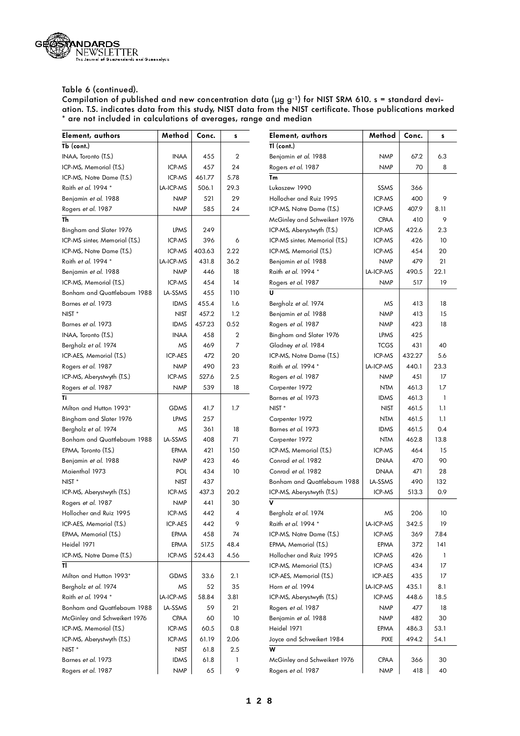Table 6 (continued).
Compilation of published and new concentration data (μg g$^{-1}$) for NIST SRM 610. s = standard deviation. T.S. indicates data from this study, NIST data from the NIST certificate. Those publications marked * are not included in calculations of averages, range and median

| Element, authors | Method | Conc. | s |
|---|---|---|---|
| **Tb (cont.)** | | | |
| INAA, Toronto (T.S.) | INAA | 455 | 2 |
| ICP-MS, Memorial (T.S.) | ICP-MS | 457 | 24 |
| ICP-MS, Notre Dame (T.S.) | ICP-MS | 461.77 | 5.78 |
| Raith *et al.* 1994 * | LA-ICP-MS | 506.1 | 29.3 |
| Benjamin *et al.* 1988 | NMP | 521 | 29 |
| Rogers *et al.* 1987 | NMP | 585 | 24 |
| **Th** | | | |
| Bingham and Slater 1976 | LPMS | 249 | |
| ICP-MS sinter, Memorial (T.S.) | ICP-MS | 396 | 6 |
| ICP-MS, Notre Dame (T.S.) | ICP-MS | 403.63 | 2.22 |
| Raith *et al.* 1994 * | LA-ICP-MS | 431.8 | 36.2 |
| Benjamin *et al.* 1988 | NMP | 446 | 18 |
| ICP-MS, Memorial (T.S.) | ICP-MS | 454 | 14 |
| Bonham and Quattlebaum 1988 | LA-SSMS | 455 | 110 |
| Barnes *et al.* 1973 | IDMS | 455.4 | 1.6 |
| NIST * | NIST | 457.2 | 1.2 |
| Barnes *et al.* 1973 | IDMS | 457.23 | 0.52 |
| INAA, Toronto (T.S.) | INAA | 458 | 2 |
| Bergholz *et al.* 1974 | MS | 469 | 7 |
| ICP-AES, Memorial (T.S.) | ICP-AES | 472 | 20 |
| Rogers *et al.* 1987 | NMP | 490 | 23 |
| ICP-MS, Aberystwyth (T.S.) | ICP-MS | 527.6 | 2.5 |
| Rogers *et al.* 1987 | NMP | 539 | 18 |
| **Ti** | | | |
| Milton and Hutton 1993* | GDMS | 41.7 | 1.7 |
| Bingham and Slater 1976 | LPMS | 257 | |
| Bergholz *et al.* 1974 | MS | 361 | 18 |
| Bonham and Quattlebaum 1988 | LA-SSMS | 408 | 71 |
| EPMA, Toronto (T.S.) | EPMA | 421 | 150 |
| Benjamin *et al.* 1988 | NMP | 423 | 46 |
| Maienthal 1973 | POL | 434 | 10 |
| NIST * | NIST | 437 | |
| ICP-MS, Aberystwyth (T.S.) | ICP-MS | 437.3 | 20.2 |
| Rogers *et al.* 1987 | NMP | 441 | 30 |
| Hollocher and Ruiz 1995 | ICP-MS | 442 | 4 |
| ICP-AES, Memorial (T.S.) | ICP-AES | 442 | 9 |
| EPMA, Memorial (T.S.) | EPMA | 458 | 74 |
| Heidel 1971 | EPMA | 517.5 | 48.4 |
| ICP-MS, Notre Dame (T.S.) | ICP-MS | 524.43 | 4.56 |
| **Tl** | | | |
| Milton and Hutton 1993* | GDMS | 33.6 | 2.1 |
| Bergholz *et al.* 1974 | MS | 52 | 35 |
| Raith *et al.* 1994 * | LA-ICP-MS | 58.84 | 3.81 |
| Bonham and Quattlebaum 1988 | LA-SSMS | 59 | 21 |
| McGinley and Schweikert 1976 | CPAA | 60 | 10 |
| ICP-MS, Memorial (T.S.) | ICP-MS | 60.5 | 0.8 |
| ICP-MS, Aberystwyth (T.S.) | ICP-MS | 61.19 | 2.06 |
| NIST * | NIST | 61.8 | 2.5 |
| Barnes *et al.* 1973 | IDMS | 61.8 | 1 |
| Rogers *et al.* 1987 | NMP | 65 | 9 |
| **Tl (cont.)** | | | |
| Benjamin *et al.* 1988 | NMP | 67.2 | 6.3 |
| Rogers *et al.* 1987 | NMP | 70 | 8 |
| **Tm** | | | |
| Lukaszew 1990 | SSMS | 366 | |
| Hollocher and Ruiz 1995 | ICP-MS | 400 | 9 |
| ICP-MS, Notre Dame (T.S.) | ICP-MS | 407.9 | 8.11 |
| McGinley and Schweikert 1976 | CPAA | 410 | 9 |
| ICP-MS, Aberystwyth (T.S.) | ICP-MS | 422.6 | 2.3 |
| ICP-MS sinter, Memorial (T.S.) | ICP-MS | 426 | 10 |
| ICP-MS, Memorial (T.S.) | ICP-MS | 454 | 20 |
| Benjamin *et al.* 1988 | NMP | 479 | 21 |
| Raith *et al.* 1994 * | LA-ICP-MS | 490.5 | 22.1 |
| Rogers *et al.* 1987 | NMP | 517 | 19 |
| **U** | | | |
| Bergholz *et al.* 1974 | MS | 413 | 18 |
| Benjamin *et al.* 1988 | NMP | 413 | 15 |
| Rogers *et al.* 1987 | NMP | 423 | 18 |
| Bingham and Slater 1976 | LPMS | 425 | |
| Gladney *et al.* 1984 | TCGS | 431 | 40 |
| ICP-MS, Notre Dame (T.S.) | ICP-MS | 432.27 | 5.6 |
| Raith *et al.* 1994 * | LA-ICP-MS | 440.1 | 23.3 |
| Rogers *et al.* 1987 | NMP | 451 | 17 |
| Carpenter 1972 | NTM | 461.3 | 1.7 |
| Barnes *et al.* 1973 | IDMS | 461.3 | 1 |
| NIST * | NIST | 461.5 | 1.1 |
| Carpenter 1972 | NTM | 461.5 | 1.1 |
| Barnes *et al.* 1973 | IDMS | 461.5 | 0.4 |
| Carpenter 1972 | NTM | 462.8 | 13.8 |
| ICP-MS, Memorial (T.S.) | ICP-MS | 464 | 15 |
| Conrad *et al.* 1982 | DNAA | 470 | 90 |
| Conrad *et al.* 1982 | DNAA | 471 | 28 |
| Bonham and Quattlebaum 1988 | LA-SSMS | 490 | 132 |
| ICP-MS, Aberystwyth (T.S.) | ICP-MS | 513.3 | 0.9 |
| **V** | | | |
| Bergholz *et al.* 1974 | MS | 206 | 10 |
| Raith *et al.* 1994 * | LA-ICP-MS | 342.5 | 19 |
| ICP-MS, Notre Dame (T.S.) | ICP-MS | 369 | 7.84 |
| EPMA, Memorial (T.S.) | EPMA | 372 | 141 |
| Hollocher and Ruiz 1995 | ICP-MS | 426 | 1 |
| ICP-MS, Memorial (T.S.) | ICP-MS | 434 | 17 |
| ICP-AES, Memorial (T.S.) | ICP-AES | 435 | 17 |
| Horn *et al.* 1994 | LA-ICP-MS | 435.1 | 8.1 |
| ICP-MS, Aberystwyth (T.S.) | ICP-MS | 448.6 | 18.5 |
| Rogers *et al.* 1987 | NMP | 477 | 18 |
| Benjamin *et al.* 1988 | NMP | 482 | 30 |
| Heidel 1971 | EPMA | 486.3 | 53.1 |
| Joyce and Schweikert 1984 | PIXE | 494.2 | 54.1 |
| **W** | | | |
| McGinley and Schweikert 1976 | CPAA | 366 | 30 |
| Rogers *et al.* 1987 | NMP | 418 | 40 |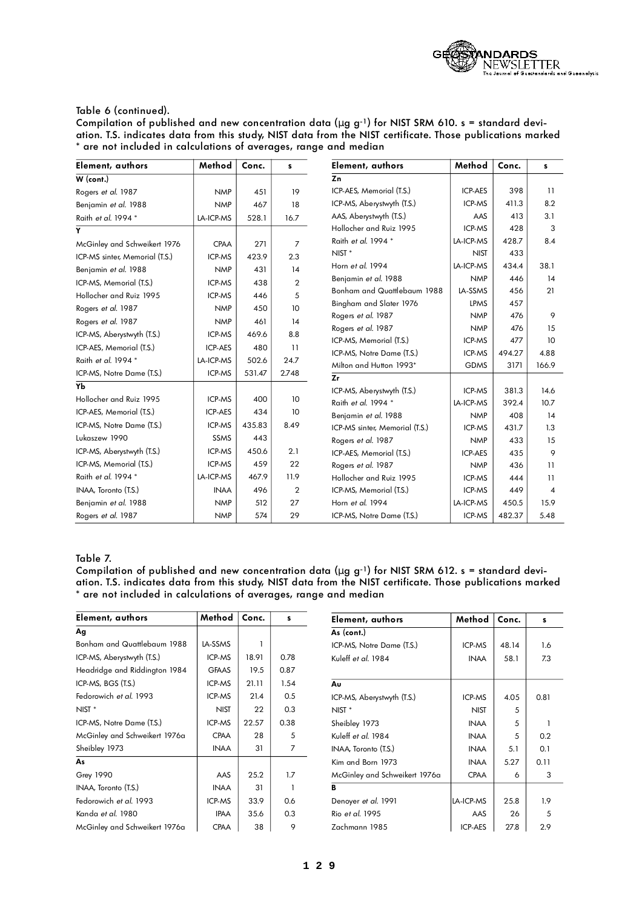Table 6 (continued).
Compilation of published and new concentration data (µg g$^{-1}$) for NIST SRM 610. s = standard deviation. T.S. indicates data from this study, NIST data from the NIST certificate. Those publications marked * are not included in calculations of averages, range and median

| Element, authors | Method | Conc. | s |
|---|---|---|---|
| **W (cont.)** | | | |
| Rogers *et al.* 1987 | NMP | 451 | 19 |
| Benjamin *et al.* 1988 | NMP | 467 | 18 |
| Raith *et al.* 1994 * | LA-ICP-MS | 528.1 | 16.7 |
| **Y** | | | |
| McGinley and Schweikert 1976 | CPAA | 271 | 7 |
| ICP-MS sinter, Memorial (T.S.) | ICP-MS | 423.9 | 2.3 |
| Benjamin *et al.* 1988 | NMP | 431 | 14 |
| ICP-MS, Memorial (T.S.) | ICP-MS | 438 | 2 |
| Hollocher and Ruiz 1995 | ICP-MS | 446 | 5 |
| Rogers *et al.* 1987 | NMP | 450 | 10 |
| Rogers *et al.* 1987 | NMP | 461 | 14 |
| ICP-MS, Aberystwyth (T.S.) | ICP-MS | 469.6 | 8.8 |
| ICP-AES, Memorial (T.S.) | ICP-AES | 480 | 11 |
| Raith *et al.* 1994 * | LA-ICP-MS | 502.6 | 24.7 |
| ICP-MS, Notre Dame (T.S.) | ICP-MS | 531.47 | 2.748 |
| **Yb** | | | |
| Hollocher and Ruiz 1995 | ICP-MS | 400 | 10 |
| ICP-AES, Memorial (T.S.) | ICP-AES | 434 | 10 |
| ICP-MS, Notre Dame (T.S.) | ICP-MS | 435.83 | 8.49 |
| Lukaszew 1990 | SSMS | 443 | |
| ICP-MS, Aberystwyth (T.S.) | ICP-MS | 450.6 | 2.1 |
| ICP-MS, Memorial (T.S.) | ICP-MS | 459 | 22 |
| Raith *et al.* 1994 * | LA-ICP-MS | 467.9 | 11.9 |
| INAA, Toronto (T.S.) | INAA | 496 | 2 |
| Benjamin *et al.* 1988 | NMP | 512 | 27 |
| Rogers *et al.* 1987 | NMP | 574 | 29 |
| **Zn** | | | |
| ICP-AES, Memorial (T.S.) | ICP-AES | 398 | 11 |
| ICP-MS, Aberystwyth (T.S.) | ICP-MS | 411.3 | 8.2 |
| AAS, Aberystwyth (T.S.) | AAS | 413 | 3.1 |
| Hollocher and Ruiz 1995 | ICP-MS | 428 | 3 |
| Raith *et al.* 1994 * | LA-ICP-MS | 428.7 | 8.4 |
| NIST * | NIST | 433 | |
| Horn *et al.* 1994 | LA-ICP-MS | 434.4 | 38.1 |
| Benjamin *et al.* 1988 | NMP | 446 | 14 |
| Bonham and Quattlebaum 1988 | LA-SSMS | 456 | 21 |
| Bingham and Slater 1976 | LPMS | 457 | |
| Rogers *et al.* 1987 | NMP | 476 | 9 |
| Rogers *et al.* 1987 | NMP | 476 | 15 |
| ICP-MS, Memorial (T.S.) | ICP-MS | 477 | 10 |
| ICP-MS, Notre Dame (T.S.) | ICP-MS | 494.27 | 4.88 |
| Milton and Hutton 1993* | GDMS | 3171 | 166.9 |
| **Zr** | | | |
| ICP-MS, Aberystwyth (T.S.) | ICP-MS | 381.3 | 14.6 |
| Raith *et al.* 1994 * | LA-ICP-MS | 392.4 | 10.7 |
| Benjamin *et al.* 1988 | NMP | 408 | 14 |
| ICP-MS sinter, Memorial (T.S.) | ICP-MS | 431.7 | 1.3 |
| Rogers *et al.* 1987 | NMP | 433 | 15 |
| ICP-AES, Memorial (T.S.) | ICP-AES | 435 | 9 |
| Rogers *et al.* 1987 | NMP | 436 | 11 |
| Hollocher and Ruiz 1995 | ICP-MS | 444 | 11 |
| ICP-MS, Memorial (T.S.) | ICP-MS | 449 | 4 |
| Horn *et al.* 1994 | LA-ICP-MS | 450.5 | 15.9 |
| ICP-MS, Notre Dame (T.S.) | ICP-MS | 482.37 | 5.48 |

Table 7.
Compilation of published and new concentration data (µg g$^{-1}$) for NIST SRM 612. s = standard deviation. T.S. indicates data from this study, NIST data from the NIST certificate. Those publications marked * are not included in calculations of averages, range and median

| Element, authors | Method | Conc. | s |
|---|---|---|---|
| **Ag** | | | |
| Bonham and Quattlebaum 1988 | LA-SSMS | 1 | |
| ICP-MS, Aberystwyth (T.S.) | ICP-MS | 18.91 | 0.78 |
| Headridge and Riddington 1984 | GFAAS | 19.5 | 0.87 |
| ICP-MS, BGS (T.S.) | ICP-MS | 21.11 | 1.54 |
| Fedorowich *et al.* 1993 | ICP-MS | 21.4 | 0.5 |
| NIST * | NIST | 22 | 0.3 |
| ICP-MS, Notre Dame (T.S.) | ICP-MS | 22.57 | 0.38 |
| McGinley and Schweikert 1976a | CPAA | 28 | 5 |
| Sheibley 1973 | INAA | 31 | 7 |
| **As** | | | |
| Grey 1990 | AAS | 25.2 | 1.7 |
| INAA, Toronto (T.S.) | INAA | 31 | 1 |
| Fedorowich *et al.* 1993 | ICP-MS | 33.9 | 0.6 |
| Kanda *et al.* 1980 | IPAA | 35.6 | 0.3 |
| McGinley and Schweikert 1976a | CPAA | 38 | 9 |
| ICP-MS, Notre Dame (T.S.) | ICP-MS | 48.14 | 1.6 |
| Kuleff *et al.* 1984 | INAA | 58.1 | 7.3 |
| **Au** | | | |
| ICP-MS, Aberystwyth (T.S.) | ICP-MS | 4.05 | 0.81 |
| NIST * | NIST | 5 | |
| Sheibley 1973 | INAA | 5 | 1 |
| Kuleff *et al.* 1984 | INAA | 5 | 0.2 |
| INAA, Toronto (T.S.) | INAA | 5.1 | 0.1 |
| Kim and Born 1973 | INAA | 5.27 | 0.11 |
| McGinley and Schweikert 1976a | CPAA | 6 | 3 |
| **B** | | | |
| Denoyer *et al.* 1991 | LA-ICP-MS | 25.8 | 1.9 |
| Rio *et al.* 1995 | AAS | 26 | 5 |
| Zachmann 1985 | ICP-AES | 27.8 | 2.9 |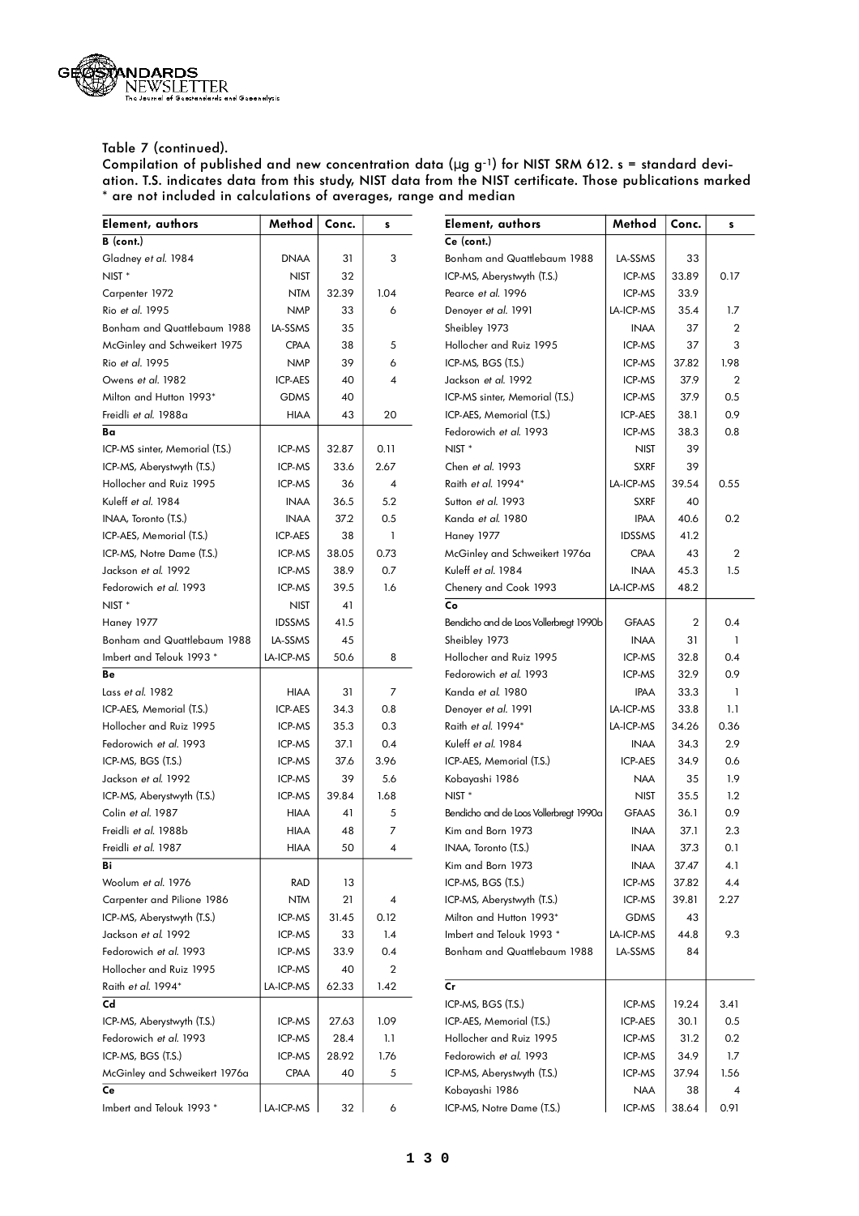Table 7 (continued).
Compilation of published and new concentration data (µg g$^{-1}$) for NIST SRM 612. s = standard deviation. T.S. indicates data from this study, NIST data from the NIST certificate. Those publications marked * are not included in calculations of averages, range and median

| Element, authors | Method | Conc. | s |
|---|---|---|---|
| **B (cont.)** | | | |
| Gladney *et al.* 1984 | DNAA | 31 | 3 |
| NIST * | NIST | 32 | |
| Carpenter 1972 | NTM | 32.39 | 1.04 |
| Rio *et al.* 1995 | NMP | 33 | 6 |
| Bonham and Quattlebaum 1988 | LA-SSMS | 35 | |
| McGinley and Schweikert 1975 | CPAA | 38 | 5 |
| Rio *et al.* 1995 | NMP | 39 | 6 |
| Owens *et al.* 1982 | ICP-AES | 40 | 4 |
| Milton and Hutton 1993* | GDMS | 40 | |
| Freidli *et al.* 1988a | HIAA | 43 | 20 |
| **Ba** | | | |
| ICP-MS sinter, Memorial (T.S.) | ICP-MS | 32.87 | 0.11 |
| ICP-MS, Aberystwyth (T.S.) | ICP-MS | 33.6 | 2.67 |
| Hollocher and Ruiz 1995 | ICP-MS | 36 | 4 |
| Kuleff *et al.* 1984 | INAA | 36.5 | 5.2 |
| INAA, Toronto (T.S.) | INAA | 37.2 | 0.5 |
| ICP-AES, Memorial (T.S.) | ICP-AES | 38 | 1 |
| ICP-MS, Notre Dame (T.S.) | ICP-MS | 38.05 | 0.73 |
| Jackson *et al.* 1992 | ICP-MS | 38.9 | 0.7 |
| Fedorowich *et al.* 1993 | ICP-MS | 39.5 | 1.6 |
| NIST * | NIST | 41 | |
| Haney 1977 | IDSSMS | 41.5 | |
| Bonham and Quattlebaum 1988 | LA-SSMS | 45 | |
| Imbert and Telouk 1993 * | LA-ICP-MS | 50.6 | 8 |
| **Be** | | | |
| Lass *et al.* 1982 | HIAA | 31 | 7 |
| ICP-AES, Memorial (T.S.) | ICP-AES | 34.3 | 0.8 |
| Hollocher and Ruiz 1995 | ICP-MS | 35.3 | 0.3 |
| Fedorowich *et al.* 1993 | ICP-MS | 37.1 | 0.4 |
| ICP-MS, BGS (T.S.) | ICP-MS | 37.6 | 3.96 |
| Jackson *et al.* 1992 | ICP-MS | 39 | 5.6 |
| ICP-MS, Aberystwyth (T.S.) | ICP-MS | 39.84 | 1.68 |
| Colin *et al.* 1987 | HIAA | 41 | 5 |
| Freidli *et al.* 1988b | HIAA | 48 | 7 |
| Freidli *et al.* 1987 | HIAA | 50 | 4 |
| **Bi** | | | |
| Woolum *et al.* 1976 | RAD | 13 | |
| Carpenter and Pilione 1986 | NTM | 21 | 4 |
| ICP-MS, Aberystwyth (T.S.) | ICP-MS | 31.45 | 0.12 |
| Jackson *et al.* 1992 | ICP-MS | 33 | 1.4 |
| Fedorowich *et al.* 1993 | ICP-MS | 33.9 | 0.4 |
| Hollocher and Ruiz 1995 | ICP-MS | 40 | 2 |
| Raith *et al.* 1994* | LA-ICP-MS | 62.33 | 1.42 |
| **Cd** | | | |
| ICP-MS, Aberystwyth (T.S.) | ICP-MS | 27.63 | 1.09 |
| Fedorowich *et al.* 1993 | ICP-MS | 28.4 | 1.1 |
| ICP-MS, BGS (T.S.) | ICP-MS | 28.92 | 1.76 |
| McGinley and Schweikert 1976a | CPAA | 40 | 5 |
| **Ce** | | | |
| Imbert and Telouk 1993 * | LA-ICP-MS | 32 | 6 |
| **Ce (cont.)** | | | |
| Bonham and Quattlebaum 1988 | LA-SSMS | 33 | |
| ICP-MS, Aberystwyth (T.S.) | ICP-MS | 33.89 | 0.17 |
| Pearce *et al.* 1996 | ICP-MS | 33.9 | |
| Denoyer *et al.* 1991 | LA-ICP-MS | 35.4 | 1.7 |
| Sheibley 1973 | INAA | 37 | 2 |
| Hollocher and Ruiz 1995 | ICP-MS | 37 | 3 |
| ICP-MS, BGS (T.S.) | ICP-MS | 37.82 | 1.98 |
| Jackson *et al.* 1992 | ICP-MS | 37.9 | 2 |
| ICP-MS sinter, Memorial (T.S.) | ICP-MS | 37.9 | 0.5 |
| ICP-AES, Memorial (T.S.) | ICP-AES | 38.1 | 0.9 |
| Fedorowich *et al.* 1993 | ICP-MS | 38.3 | 0.8 |
| NIST * | NIST | 39 | |
| Chen *et al.* 1993 | SXRF | 39 | |
| Raith *et al.* 1994* | LA-ICP-MS | 39.54 | 0.55 |
| Sutton *et al.* 1993 | SXRF | 40 | |
| Kanda *et al.* 1980 | IPAA | 40.6 | 0.2 |
| Haney 1977 | IDSSMS | 41.2 | |
| McGinley and Schweikert 1976a | CPAA | 43 | 2 |
| Kuleff *et al.* 1984 | INAA | 45.3 | 1.5 |
| Chenery and Cook 1993 | LA-ICP-MS | 48.2 | |
| **Co** | | | |
| Bendicho and de Loos Vollerbregt 1990b | GFAAS | 2 | 0.4 |
| Sheibley 1973 | INAA | 31 | 1 |
| Hollocher and Ruiz 1995 | ICP-MS | 32.8 | 0.4 |
| Fedorowich *et al.* 1993 | ICP-MS | 32.9 | 0.9 |
| Kanda *et al.* 1980 | IPAA | 33.3 | 1 |
| Denoyer *et al.* 1991 | LA-ICP-MS | 33.8 | 1.1 |
| Raith *et al.* 1994* | LA-ICP-MS | 34.26 | 0.36 |
| Kuleff *et al.* 1984 | INAA | 34.3 | 2.9 |
| ICP-AES, Memorial (T.S.) | ICP-AES | 34.9 | 0.6 |
| Kobayashi 1986 | NAA | 35 | 1.9 |
| NIST * | NIST | 35.5 | 1.2 |
| Bendicho and de Loos Vollerbregt 1990a | GFAAS | 36.1 | 0.9 |
| Kim and Born 1973 | INAA | 37.1 | 2.3 |
| INAA, Toronto (T.S.) | INAA | 37.3 | 0.1 |
| Kim and Born 1973 | INAA | 37.47 | 4.1 |
| ICP-MS, BGS (T.S.) | ICP-MS | 37.82 | 4.4 |
| ICP-MS, Aberystwyth (T.S.) | ICP-MS | 39.81 | 2.27 |
| Milton and Hutton 1993* | GDMS | 43 | |
| Imbert and Telouk 1993 * | LA-ICP-MS | 44.8 | 9.3 |
| Bonham and Quattlebaum 1988 | LA-SSMS | 84 | |
| **Cr** | | | |
| ICP-MS, BGS (T.S.) | ICP-MS | 19.24 | 3.41 |
| ICP-AES, Memorial (T.S.) | ICP-AES | 30.1 | 0.5 |
| Hollocher and Ruiz 1995 | ICP-MS | 31.2 | 0.2 |
| Fedorowich *et al.* 1993 | ICP-MS | 34.9 | 1.7 |
| ICP-MS, Aberystwyth (T.S.) | ICP-MS | 37.94 | 1.56 |
| Kobayashi 1986 | NAA | 38 | 4 |
| ICP-MS, Notre Dame (T.S.) | ICP-MS | 38.64 | 0.91 |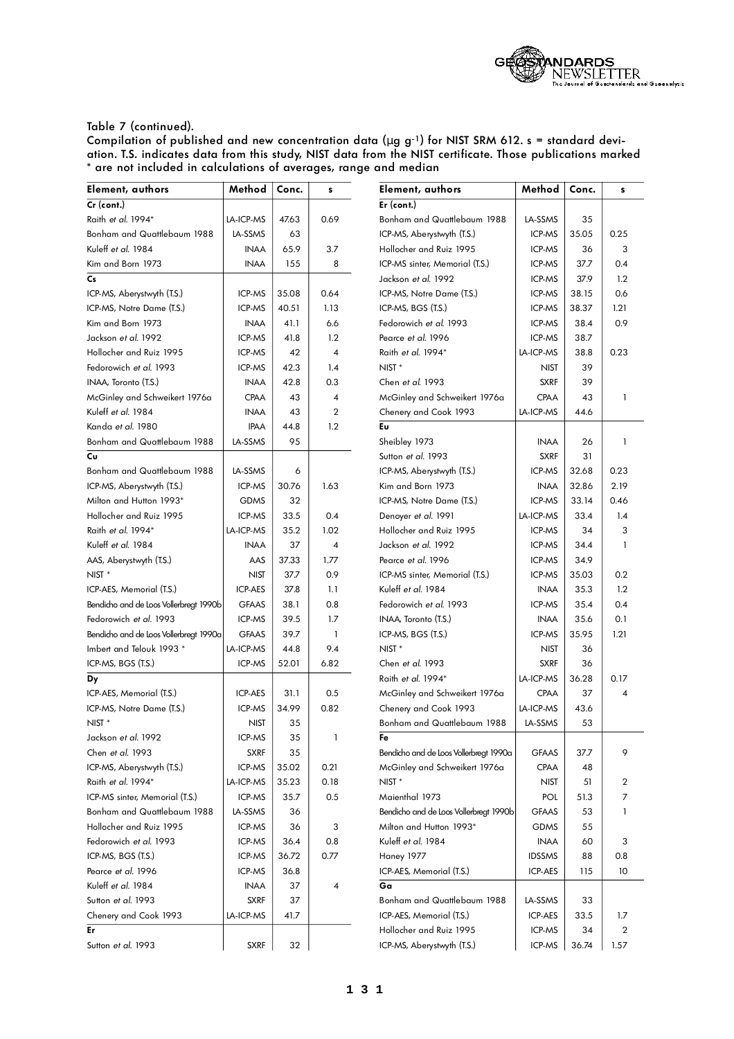Table 7 (continued).
Compilation of published and new concentration data (µg g$^{-1}$) for NIST SRM 612. s = standard deviation. T.S. indicates data from this study, NIST data from the NIST certificate. Those publications marked * are not included in calculations of averages, range and median

| Element, authors | Method | Conc. | s |
|---|---|---|---|
| **Cr (cont.)** | | | |
| Raith *et al.* 1994* | LA-ICP-MS | 47.63 | 0.69 |
| Bonham and Quattlebaum 1988 | LA-SSMS | 63 | |
| Kuleff *et al.* 1984 | INAA | 65.9 | 3.7 |
| Kim and Born 1973 | INAA | 155 | 8 |
| **Cs** | | | |
| ICP-MS, Aberystwyth (T.S.) | ICP-MS | 35.08 | 0.64 |
| ICP-MS, Notre Dame (T.S.) | ICP-MS | 40.51 | 1.13 |
| Kim and Born 1973 | INAA | 41.1 | 6.6 |
| Jackson *et al.* 1992 | ICP-MS | 41.8 | 1.2 |
| Hollocher and Ruiz 1995 | ICP-MS | 42 | 4 |
| Fedorowich *et al.* 1993 | ICP-MS | 42.3 | 1.4 |
| INAA, Toronto (T.S.) | INAA | 42.8 | 0.3 |
| McGinley and Schweikert 1976a | CPAA | 43 | 4 |
| Kuleff *et al.* 1984 | INAA | 43 | 2 |
| Kanda *et al.* 1980 | IPAA | 44.8 | 1.2 |
| Bonham and Quattlebaum 1988 | LA-SSMS | 95 | |
| **Cu** | | | |
| Bonham and Quattlebaum 1988 | LA-SSMS | 6 | |
| ICP-MS, Aberystwyth (T.S.) | ICP-MS | 30.76 | 1.63 |
| Milton and Hutton 1993* | GDMS | 32 | |
| Hollocher and Ruiz 1995 | ICP-MS | 33.5 | 0.4 |
| Raith *et al.* 1994* | LA-ICP-MS | 35.2 | 1.02 |
| Kuleff *et al.* 1984 | INAA | 37 | 4 |
| AAS, Aberystwyth (T.S.) | AAS | 37.33 | 1.77 |
| NIST * | NIST | 37.7 | 0.9 |
| ICP-AES, Memorial (T.S.) | ICP-AES | 37.8 | 1.1 |
| Bendicho and de Loos Vollerbregt 1990b | GFAAS | 38.1 | 0.8 |
| Fedorowich *et al.* 1993 | ICP-MS | 39.5 | 1.7 |
| Bendicho and de Loos Vollerbregt 1990a | GFAAS | 39.7 | 1 |
| Imbert and Telouk 1993 * | LA-ICP-MS | 44.8 | 9.4 |
| ICP-MS, BGS (T.S.) | ICP-MS | 52.01 | 6.82 |
| **Dy** | | | |
| ICP-AES, Memorial (T.S.) | ICP-AES | 31.1 | 0.5 |
| ICP-MS, Notre Dame (T.S.) | ICP-MS | 34.99 | 0.82 |
| NIST * | NIST | 35 | |
| Jackson *et al.* 1992 | ICP-MS | 35 | 1 |
| Chen *et al.* 1993 | SXRF | 35 | |
| ICP-MS, Aberystwyth (T.S.) | ICP-MS | 35.02 | 0.21 |
| Raith *et al.* 1994* | LA-ICP-MS | 35.23 | 0.18 |
| ICP-MS sinter, Memorial (T.S.) | ICP-MS | 35.7 | 0.5 |
| Bonham and Quattlebaum 1988 | LA-SSMS | 36 | |
| Hollocher and Ruiz 1995 | ICP-MS | 36 | 3 |
| Fedorowich *et al.* 1993 | ICP-MS | 36.4 | 0.8 |
| ICP-MS, BGS (T.S.) | ICP-MS | 36.72 | 0.77 |
| Pearce *et al.* 1996 | ICP-MS | 36.8 | |
| Kuleff *et al.* 1984 | INAA | 37 | 4 |
| Sutton *et al.* 1993 | SXRF | 37 | |
| Chenery and Cook 1993 | LA-ICP-MS | 41.7 | |
| **Er** | | | |
| Sutton *et al.* 1993 | SXRF | 32 | |
| Bonham and Quattlebaum 1988 | LA-SSMS | 35 | |
| ICP-MS, Aberystwyth (T.S.) | ICP-MS | 35.05 | 0.25 |
| Hollocher and Ruiz 1995 | ICP-MS | 36 | 3 |
| ICP-MS sinter, Memorial (T.S.) | ICP-MS | 37.7 | 0.4 |
| Jackson *et al.* 1992 | ICP-MS | 37.9 | 1.2 |
| ICP-MS, Notre Dame (T.S.) | ICP-MS | 38.15 | 0.6 |
| ICP-MS, BGS (T.S.) | ICP-MS | 38.37 | 1.21 |
| Fedorowich *et al.* 1993 | ICP-MS | 38.4 | 0.9 |
| Pearce *et al.* 1996 | ICP-MS | 38.7 | |
| Raith *et al.* 1994* | LA-ICP-MS | 38.8 | 0.23 |
| NIST * | NIST | 39 | |
| Chen *et al.* 1993 | SXRF | 39 | |
| McGinley and Schweikert 1976a | CPAA | 43 | 1 |
| Chenery and Cook 1993 | LA-ICP-MS | 44.6 | |
| **Eu** | | | |
| Sheibley 1973 | INAA | 26 | 1 |
| Sutton *et al.* 1993 | SXRF | 31 | |
| ICP-MS, Aberystwyth (T.S.) | ICP-MS | 32.68 | 0.23 |
| Kim and Born 1973 | INAA | 32.86 | 2.19 |
| ICP-MS, Notre Dame (T.S.) | ICP-MS | 33.14 | 0.46 |
| Denoyer *et al.* 1991 | LA-ICP-MS | 33.4 | 1.4 |
| Hollocher and Ruiz 1995 | ICP-MS | 34 | 3 |
| Jackson *et al.* 1992 | ICP-MS | 34.4 | 1 |
| Pearce *et al.* 1996 | ICP-MS | 34.9 | |
| ICP-MS sinter, Memorial (T.S.) | ICP-MS | 35.03 | 0.2 |
| Kuleff *et al.* 1984 | INAA | 35.3 | 1.2 |
| Fedorowich *et al.* 1993 | ICP-MS | 35.4 | 0.4 |
| INAA, Toronto (T.S.) | INAA | 35.6 | 0.1 |
| ICP-MS, BGS (T.S.) | ICP-MS | 35.95 | 1.21 |
| NIST * | NIST | 36 | |
| Chen *et al.* 1993 | SXRF | 36 | |
| Raith *et al.* 1994* | LA-ICP-MS | 36.28 | 0.17 |
| McGinley and Schweikert 1976a | CPAA | 37 | 4 |
| Chenery and Cook 1993 | LA-ICP-MS | 43.6 | |
| Bonham and Quattlebaum 1988 | LA-SSMS | 53 | |
| **Fe** | | | |
| Bendicho and de Loos Vollerbregt 1990a | GFAAS | 37.7 | 9 |
| McGinley and Schweikert 1976a | CPAA | 48 | |
| NIST * | NIST | 51 | 2 |
| Maienthal 1973 | POL | 51.3 | 7 |
| Bendicho and de Loos Vollerbregt 1990b | GFAAS | 53 | 1 |
| Milton and Hutton 1993* | GDMS | 55 | |
| Kuleff *et al.* 1984 | INAA | 60 | 3 |
| Haney 1977 | IDSSMS | 88 | 0.8 |
| ICP-AES, Memorial (T.S.) | ICP-AES | 115 | 10 |
| **Ga** | | | |
| Bonham and Quattlebaum 1988 | LA-SSMS | 33 | |
| ICP-AES, Memorial (T.S.) | ICP-AES | 33.5 | 1.7 |
| Hollocher and Ruiz 1995 | ICP-MS | 34 | 2 |
| ICP-MS, Aberystwyth (T.S.) | ICP-MS | 36.74 | 1.57 |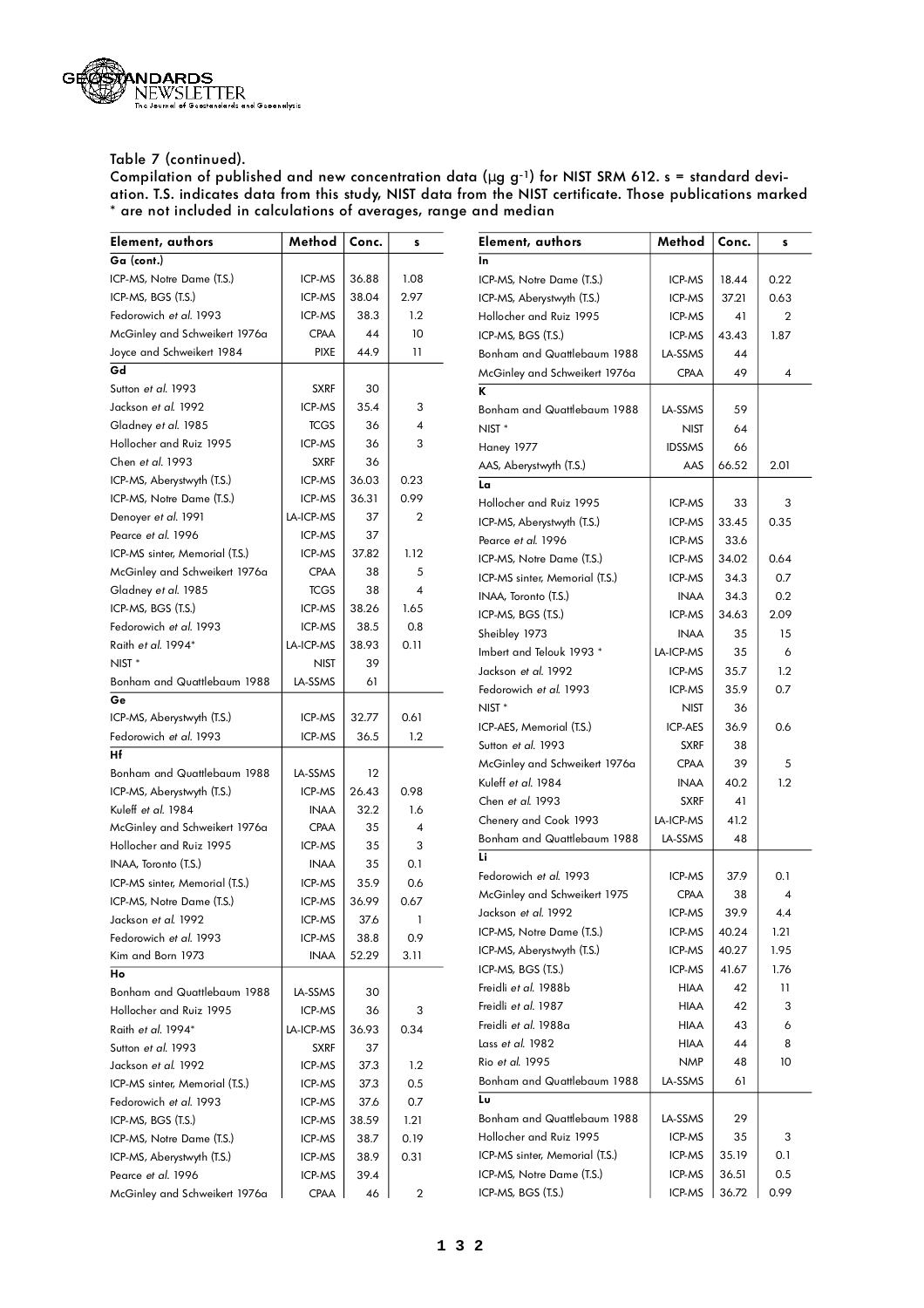Table 7 (continued).
Compilation of published and new concentration data (µg g$^{-1}$) for NIST SRM 612. s = standard deviation. T.S. indicates data from this study, NIST data from the NIST certificate. Those publications marked * are not included in calculations of averages, range and median

| Element, authors | Method | Conc. | s |
|---|---|---|---|
| **Ga (cont.)** | | | |
| ICP-MS, Notre Dame (T.S.) | ICP-MS | 36.88 | 1.08 |
| ICP-MS, BGS (T.S.) | ICP-MS | 38.04 | 2.97 |
| Fedorowich *et al.* 1993 | ICP-MS | 38.3 | 1.2 |
| McGinley and Schweikert 1976a | CPAA | 44 | 10 |
| Joyce and Schweikert 1984 | PIXE | 44.9 | 11 |
| **Gd** | | | |
| Sutton *et al.* 1993 | SXRF | 30 | |
| Jackson *et al.* 1992 | ICP-MS | 35.4 | 3 |
| Gladney *et al.* 1985 | TCGS | 36 | 4 |
| Hollocher and Ruiz 1995 | ICP-MS | 36 | 3 |
| Chen *et al.* 1993 | SXRF | 36 | |
| ICP-MS, Aberystwyth (T.S.) | ICP-MS | 36.03 | 0.23 |
| ICP-MS, Notre Dame (T.S.) | ICP-MS | 36.31 | 0.99 |
| Denoyer *et al.* 1991 | LA-ICP-MS | 37 | 2 |
| Pearce *et al.* 1996 | ICP-MS | 37 | |
| ICP-MS sinter, Memorial (T.S.) | ICP-MS | 37.82 | 1.12 |
| McGinley and Schweikert 1976a | CPAA | 38 | 5 |
| Gladney *et al.* 1985 | TCGS | 38 | 4 |
| ICP-MS, BGS (T.S.) | ICP-MS | 38.26 | 1.65 |
| Fedorowich *et al.* 1993 | ICP-MS | 38.5 | 0.8 |
| Raith *et al.* 1994* | LA-ICP-MS | 38.93 | 0.11 |
| NIST * | NIST | 39 | |
| Bonham and Quattlebaum 1988 | LA-SSMS | 61 | |
| **Ge** | | | |
| ICP-MS, Aberystwyth (T.S.) | ICP-MS | 32.77 | 0.61 |
| Fedorowich *et al.* 1993 | ICP-MS | 36.5 | 1.2 |
| **Hf** | | | |
| Bonham and Quattlebaum 1988 | LA-SSMS | 12 | |
| ICP-MS, Aberystwyth (T.S.) | ICP-MS | 26.43 | 0.98 |
| Kuleff *et al.* 1984 | INAA | 32.2 | 1.6 |
| McGinley and Schweikert 1976a | CPAA | 35 | 4 |
| Hollocher and Ruiz 1995 | ICP-MS | 35 | 3 |
| INAA, Toronto (T.S.) | INAA | 35 | 0.1 |
| ICP-MS sinter, Memorial (T.S.) | ICP-MS | 35.9 | 0.6 |
| ICP-MS, Notre Dame (T.S.) | ICP-MS | 36.99 | 0.67 |
| Jackson *et al.* 1992 | ICP-MS | 37.6 | 1 |
| Fedorowich *et al.* 1993 | ICP-MS | 38.8 | 0.9 |
| Kim and Born 1973 | INAA | 52.29 | 3.11 |
| **Ho** | | | |
| Bonham and Quattlebaum 1988 | LA-SSMS | 30 | |
| Hollocher and Ruiz 1995 | ICP-MS | 36 | 3 |
| Raith *et al.* 1994* | LA-ICP-MS | 36.93 | 0.34 |
| Sutton *et al.* 1993 | SXRF | 37 | |
| Jackson *et al.* 1992 | ICP-MS | 37.3 | 1.2 |
| ICP-MS sinter, Memorial (T.S.) | ICP-MS | 37.3 | 0.5 |
| Fedorowich *et al.* 1993 | ICP-MS | 37.6 | 0.7 |
| ICP-MS, BGS (T.S.) | ICP-MS | 38.59 | 1.21 |
| ICP-MS, Notre Dame (T.S.) | ICP-MS | 38.7 | 0.19 |
| ICP-MS, Aberystwyth (T.S.) | ICP-MS | 38.9 | 0.31 |
| Pearce *et al.* 1996 | ICP-MS | 39.4 | |
| McGinley and Schweikert 1976a | CPAA | 46 | 2 |
| **In** | | | |
| ICP-MS, Notre Dame (T.S.) | ICP-MS | 18.44 | 0.22 |
| ICP-MS, Aberystwyth (T.S.) | ICP-MS | 37.21 | 0.63 |
| Hollocher and Ruiz 1995 | ICP-MS | 41 | 2 |
| ICP-MS, BGS (T.S.) | ICP-MS | 43.43 | 1.87 |
| Bonham and Quattlebaum 1988 | LA-SSMS | 44 | |
| McGinley and Schweikert 1976a | CPAA | 49 | 4 |
| **K** | | | |
| Bonham and Quattlebaum 1988 | LA-SSMS | 59 | |
| NIST * | NIST | 64 | |
| Haney 1977 | IDSSMS | 66 | |
| AAS, Aberystwyth (T.S.) | AAS | 66.52 | 2.01 |
| **La** | | | |
| Hollocher and Ruiz 1995 | ICP-MS | 33 | 3 |
| ICP-MS, Aberystwyth (T.S.) | ICP-MS | 33.45 | 0.35 |
| Pearce *et al.* 1996 | ICP-MS | 33.6 | |
| ICP-MS, Notre Dame (T.S.) | ICP-MS | 34.02 | 0.64 |
| ICP-MS sinter, Memorial (T.S.) | ICP-MS | 34.3 | 0.7 |
| INAA, Toronto (T.S.) | INAA | 34.3 | 0.2 |
| ICP-MS, BGS (T.S.) | ICP-MS | 34.63 | 2.09 |
| Sheibley 1973 | INAA | 35 | 15 |
| Imbert and Telouk 1993 * | LA-ICP-MS | 35 | 6 |
| Jackson *et al.* 1992 | ICP-MS | 35.7 | 1.2 |
| Fedorowich *et al.* 1993 | ICP-MS | 35.9 | 0.7 |
| NIST * | NIST | 36 | |
| ICP-AES, Memorial (T.S.) | ICP-AES | 36.9 | 0.6 |
| Sutton *et al.* 1993 | SXRF | 38 | |
| McGinley and Schweikert 1976a | CPAA | 39 | 5 |
| Kuleff *et al.* 1984 | INAA | 40.2 | 1.2 |
| Chen *et al.* 1993 | SXRF | 41 | |
| Chenery and Cook 1993 | LA-ICP-MS | 41.2 | |
| Bonham and Quattlebaum 1988 | LA-SSMS | 48 | |
| **Li** | | | |
| Fedorowich *et al.* 1993 | ICP-MS | 37.9 | 0.1 |
| McGinley and Schweikert 1975 | CPAA | 38 | 4 |
| Jackson *et al.* 1992 | ICP-MS | 39.9 | 4.4 |
| ICP-MS, Notre Dame (T.S.) | ICP-MS | 40.24 | 1.21 |
| ICP-MS, Aberystwyth (T.S.) | ICP-MS | 40.27 | 1.95 |
| ICP-MS, BGS (T.S.) | ICP-MS | 41.67 | 1.76 |
| Freidli *et al.* 1988b | HIAA | 42 | 11 |
| Freidli *et al.* 1987 | HIAA | 42 | 3 |
| Freidli *et al.* 1988a | HIAA | 43 | 6 |
| Lass *et al.* 1982 | HIAA | 44 | 8 |
| Rio *et al.* 1995 | NMP | 48 | 10 |
| Bonham and Quattlebaum 1988 | LA-SSMS | 61 | |
| **Lu** | | | |
| Bonham and Quattlebaum 1988 | LA-SSMS | 29 | |
| Hollocher and Ruiz 1995 | ICP-MS | 35 | 3 |
| ICP-MS sinter, Memorial (T.S.) | ICP-MS | 35.19 | 0.1 |
| ICP-MS, Notre Dame (T.S.) | ICP-MS | 36.51 | 0.5 |
| ICP-MS, BGS (T.S.) | ICP-MS | 36.72 | 0.99 |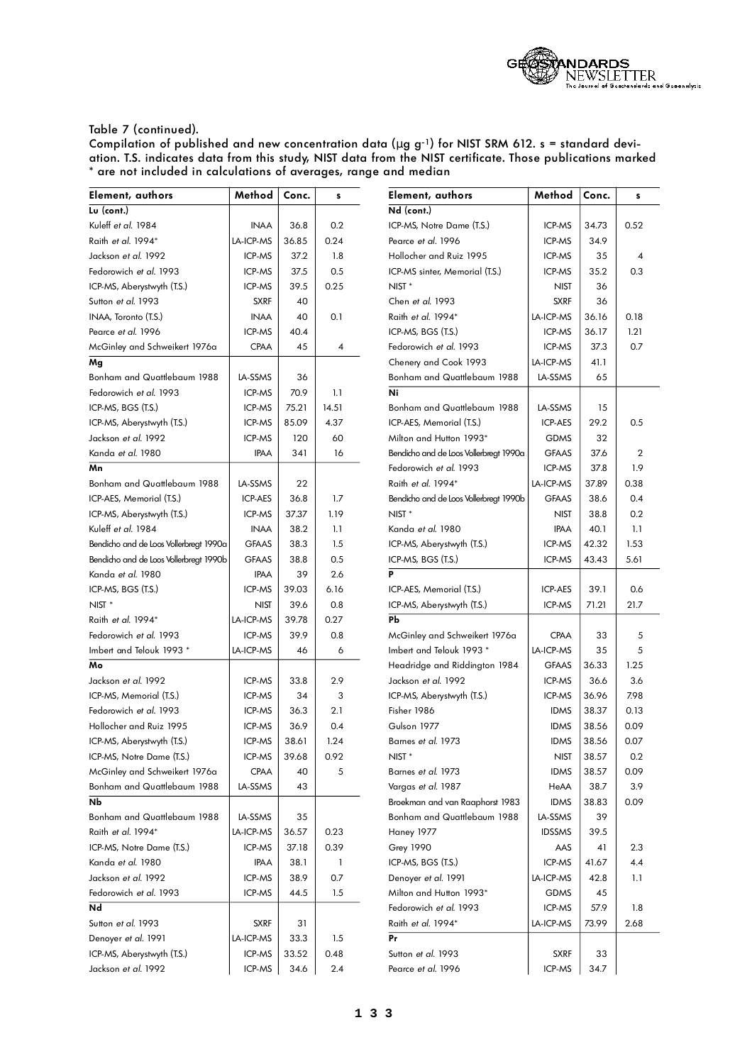Table 7 (continued).

Compilation of published and new concentration data (µg g$^{-1}$) for NIST SRM 612. s = standard deviation. T.S. indicates data from this study, NIST data from the NIST certificate. Those publications marked * are not included in calculations of averages, range and median

| Element, authors | Method | Conc. | s |
|---|---|---|---|
| **Lu (cont.)** | | | |
| Kuleff *et al.* 1984 | INAA | 36.8 | 0.2 |
| Raith *et al.* 1994* | LA-ICP-MS | 36.85 | 0.24 |
| Jackson *et al.* 1992 | ICP-MS | 37.2 | 1.8 |
| Fedorowich *et al.* 1993 | ICP-MS | 37.5 | 0.5 |
| ICP-MS, Aberystwyth (T.S.) | ICP-MS | 39.5 | 0.25 |
| Sutton *et al.* 1993 | SXRF | 40 | |
| INAA, Toronto (T.S.) | INAA | 40 | 0.1 |
| Pearce *et al.* 1996 | ICP-MS | 40.4 | |
| McGinley and Schweikert 1976a | CPAA | 45 | 4 |
| **Mg** | | | |
| Bonham and Quattlebaum 1988 | LA-SSMS | 36 | |
| Fedorowich *et al.* 1993 | ICP-MS | 70.9 | 1.1 |
| ICP-MS, BGS (T.S.) | ICP-MS | 75.21 | 14.51 |
| ICP-MS, Aberystwyth (T.S.) | ICP-MS | 85.09 | 4.37 |
| Jackson *et al.* 1992 | ICP-MS | 120 | 60 |
| Kanda *et al.* 1980 | IPAA | 341 | 16 |
| **Mn** | | | |
| Bonham and Quattlebaum 1988 | LA-SSMS | 22 | |
| ICP-AES, Memorial (T.S.) | ICP-AES | 36.8 | 1.7 |
| ICP-MS, Aberystwyth (T.S.) | ICP-MS | 37.37 | 1.19 |
| Kuleff *et al.* 1984 | INAA | 38.2 | 1.1 |
| Bendicho and de Loos Vollerbregt 1990a | GFAAS | 38.3 | 1.5 |
| Bendicho and de Loos Vollerbregt 1990b | GFAAS | 38.8 | 0.5 |
| Kanda *et al.* 1980 | IPAA | 39 | 2.6 |
| ICP-MS, BGS (T.S.) | ICP-MS | 39.03 | 6.16 |
| NIST * | NIST | 39.6 | 0.8 |
| Raith *et al.* 1994* | LA-ICP-MS | 39.78 | 0.27 |
| Fedorowich *et al.* 1993 | ICP-MS | 39.9 | 0.8 |
| Imbert and Telouk 1993 * | LA-ICP-MS | 46 | 6 |
| **Mo** | | | |
| Jackson *et al.* 1992 | ICP-MS | 33.8 | 2.9 |
| ICP-MS, Memorial (T.S.) | ICP-MS | 34 | 3 |
| Fedorowich *et al.* 1993 | ICP-MS | 36.3 | 2.1 |
| Hollocher and Ruiz 1995 | ICP-MS | 36.9 | 0.4 |
| ICP-MS, Aberystwyth (T.S.) | ICP-MS | 38.61 | 1.24 |
| ICP-MS, Notre Dame (T.S.) | ICP-MS | 39.68 | 0.92 |
| McGinley and Schweikert 1976a | CPAA | 40 | 5 |
| Bonham and Quattlebaum 1988 | LA-SSMS | 43 | |
| **Nb** | | | |
| Bonham and Quattlebaum 1988 | LA-SSMS | 35 | |
| Raith *et al.* 1994* | LA-ICP-MS | 36.57 | 0.23 |
| ICP-MS, Notre Dame (T.S.) | ICP-MS | 37.18 | 0.39 |
| Kanda *et al.* 1980 | IPAA | 38.1 | 1 |
| Jackson *et al.* 1992 | ICP-MS | 38.9 | 0.7 |
| Fedorowich *et al.* 1993 | ICP-MS | 44.5 | 1.5 |
| **Nd** | | | |
| Sutton *et al.* 1993 | SXRF | 31 | |
| Denoyer *et al.* 1991 | LA-ICP-MS | 33.3 | 1.5 |
| ICP-MS, Aberystwyth (T.S.) | ICP-MS | 33.52 | 0.48 |
| Jackson *et al.* 1992 | ICP-MS | 34.6 | 2.4 |
| **Nd (cont.)** | | | |
| ICP-MS, Notre Dame (T.S.) | ICP-MS | 34.73 | 0.52 |
| Pearce *et al.* 1996 | ICP-MS | 34.9 | |
| Hollocher and Ruiz 1995 | ICP-MS | 35 | 4 |
| ICP-MS sinter, Memorial (T.S.) | ICP-MS | 35.2 | 0.3 |
| NIST * | NIST | 36 | |
| Chen *et al.* 1993 | SXRF | 36 | |
| Raith *et al.* 1994* | LA-ICP-MS | 36.16 | 0.18 |
| ICP-MS, BGS (T.S.) | ICP-MS | 36.17 | 1.21 |
| Fedorowich *et al.* 1993 | ICP-MS | 37.3 | 0.7 |
| Chenery and Cook 1993 | LA-ICP-MS | 41.1 | |
| Bonham and Quattlebaum 1988 | LA-SSMS | 65 | |
| **Ni** | | | |
| Bonham and Quattlebaum 1988 | LA-SSMS | 15 | |
| ICP-AES, Memorial (T.S.) | ICP-AES | 29.2 | 0.5 |
| Milton and Hutton 1993* | GDMS | 32 | |
| Bendicho and de Loos Vollerbregt 1990a | GFAAS | 37.6 | 2 |
| Fedorowich *et al.* 1993 | ICP-MS | 37.8 | 1.9 |
| Raith *et al.* 1994* | LA-ICP-MS | 37.89 | 0.38 |
| Bendicho and de Loos Vollerbregt 1990b | GFAAS | 38.6 | 0.4 |
| NIST * | NIST | 38.8 | 0.2 |
| Kanda *et al.* 1980 | IPAA | 40.1 | 1.1 |
| ICP-MS, Aberystwyth (T.S.) | ICP-MS | 42.32 | 1.53 |
| ICP-MS, BGS (T.S.) | ICP-MS | 43.43 | 5.61 |
| **P** | | | |
| ICP-AES, Memorial (T.S.) | ICP-AES | 39.1 | 0.6 |
| ICP-MS, Aberystwyth (T.S.) | ICP-MS | 71.21 | 21.7 |
| **Pb** | | | |
| McGinley and Schweikert 1976a | CPAA | 33 | 5 |
| Imbert and Telouk 1993 * | LA-ICP-MS | 35 | 5 |
| Headridge and Riddington 1984 | GFAAS | 36.33 | 1.25 |
| Jackson *et al.* 1992 | ICP-MS | 36.6 | 3.6 |
| ICP-MS, Aberystwyth (T.S.) | ICP-MS | 36.96 | 7.98 |
| Fisher 1986 | IDMS | 38.37 | 0.13 |
| Gulson 1977 | IDMS | 38.56 | 0.09 |
| Barnes *et al.* 1973 | IDMS | 38.56 | 0.07 |
| NIST * | NIST | 38.57 | 0.2 |
| Barnes *et al.* 1973 | IDMS | 38.57 | 0.09 |
| Vargas *et al.* 1987 | HeAA | 38.7 | 3.9 |
| Broekman and van Raaphorst 1983 | IDMS | 38.83 | 0.09 |
| Bonham and Quattlebaum 1988 | LA-SSMS | 39 | |
| Haney 1977 | IDSSMS | 39.5 | |
| Grey 1990 | AAS | 41 | 2.3 |
| ICP-MS, BGS (T.S.) | ICP-MS | 41.67 | 4.4 |
| Denoyer *et al.* 1991 | LA-ICP-MS | 42.8 | 1.1 |
| Milton and Hutton 1993* | GDMS | 45 | |
| Fedorowich *et al.* 1993 | ICP-MS | 57.9 | 1.8 |
| Raith *et al.* 1994* | LA-ICP-MS | 73.99 | 2.68 |
| **Pr** | | | |
| Sutton *et al.* 1993 | SXRF | 33 | |
| Pearce *et al.* 1996 | ICP-MS | 34.7 | |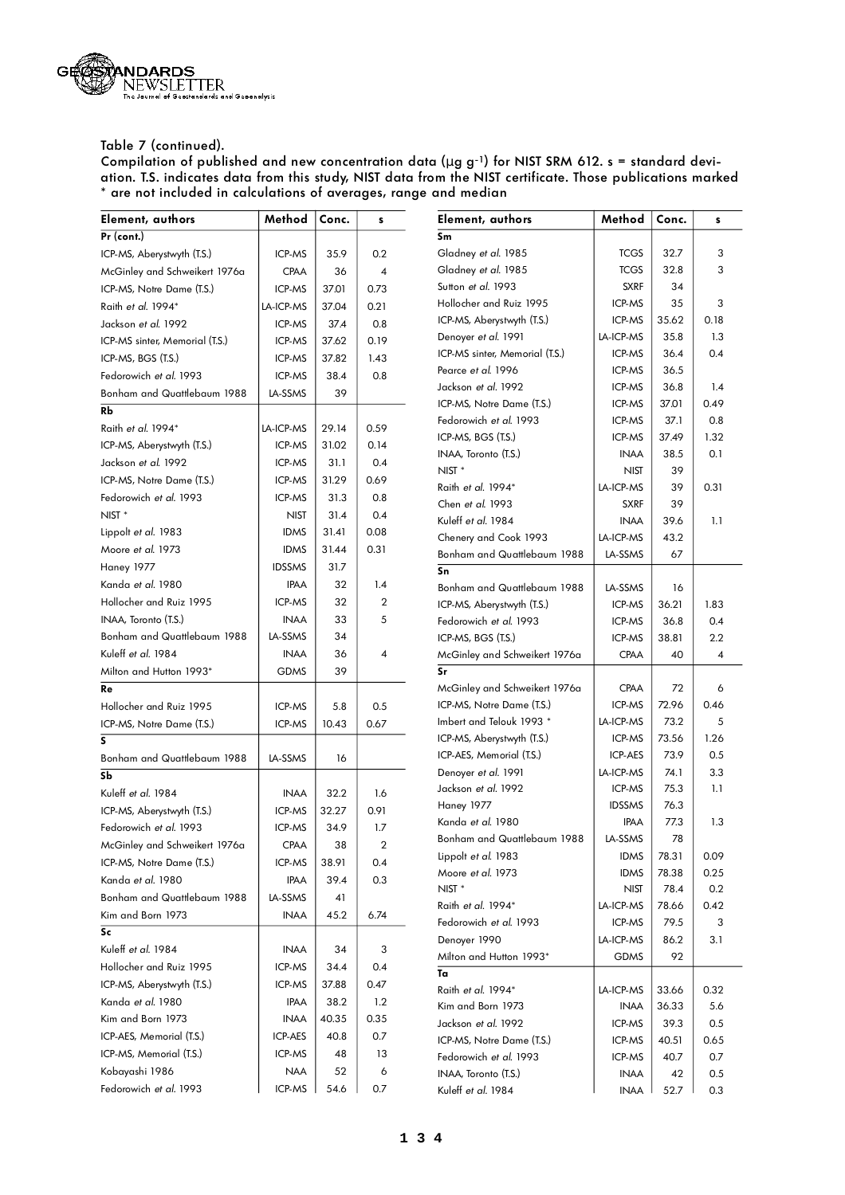Table 7 (continued).
Compilation of published and new concentration data (µg g$^{-1}$) for NIST SRM 612. s = standard deviation. T.S. indicates data from this study, NIST data from the NIST certificate. Those publications marked * are not included in calculations of averages, range and median

| Element, authors | Method | Conc. | s |
|---|---|---|---|
| **Pr (cont.)** | | | |
| ICP-MS, Aberystwyth (T.S.) | ICP-MS | 35.9 | 0.2 |
| McGinley and Schweikert 1976a | CPAA | 36 | 4 |
| ICP-MS, Notre Dame (T.S.) | ICP-MS | 37.01 | 0.73 |
| Raith *et al.* 1994* | LA-ICP-MS | 37.04 | 0.21 |
| Jackson *et al.* 1992 | ICP-MS | 37.4 | 0.8 |
| ICP-MS sinter, Memorial (T.S.) | ICP-MS | 37.62 | 0.19 |
| ICP-MS, BGS (T.S.) | ICP-MS | 37.82 | 1.43 |
| Fedorowich *et al.* 1993 | ICP-MS | 38.4 | 0.8 |
| Bonham and Quattlebaum 1988 | LA-SSMS | 39 | |
| **Rb** | | | |
| Raith *et al.* 1994* | LA-ICP-MS | 29.14 | 0.59 |
| ICP-MS, Aberystwyth (T.S.) | ICP-MS | 31.02 | 0.14 |
| Jackson *et al.* 1992 | ICP-MS | 31.1 | 0.4 |
| ICP-MS, Notre Dame (T.S.) | ICP-MS | 31.29 | 0.69 |
| Fedorowich *et al.* 1993 | ICP-MS | 31.3 | 0.8 |
| NIST * | NIST | 31.4 | 0.4 |
| Lippolt *et al.* 1983 | IDMS | 31.41 | 0.08 |
| Moore *et al.* 1973 | IDMS | 31.44 | 0.31 |
| Haney 1977 | IDSSMS | 31.7 | |
| Kanda *et al.* 1980 | IPAA | 32 | 1.4 |
| Hollocher and Ruiz 1995 | ICP-MS | 32 | 2 |
| INAA, Toronto (T.S.) | INAA | 33 | 5 |
| Bonham and Quattlebaum 1988 | LA-SSMS | 34 | |
| Kuleff *et al.* 1984 | INAA | 36 | 4 |
| Milton and Hutton 1993* | GDMS | 39 | |
| **Re** | | | |
| Hollocher and Ruiz 1995 | ICP-MS | 5.8 | 0.5 |
| ICP-MS, Notre Dame (T.S.) | ICP-MS | 10.43 | 0.67 |
| **S** | | | |
| Bonham and Quattlebaum 1988 | LA-SSMS | 16 | |
| **Sb** | | | |
| Kuleff *et al.* 1984 | INAA | 32.2 | 1.6 |
| ICP-MS, Aberystwyth (T.S.) | ICP-MS | 32.27 | 0.91 |
| Fedorowich *et al.* 1993 | ICP-MS | 34.9 | 1.7 |
| McGinley and Schweikert 1976a | CPAA | 38 | 2 |
| ICP-MS, Notre Dame (T.S.) | ICP-MS | 38.91 | 0.4 |
| Kanda *et al.* 1980 | IPAA | 39.4 | 0.3 |
| Bonham and Quattlebaum 1988 | LA-SSMS | 41 | |
| Kim and Born 1973 | INAA | 45.2 | 6.74 |
| **Sc** | | | |
| Kuleff *et al.* 1984 | INAA | 34 | 3 |
| Hollocher and Ruiz 1995 | ICP-MS | 34.4 | 0.4 |
| ICP-MS, Aberystwyth (T.S.) | ICP-MS | 37.88 | 0.47 |
| Kanda *et al.* 1980 | IPAA | 38.2 | 1.2 |
| Kim and Born 1973 | INAA | 40.35 | 0.35 |
| ICP-AES, Memorial (T.S.) | ICP-AES | 40.8 | 0.7 |
| ICP-MS, Memorial (T.S.) | ICP-MS | 48 | 13 |
| Kobayashi 1986 | NAA | 52 | 6 |
| Fedorowich *et al.* 1993 | ICP-MS | 54.6 | 0.7 |
| **Sm** | | | |
| Gladney *et al.* 1985 | TCGS | 32.7 | 3 |
| Gladney *et al.* 1985 | TCGS | 32.8 | 3 |
| Sutton *et al.* 1993 | SXRF | 34 | |
| Hollocher and Ruiz 1995 | ICP-MS | 35 | 3 |
| ICP-MS, Aberystwyth (T.S.) | ICP-MS | 35.62 | 0.18 |
| Denoyer *et al.* 1991 | LA-ICP-MS | 35.8 | 1.3 |
| ICP-MS sinter, Memorial (T.S.) | ICP-MS | 36.4 | 0.4 |
| Pearce *et al.* 1996 | ICP-MS | 36.5 | |
| Jackson *et al.* 1992 | ICP-MS | 36.8 | 1.4 |
| ICP-MS, Notre Dame (T.S.) | ICP-MS | 37.01 | 0.49 |
| Fedorowich *et al.* 1993 | ICP-MS | 37.1 | 0.8 |
| ICP-MS, BGS (T.S.) | ICP-MS | 37.49 | 1.32 |
| INAA, Toronto (T.S.) | INAA | 38.5 | 0.1 |
| NIST * | NIST | 39 | |
| Raith *et al.* 1994* | LA-ICP-MS | 39 | 0.31 |
| Chen *et al.* 1993 | SXRF | 39 | |
| Kuleff *et al.* 1984 | INAA | 39.6 | 1.1 |
| Chenery and Cook 1993 | LA-ICP-MS | 43.2 | |
| Bonham and Quattlebaum 1988 | LA-SSMS | 67 | |
| **Sn** | | | |
| Bonham and Quattlebaum 1988 | LA-SSMS | 16 | |
| ICP-MS, Aberystwyth (T.S.) | ICP-MS | 36.21 | 1.83 |
| Fedorowich *et al.* 1993 | ICP-MS | 36.8 | 0.4 |
| ICP-MS, BGS (T.S.) | ICP-MS | 38.81 | 2.2 |
| McGinley and Schweikert 1976a | CPAA | 40 | 4 |
| **Sr** | | | |
| McGinley and Schweikert 1976a | CPAA | 72 | 6 |
| ICP-MS, Notre Dame (T.S.) | ICP-MS | 72.96 | 0.46 |
| Imbert and Telouk 1993 * | LA-ICP-MS | 73.2 | 5 |
| ICP-MS, Aberystwyth (T.S.) | ICP-MS | 73.56 | 1.26 |
| ICP-AES, Memorial (T.S.) | ICP-AES | 73.9 | 0.5 |
| Denoyer *et al.* 1991 | LA-ICP-MS | 74.1 | 3.3 |
| Jackson *et al.* 1992 | ICP-MS | 75.3 | 1.1 |
| Haney 1977 | IDSSMS | 76.3 | |
| Kanda *et al.* 1980 | IPAA | 77.3 | 1.3 |
| Bonham and Quattlebaum 1988 | LA-SSMS | 78 | |
| Lippolt *et al.* 1983 | IDMS | 78.31 | 0.09 |
| Moore *et al.* 1973 | IDMS | 78.38 | 0.25 |
| NIST * | NIST | 78.4 | 0.2 |
| Raith *et al.* 1994* | LA-ICP-MS | 78.66 | 0.42 |
| Fedorowich *et al.* 1993 | ICP-MS | 79.5 | 3 |
| Denoyer 1990 | LA-ICP-MS | 86.2 | 3.1 |
| Milton and Hutton 1993* | GDMS | 92 | |
| **Ta** | | | |
| Raith *et al.* 1994* | LA-ICP-MS | 33.66 | 0.32 |
| Kim and Born 1973 | INAA | 36.33 | 5.6 |
| Jackson *et al.* 1992 | ICP-MS | 39.3 | 0.5 |
| ICP-MS, Notre Dame (T.S.) | ICP-MS | 40.51 | 0.65 |
| Fedorowich *et al.* 1993 | ICP-MS | 40.7 | 0.7 |
| INAA, Toronto (T.S.) | INAA | 42 | 0.5 |
| Kuleff *et al.* 1984 | INAA | 52.7 | 0.3 |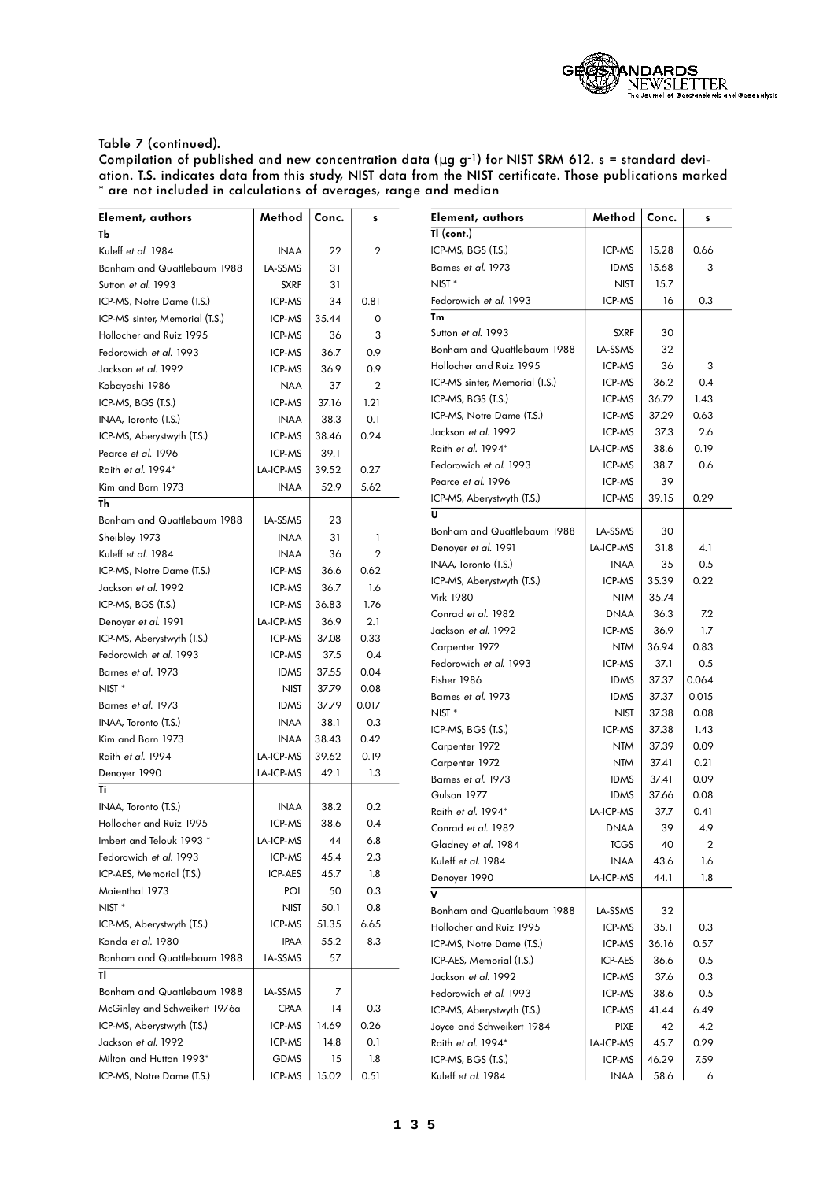Table 7 (continued).
Compilation of published and new concentration data (µg g-1) for NIST SRM 612. s = standard deviation. T.S. indicates data from this study, NIST data from the NIST certificate. Those publications marked * are not included in calculations of averages, range and median

| Element, authors | Method | Conc. | s |
|---|---|---|---|
| **Tb** | | | |
| Kuleff *et al.* 1984 | INAA | 22 | 2 |
| Bonham and Quattlebaum 1988 | LA-SSMS | 31 | |
| Sutton *et al.* 1993 | SXRF | 31 | |
| ICP-MS, Notre Dame (T.S.) | ICP-MS | 34 | 0.81 |
| ICP-MS sinter, Memorial (T.S.) | ICP-MS | 35.44 | 0 |
| Hollocher and Ruiz 1995 | ICP-MS | 36 | 3 |
| Fedorowich *et al.* 1993 | ICP-MS | 36.7 | 0.9 |
| Jackson *et al.* 1992 | ICP-MS | 36.9 | 0.9 |
| Kobayashi 1986 | NAA | 37 | 2 |
| ICP-MS, BGS (T.S.) | ICP-MS | 37.16 | 1.21 |
| INAA, Toronto (T.S.) | INAA | 38.3 | 0.1 |
| ICP-MS, Aberystwyth (T.S.) | ICP-MS | 38.46 | 0.24 |
| Pearce *et al.* 1996 | ICP-MS | 39.1 | |
| Raith *et al.* 1994* | LA-ICP-MS | 39.52 | 0.27 |
| Kim and Born 1973 | INAA | 52.9 | 5.62 |
| **Th** | | | |
| Bonham and Quattlebaum 1988 | LA-SSMS | 23 | |
| Sheibley 1973 | INAA | 31 | 1 |
| Kuleff *et al.* 1984 | INAA | 36 | 2 |
| ICP-MS, Notre Dame (T.S.) | ICP-MS | 36.6 | 0.62 |
| Jackson *et al.* 1992 | ICP-MS | 36.7 | 1.6 |
| ICP-MS, BGS (T.S.) | ICP-MS | 36.83 | 1.76 |
| Denoyer *et al.* 1991 | LA-ICP-MS | 36.9 | 2.1 |
| ICP-MS, Aberystwyth (T.S.) | ICP-MS | 37.08 | 0.33 |
| Fedorowich *et al.* 1993 | ICP-MS | 37.5 | 0.4 |
| Barnes *et al.* 1973 | IDMS | 37.55 | 0.04 |
| NIST * | NIST | 37.79 | 0.08 |
| Barnes *et al.* 1973 | IDMS | 37.79 | 0.017 |
| INAA, Toronto (T.S.) | INAA | 38.1 | 0.3 |
| Kim and Born 1973 | INAA | 38.43 | 0.42 |
| Raith *et al.* 1994 | LA-ICP-MS | 39.62 | 0.19 |
| Denoyer 1990 | LA-ICP-MS | 42.1 | 1.3 |
| **Ti** | | | |
| INAA, Toronto (T.S.) | INAA | 38.2 | 0.2 |
| Hollocher and Ruiz 1995 | ICP-MS | 38.6 | 0.4 |
| Imbert and Telouk 1993 * | LA-ICP-MS | 44 | 6.8 |
| Fedorowich *et al.* 1993 | ICP-MS | 45.4 | 2.3 |
| ICP-AES, Memorial (T.S.) | ICP-AES | 45.7 | 1.8 |
| Maienthal 1973 | POL | 50 | 0.3 |
| NIST * | NIST | 50.1 | 0.8 |
| ICP-MS, Aberystwyth (T.S.) | ICP-MS | 51.35 | 6.65 |
| Kanda *et al.* 1980 | IPAA | 55.2 | 8.3 |
| Bonham and Quattlebaum 1988 | LA-SSMS | 57 | |
| **Tl** | | | |
| Bonham and Quattlebaum 1988 | LA-SSMS | 7 | |
| McGinley and Schweikert 1976a | CPAA | 14 | 0.3 |
| ICP-MS, Aberystwyth (T.S.) | ICP-MS | 14.69 | 0.26 |
| Jackson *et al.* 1992 | ICP-MS | 14.8 | 0.1 |
| Milton and Hutton 1993* | GDMS | 15 | 1.8 |
| ICP-MS, Notre Dame (T.S.) | ICP-MS | 15.02 | 0.51 |
| **Tl (cont.)** | | | |
| ICP-MS, BGS (T.S.) | ICP-MS | 15.28 | 0.66 |
| Barnes *et al.* 1973 | IDMS | 15.68 | 3 |
| NIST * | NIST | 15.7 | |
| Fedorowich *et al.* 1993 | ICP-MS | 16 | 0.3 |
| **Tm** | | | |
| Sutton *et al.* 1993 | SXRF | 30 | |
| Bonham and Quattlebaum 1988 | LA-SSMS | 32 | |
| Hollocher and Ruiz 1995 | ICP-MS | 36 | 3 |
| ICP-MS sinter, Memorial (T.S.) | ICP-MS | 36.2 | 0.4 |
| ICP-MS, BGS (T.S.) | ICP-MS | 36.72 | 1.43 |
| ICP-MS, Notre Dame (T.S.) | ICP-MS | 37.29 | 0.63 |
| Jackson *et al.* 1992 | ICP-MS | 37.3 | 2.6 |
| Raith *et al.* 1994* | LA-ICP-MS | 38.6 | 0.19 |
| Fedorowich *et al.* 1993 | ICP-MS | 38.7 | 0.6 |
| Pearce *et al.* 1996 | ICP-MS | 39 | |
| ICP-MS, Aberystwyth (T.S.) | ICP-MS | 39.15 | 0.29 |
| **U** | | | |
| Bonham and Quattlebaum 1988 | LA-SSMS | 30 | |
| Denoyer *et al.* 1991 | LA-ICP-MS | 31.8 | 4.1 |
| INAA, Toronto (T.S.) | INAA | 35 | 0.5 |
| ICP-MS, Aberystwyth (T.S.) | ICP-MS | 35.39 | 0.22 |
| Virk 1980 | NTM | 35.74 | |
| Conrad *et al.* 1982 | DNAA | 36.3 | 7.2 |
| Jackson *et al.* 1992 | ICP-MS | 36.9 | 1.7 |
| Carpenter 1972 | NTM | 36.94 | 0.83 |
| Fedorowich *et al.* 1993 | ICP-MS | 37.1 | 0.5 |
| Fisher 1986 | IDMS | 37.37 | 0.064 |
| Barnes *et al.* 1973 | IDMS | 37.37 | 0.015 |
| NIST * | NIST | 37.38 | 0.08 |
| ICP-MS, BGS (T.S.) | ICP-MS | 37.38 | 1.43 |
| Carpenter 1972 | NTM | 37.39 | 0.09 |
| Carpenter 1972 | NTM | 37.41 | 0.21 |
| Barnes *et al.* 1973 | IDMS | 37.41 | 0.09 |
| Gulson 1977 | IDMS | 37.66 | 0.08 |
| Raith *et al.* 1994* | LA-ICP-MS | 37.7 | 0.41 |
| Conrad *et al.* 1982 | DNAA | 39 | 4.9 |
| Gladney *et al.* 1984 | TCGS | 40 | 2 |
| Kuleff *et al.* 1984 | INAA | 43.6 | 1.6 |
| Denoyer 1990 | LA-ICP-MS | 44.1 | 1.8 |
| **V** | | | |
| Bonham and Quattlebaum 1988 | LA-SSMS | 32 | |
| Hollocher and Ruiz 1995 | ICP-MS | 35.1 | 0.3 |
| ICP-MS, Notre Dame (T.S.) | ICP-MS | 36.16 | 0.57 |
| ICP-AES, Memorial (T.S.) | ICP-AES | 36.6 | 0.5 |
| Jackson *et al.* 1992 | ICP-MS | 37.6 | 0.3 |
| Fedorowich *et al.* 1993 | ICP-MS | 38.6 | 0.5 |
| ICP-MS, Aberystwyth (T.S.) | ICP-MS | 41.44 | 6.49 |
| Joyce and Schweikert 1984 | PIXE | 42 | 4.2 |
| Raith *et al.* 1994* | LA-ICP-MS | 45.7 | 0.29 |
| ICP-MS, BGS (T.S.) | ICP-MS | 46.29 | 7.59 |
| Kuleff *et al.* 1984 | INAA | 58.6 | 6 |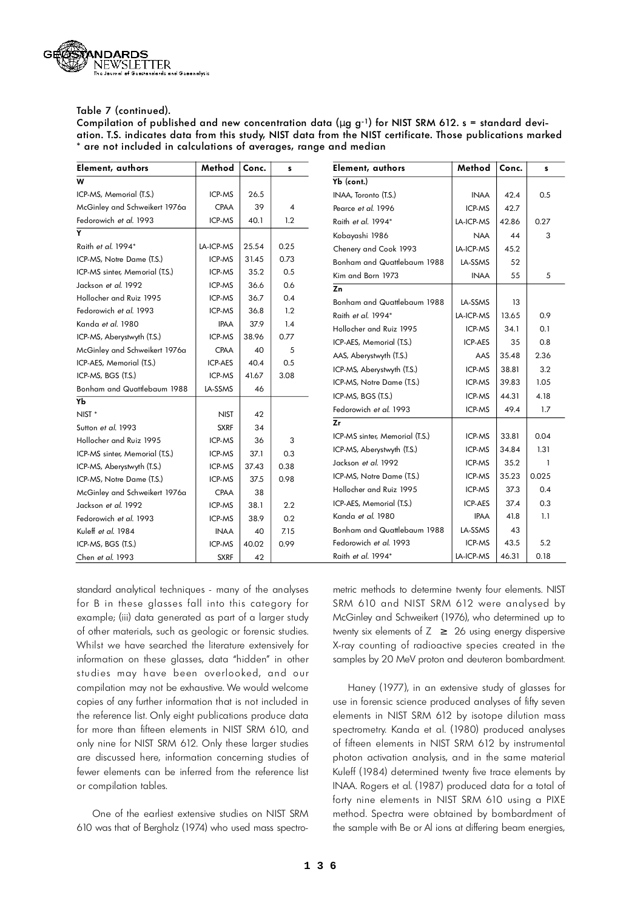Table 7 (continued).
Compilation of published and new concentration data (µg g-1) for NIST SRM 612. s = standard deviation. T.S. indicates data from this study, NIST data from the NIST certificate. Those publications marked * are not included in calculations of averages, range and median

| Element, authors | Method | Conc. | s |
|---|---|---|---|
| **W** | | | |
| ICP-MS, Memorial (T.S.) | ICP-MS | 26.5 | |
| McGinley and Schweikert 1976a | CPAA | 39 | 4 |
| Fedorowich *et al.* 1993 | ICP-MS | 40.1 | 1.2 |
| **Y** | | | |
| Raith *et al.* 1994* | LA-ICP-MS | 25.54 | 0.25 |
| ICP-MS, Notre Dame (T.S.) | ICP-MS | 31.45 | 0.73 |
| ICP-MS sinter, Memorial (T.S.) | ICP-MS | 35.2 | 0.5 |
| Jackson *et al.* 1992 | ICP-MS | 36.6 | 0.6 |
| Hollocher and Ruiz 1995 | ICP-MS | 36.7 | 0.4 |
| Fedorowich *et al.* 1993 | ICP-MS | 36.8 | 1.2 |
| Kanda *et al.* 1980 | IPAA | 37.9 | 1.4 |
| ICP-MS, Aberystwyth (T.S.) | ICP-MS | 38.96 | 0.77 |
| McGinley and Schweikert 1976a | CPAA | 40 | 5 |
| ICP-AES, Memorial (T.S.) | ICP-AES | 40.4 | 0.5 |
| ICP-MS, BGS (T.S.) | ICP-MS | 41.67 | 3.08 |
| Bonham and Quattlebaum 1988 | LA-SSMS | 46 | |
| **Yb** | | | |
| NIST * | NIST | 42 | |
| Sutton *et al.* 1993 | SXRF | 34 | |
| Hollocher and Ruiz 1995 | ICP-MS | 36 | 3 |
| ICP-MS sinter, Memorial (T.S.) | ICP-MS | 37.1 | 0.3 |
| ICP-MS, Aberystwyth (T.S.) | ICP-MS | 37.43 | 0.38 |
| ICP-MS, Notre Dame (T.S.) | ICP-MS | 37.5 | 0.98 |
| McGinley and Schweikert 1976a | CPAA | 38 | |
| Jackson *et al.* 1992 | ICP-MS | 38.1 | 2.2 |
| Fedorowich *et al.* 1993 | ICP-MS | 38.9 | 0.2 |
| Kuleff *et al.* 1984 | INAA | 40 | 7.15 |
| ICP-MS, BGS (T.S.) | ICP-MS | 40.02 | 0.99 |
| Chen *et al.* 1993 | SXRF | 42 | |
| **Yb (cont.)** | | | |
| INAA, Toronto (T.S.) | INAA | 42.4 | 0.5 |
| Pearce *et al.* 1996 | ICP-MS | 42.7 | |
| Raith *et al.* 1994* | LA-ICP-MS | 42.86 | 0.27 |
| Kobayashi 1986 | NAA | 44 | 3 |
| Chenery and Cook 1993 | LA-ICP-MS | 45.2 | |
| Bonham and Quattlebaum 1988 | LA-SSMS | 52 | |
| Kim and Born 1973 | INAA | 55 | 5 |
| **Zn** | | | |
| Bonham and Quattlebaum 1988 | LA-SSMS | 13 | |
| Raith *et al.* 1994* | LA-ICP-MS | 13.65 | 0.9 |
| Hollocher and Ruiz 1995 | ICP-MS | 34.1 | 0.1 |
| ICP-AES, Memorial (T.S.) | ICP-AES | 35 | 0.8 |
| AAS, Aberystwyth (T.S.) | AAS | 35.48 | 2.36 |
| ICP-MS, Aberystwyth (T.S.) | ICP-MS | 38.81 | 3.2 |
| ICP-MS, Notre Dame (T.S.) | ICP-MS | 39.83 | 1.05 |
| ICP-MS, BGS (T.S.) | ICP-MS | 44.31 | 4.18 |
| Fedorowich *et al.* 1993 | ICP-MS | 49.4 | 1.7 |
| **Zr** | | | |
| ICP-MS sinter, Memorial (T.S.) | ICP-MS | 33.81 | 0.04 |
| ICP-MS, Aberystwyth (T.S.) | ICP-MS | 34.84 | 1.31 |
| Jackson *et al.* 1992 | ICP-MS | 35.2 | 1 |
| ICP-MS, Notre Dame (T.S.) | ICP-MS | 35.23 | 0.025 |
| Hollocher and Ruiz 1995 | ICP-MS | 37.3 | 0.4 |
| ICP-AES, Memorial (T.S.) | ICP-AES | 37.4 | 0.3 |
| Kanda *et al.* 1980 | IPAA | 41.8 | 1.1 |
| Bonham and Quattlebaum 1988 | LA-SSMS | 43 | |
| Fedorowich *et al.* 1993 | ICP-MS | 43.5 | 5.2 |
| Raith *et al.* 1994* | LA-ICP-MS | 46.31 | 0.18 |

standard analytical techniques - many of the analyses for B in these glasses fall into this category for example; (iii) data generated as part of a larger study of other materials, such as geologic or forensic studies. Whilst we have searched the literature extensively for information on these glasses, data "hidden" in other studies may have been overlooked, and our compilation may not be exhaustive. We would welcome copies of any further information that is not included in the reference list. Only eight publications produce data for more than fifteen elements in NIST SRM 610, and only nine for NIST SRM 612. Only these larger studies are discussed here, information concerning studies of fewer elements can be inferred from the reference list or compilation tables.

One of the earliest extensive studies on NIST SRM 610 was that of Bergholz (1974) who used mass spectrometric methods to determine twenty four elements. NIST SRM 610 and NIST SRM 612 were analysed by McGinley and Schweikert (1976), who determined up to twenty six elements of $Z \geq 26$ using energy dispersive X-ray counting of radioactive species created in the samples by 20 MeV proton and deuteron bombardment.

Haney (1977), in an extensive study of glasses for use in forensic science produced analyses of fifty seven elements in NIST SRM 612 by isotope dilution mass spectrometry. Kanda et al. (1980) produced analyses of fifteen elements in NIST SRM 612 by instrumental photon activation analysis, and in the same material Kuleff (1984) determined twenty five trace elements by INAA. Rogers et al. (1987) produced data for a total of forty nine elements in NIST SRM 610 using a PIXE method. Spectra were obtained by bombardment of the sample with Be or Al ions at differing beam energies,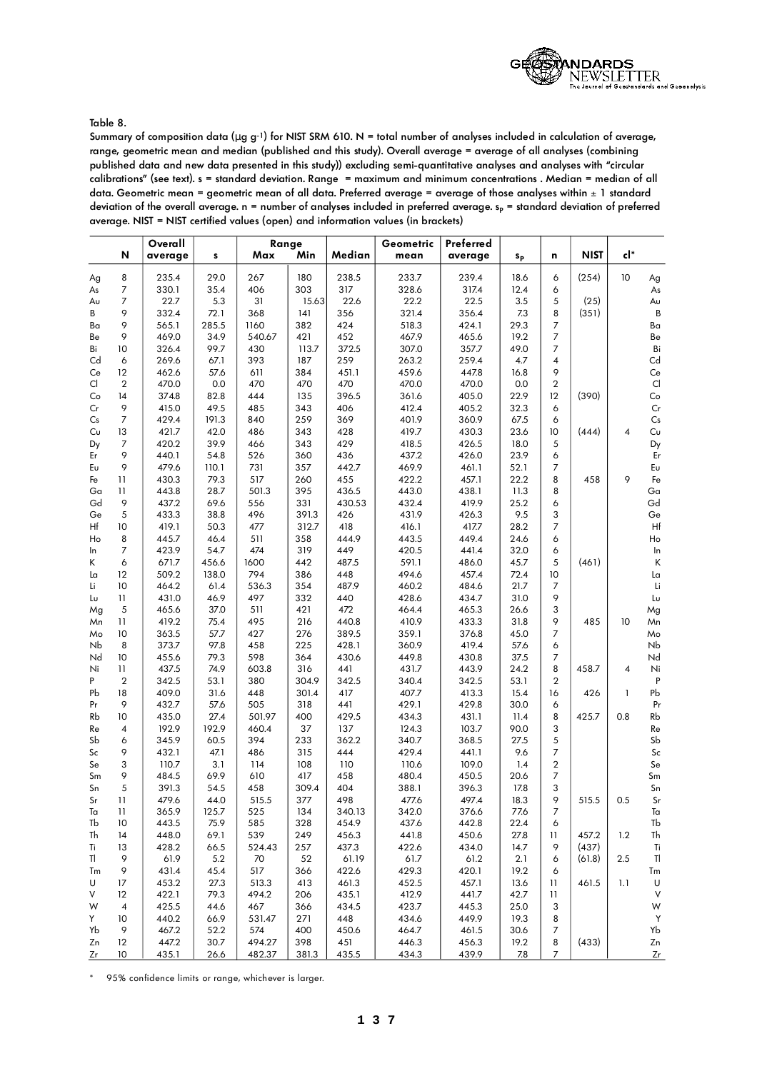Table 8.

Summary of composition data (µg g[-1]) for NIST SRM 610. N = total number of analyses included in calculation of average, range, geometric mean and median (published and this study). Overall average = average of all analyses (combining published data and new data presented in this study)) excluding semi-quantitative analyses and analyses with "circular calibrations" (see text). s = standard deviation. Range = maximum and minimum concentrations . Median = median of all data. Geometric mean = geometric mean of all data. Preferred average = average of those analyses within ± 1 standard deviation of the overall average. n = number of analyses included in preferred average. $s_P$ = standard deviation of preferred average. NIST = NIST certified values (open) and information values (in brackets)

| | N | Overall average | s | Range Max | Range Min | Median | Geometric mean | Preferred average | $s_P$ | n | NIST | cl* | |
|---|---|---|---|---|---|---|---|---|---|---|---|---|---|
| Ag | 8 | 235.4 | 29.0 | 267 | 180 | 238.5 | 233.7 | 239.4 | 18.6 | 6 | (254) | 10 | Ag |
| As | 7 | 330.1 | 35.4 | 406 | 303 | 317 | 328.6 | 317.4 | 12.4 | 6 | | | As |
| Au | 7 | 22.7 | 5.3 | 31 | 15.63 | 22.6 | 22.2 | 22.5 | 3.5 | 5 | (25) | | Au |
| B | 9 | 332.4 | 72.1 | 368 | 141 | 356 | 321.4 | 356.4 | 7.3 | 8 | (351) | | B |
| Ba | 9 | 565.1 | 285.5 | 1160 | 382 | 424 | 518.3 | 424.1 | 29.3 | 7 | | | Ba |
| Be | 9 | 469.0 | 34.9 | 540.67 | 421 | 452 | 467.9 | 465.6 | 19.2 | 7 | | | Be |
| Bi | 10 | 326.4 | 99.7 | 430 | 113.7 | 372.5 | 307.0 | 357.7 | 49.0 | 7 | | | Bi |
| Cd | 6 | 269.6 | 67.1 | 393 | 187 | 259 | 263.2 | 259.4 | 4.7 | 4 | | | Cd |
| Ce | 12 | 462.6 | 57.6 | 611 | 384 | 451.1 | 459.6 | 447.8 | 16.8 | 9 | | | Ce |
| Cl | 2 | 470.0 | 0.0 | 470 | 470 | 470 | 470.0 | 470.0 | 0.0 | 2 | | | Cl |
| Co | 14 | 374.8 | 82.8 | 444 | 135 | 396.5 | 361.6 | 405.0 | 22.9 | 12 | (390) | | Co |
| Cr | 9 | 415.0 | 49.5 | 485 | 343 | 406 | 412.4 | 405.2 | 32.3 | 6 | | | Cr |
| Cs | 7 | 429.4 | 191.3 | 840 | 259 | 369 | 401.9 | 360.9 | 67.5 | 6 | | | Cs |
| Cu | 13 | 421.7 | 42.0 | 486 | 343 | 428 | 419.7 | 430.3 | 23.6 | 10 | (444) | 4 | Cu |
| Dy | 7 | 420.2 | 39.9 | 466 | 343 | 429 | 418.5 | 426.5 | 18.0 | 5 | | | Dy |
| Er | 9 | 440.1 | 54.8 | 526 | 360 | 436 | 437.2 | 426.0 | 23.9 | 6 | | | Er |
| Eu | 9 | 479.6 | 110.1 | 731 | 357 | 442.7 | 469.9 | 461.1 | 52.1 | 7 | | | Eu |
| Fe | 11 | 430.3 | 79.3 | 517 | 260 | 455 | 422.2 | 457.1 | 22.2 | 8 | 458 | 9 | Fe |
| Ga | 11 | 443.8 | 28.7 | 501.3 | 395 | 436.5 | 443.0 | 438.1 | 11.3 | 8 | | | Ga |
| Gd | 9 | 437.2 | 69.6 | 556 | 331 | 430.53 | 432.4 | 419.9 | 25.2 | 6 | | | Gd |
| Ge | 5 | 433.3 | 38.8 | 496 | 391.3 | 426 | 431.9 | 426.3 | 9.5 | 3 | | | Ge |
| Hf | 10 | 419.1 | 50.3 | 477 | 312.7 | 418 | 416.1 | 417.7 | 28.2 | 7 | | | Hf |
| Ho | 8 | 445.7 | 46.4 | 511 | 358 | 444.9 | 443.5 | 449.4 | 24.6 | 6 | | | Ho |
| In | 7 | 423.9 | 54.7 | 474 | 319 | 449 | 420.5 | 441.4 | 32.0 | 6 | | | In |
| K | 6 | 671.7 | 456.6 | 1600 | 442 | 487.5 | 591.1 | 486.0 | 45.7 | 5 | (461) | | K |
| La | 12 | 509.2 | 138.0 | 794 | 386 | 448 | 494.6 | 457.4 | 72.4 | 10 | | | La |
| Li | 10 | 464.2 | 61.4 | 536.3 | 354 | 487.9 | 460.2 | 484.6 | 21.7 | 7 | | | Li |
| Lu | 11 | 431.0 | 46.9 | 497 | 332 | 440 | 428.6 | 434.7 | 31.0 | 9 | | | Lu |
| Mg | 5 | 465.6 | 37.0 | 511 | 421 | 472 | 464.4 | 465.3 | 26.6 | 3 | | | Mg |
| Mn | 11 | 419.2 | 75.4 | 495 | 216 | 440.8 | 410.9 | 433.3 | 31.8 | 9 | 485 | 10 | Mn |
| Mo | 10 | 363.5 | 57.7 | 427 | 276 | 389.5 | 359.1 | 376.8 | 45.0 | 7 | | | Mo |
| Nb | 8 | 373.7 | 97.8 | 458 | 225 | 428.1 | 360.9 | 419.4 | 57.6 | 6 | | | Nb |
| Nd | 10 | 455.6 | 79.3 | 598 | 364 | 430.6 | 449.8 | 430.8 | 37.5 | 7 | | | Nd |
| Ni | 11 | 437.5 | 74.9 | 603.8 | 316 | 441 | 431.7 | 443.9 | 24.2 | 8 | 458.7 | 4 | Ni |
| P | 2 | 342.5 | 53.1 | 380 | 304.9 | 342.5 | 340.4 | 342.5 | 53.1 | 2 | | | P |
| Pb | 18 | 409.0 | 31.6 | 448 | 301.4 | 417 | 407.7 | 413.3 | 15.4 | 16 | 426 | 1 | Pb |
| Pr | 9 | 432.7 | 57.6 | 505 | 318 | 441 | 429.1 | 429.8 | 30.0 | 6 | | | Pr |
| Rb | 10 | 435.0 | 27.4 | 501.97 | 400 | 429.5 | 434.3 | 431.1 | 11.4 | 8 | 425.7 | 0.8 | Rb |
| Re | 4 | 192.9 | 192.9 | 460.4 | 37 | 137 | 124.3 | 103.7 | 90.0 | 3 | | | Re |
| Sb | 6 | 345.9 | 60.5 | 394 | 233 | 362.2 | 340.7 | 368.5 | 27.5 | 5 | | | Sb |
| Sc | 9 | 432.1 | 47.1 | 486 | 315 | 444 | 429.4 | 441.1 | 9.6 | 7 | | | Sc |
| Se | 3 | 110.7 | 3.1 | 114 | 108 | 110 | 110.6 | 109.0 | 1.4 | 2 | | | Se |
| Sm | 9 | 484.5 | 69.9 | 610 | 417 | 458 | 480.4 | 450.5 | 20.6 | 7 | | | Sm |
| Sn | 5 | 391.3 | 54.5 | 458 | 309.4 | 404 | 388.1 | 396.3 | 17.8 | 3 | | | Sn |
| Sr | 11 | 479.6 | 44.0 | 515.5 | 377 | 498 | 477.6 | 497.4 | 18.3 | 9 | 515.5 | 0.5 | Sr |
| Ta | 11 | 365.9 | 125.7 | 525 | 134 | 340.13 | 342.0 | 376.6 | 77.6 | 7 | | | Ta |
| Tb | 10 | 443.5 | 75.9 | 585 | 328 | 454.9 | 437.6 | 442.8 | 22.4 | 6 | | | Tb |
| Th | 14 | 448.0 | 69.1 | 539 | 249 | 456.3 | 441.8 | 450.6 | 27.8 | 11 | 457.2 | 1.2 | Th |
| Ti | 13 | 428.2 | 66.5 | 524.43 | 257 | 437.3 | 422.6 | 434.0 | 14.7 | 9 | (437) | | Ti |
| Tl | 9 | 61.9 | 5.2 | 70 | 52 | 61.19 | 61.7 | 61.2 | 2.1 | 6 | (61.8) | 2.5 | Tl |
| Tm | 9 | 431.4 | 45.4 | 517 | 366 | 422.6 | 429.3 | 420.1 | 19.2 | 6 | | | Tm |
| U | 17 | 453.2 | 27.3 | 513.3 | 413 | 461.3 | 452.5 | 457.1 | 13.6 | 11 | 461.5 | 1.1 | U |
| V | 12 | 422.1 | 79.3 | 494.2 | 206 | 435.1 | 412.9 | 441.7 | 42.7 | 11 | | | V |
| W | 4 | 425.5 | 44.6 | 467 | 366 | 434.5 | 423.7 | 445.3 | 25.0 | 3 | | | W |
| Y | 10 | 440.2 | 66.9 | 531.47 | 271 | 448 | 434.6 | 449.9 | 19.3 | 8 | | | Y |
| Yb | 9 | 467.2 | 52.2 | 574 | 400 | 450.6 | 464.7 | 461.5 | 30.6 | 7 | | | Yb |
| Zn | 12 | 447.2 | 30.7 | 494.27 | 398 | 451 | 446.3 | 456.3 | 19.2 | 8 | (433) | | Zn |
| Zr | 10 | 435.1 | 26.6 | 482.37 | 381.3 | 435.5 | 434.3 | 439.9 | 7.8 | 7 | | | Zr |

\* 95% confidence limits or range, whichever is larger.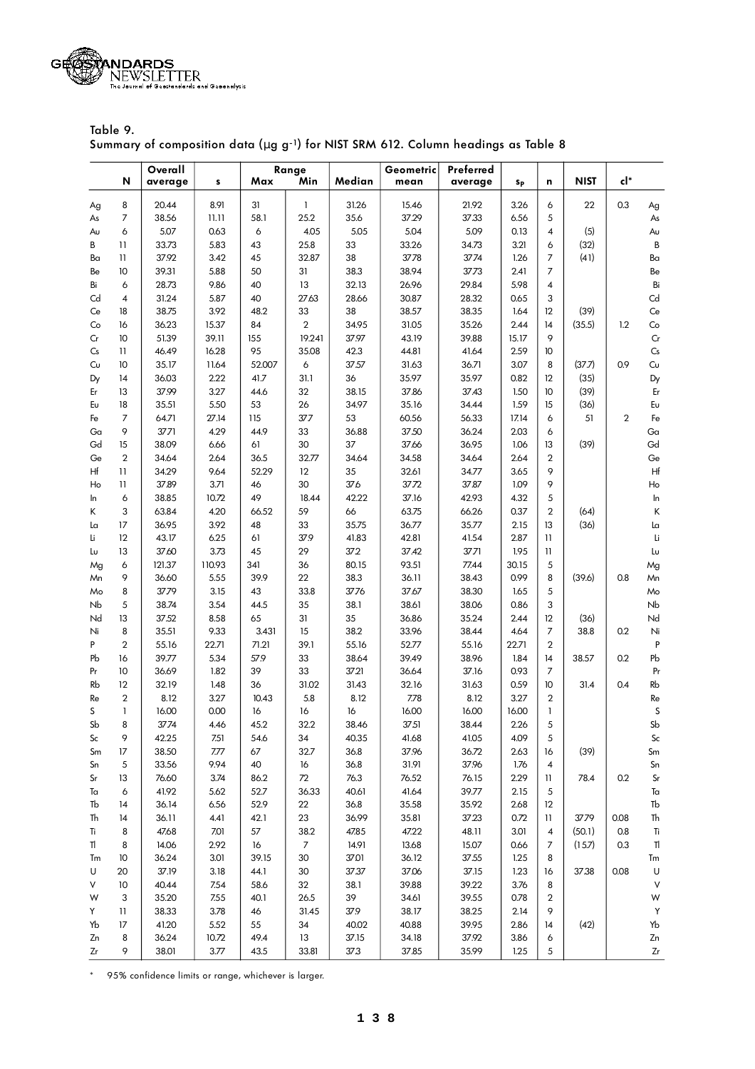Table 9.
Summary of composition data (µg g[-1]) for NIST SRM 612. Column headings as Table 8

| | N | Overall average | s | Range Max | Range Min | Median | Geometric mean | Preferred average | $s_P$ | n | NIST | cl* | |
|---|---|---|---|---|---|---|---|---|---|---|---|---|---|
| Ag | 8 | 20.44 | 8.91 | 31 | 1 | 31.26 | 15.46 | 21.92 | 3.26 | 6 | 22 | 0.3 | Ag |
| As | 7 | 38.56 | 11.11 | 58.1 | 25.2 | 35.6 | 37.29 | 37.33 | 6.56 | 5 | | | As |
| Au | 6 | 5.07 | 0.63 | 6 | 4.05 | 5.05 | 5.04 | 5.09 | 0.13 | 4 | (5) | | Au |
| B | 11 | 33.73 | 5.83 | 43 | 25.8 | 33 | 33.26 | 34.73 | 3.21 | 6 | (32) | | B |
| Ba | 11 | 37.92 | 3.42 | 45 | 32.87 | 38 | 37.78 | 37.74 | 1.26 | 7 | (41) | | Ba |
| Be | 10 | 39.31 | 5.88 | 50 | 31 | 38.3 | 38.94 | 37.73 | 2.41 | 7 | | | Be |
| Bi | 6 | 28.73 | 9.86 | 40 | 13 | 32.13 | 26.96 | 29.84 | 5.98 | 4 | | | Bi |
| Cd | 4 | 31.24 | 5.87 | 40 | 27.63 | 28.66 | 30.87 | 28.32 | 0.65 | 3 | | | Cd |
| Ce | 18 | 38.75 | 3.92 | 48.2 | 33 | 38 | 38.57 | 38.35 | 1.64 | 12 | (39) | | Ce |
| Co | 16 | 36.23 | 15.37 | 84 | 2 | 34.95 | 31.05 | 35.26 | 2.44 | 14 | (35.5) | 1.2 | Co |
| Cr | 10 | 51.39 | 39.11 | 155 | 19.241 | 37.97 | 43.19 | 39.88 | 15.17 | 9 | | | Cr |
| Cs | 11 | 46.49 | 16.28 | 95 | 35.08 | 42.3 | 44.81 | 41.64 | 2.59 | 10 | | | Cs |
| Cu | 10 | 35.17 | 11.64 | 52.007 | 6 | 37.57 | 31.63 | 36.71 | 3.07 | 8 | (37.7) | 0.9 | Cu |
| Dy | 14 | 36.03 | 2.22 | 41.7 | 31.1 | 36 | 35.97 | 35.97 | 0.82 | 12 | (35) | | Dy |
| Er | 13 | 37.99 | 3.27 | 44.6 | 32 | 38.15 | 37.86 | 37.43 | 1.50 | 10 | (39) | | Er |
| Eu | 18 | 35.51 | 5.50 | 53 | 26 | 34.97 | 35.16 | 34.44 | 1.59 | 15 | (36) | | Eu |
| Fe | 7 | 64.71 | 27.14 | 115 | 37.7 | 53 | 60.56 | 56.33 | 17.14 | 6 | 51 | 2 | Fe |
| Ga | 9 | 37.71 | 4.29 | 44.9 | 33 | 36.88 | 37.50 | 36.24 | 2.03 | 6 | | | Ga |
| Gd | 15 | 38.09 | 6.66 | 61 | 30 | 37 | 37.66 | 36.95 | 1.06 | 13 | (39) | | Gd |
| Ge | 2 | 34.64 | 2.64 | 36.5 | 32.77 | 34.64 | 34.58 | 34.64 | 2.64 | 2 | | | Ge |
| Hf | 11 | 34.29 | 9.64 | 52.29 | 12 | 35 | 32.61 | 34.77 | 3.65 | 9 | | | Hf |
| Ho | 11 | 37.89 | 3.71 | 46 | 30 | 37.6 | 37.72 | 37.87 | 1.09 | 9 | | | Ho |
| In | 6 | 38.85 | 10.72 | 49 | 18.44 | 42.22 | 37.16 | 42.93 | 4.32 | 5 | | | In |
| K | 3 | 63.84 | 4.20 | 66.52 | 59 | 66 | 63.75 | 66.26 | 0.37 | 2 | (64) | | K |
| La | 17 | 36.95 | 3.92 | 48 | 33 | 35.75 | 36.77 | 35.77 | 2.15 | 13 | (36) | | La |
| Li | 12 | 43.17 | 6.25 | 61 | 37.9 | 41.83 | 42.81 | 41.54 | 2.87 | 11 | | | Li |
| Lu | 13 | 37.60 | 3.73 | 45 | 29 | 37.2 | 37.42 | 37.71 | 1.95 | 11 | | | Lu |
| Mg | 6 | 121.37 | 110.93 | 341 | 36 | 80.15 | 93.51 | 77.44 | 30.15 | 5 | | | Mg |
| Mn | 9 | 36.60 | 5.55 | 39.9 | 22 | 38.3 | 36.11 | 38.43 | 0.99 | 8 | (39.6) | 0.8 | Mn |
| Mo | 8 | 37.79 | 3.15 | 43 | 33.8 | 37.76 | 37.67 | 38.30 | 1.65 | 5 | | | Mo |
| Nb | 5 | 38.74 | 3.54 | 44.5 | 35 | 38.1 | 38.61 | 38.06 | 0.86 | 3 | | | Nb |
| Nd | 13 | 37.52 | 8.58 | 65 | 31 | 35 | 36.86 | 35.24 | 2.44 | 12 | (36) | | Nd |
| Ni | 8 | 35.51 | 9.33 | 3.431 | 15 | 38.2 | 33.96 | 38.44 | 4.64 | 7 | 38.8 | 0.2 | Ni |
| P | 2 | 55.16 | 22.71 | 71.21 | 39.1 | 55.16 | 52.77 | 55.16 | 22.71 | 2 | | | P |
| Pb | 16 | 39.77 | 5.34 | 57.9 | 33 | 38.64 | 39.49 | 38.96 | 1.84 | 14 | 38.57 | 0.2 | Pb |
| Pr | 10 | 36.69 | 1.82 | 39 | 33 | 37.21 | 36.64 | 37.16 | 0.93 | 7 | | | Pr |
| Rb | 12 | 32.19 | 1.48 | 36 | 31.02 | 31.43 | 32.16 | 31.63 | 0.59 | 10 | 31.4 | 0.4 | Rb |
| Re | 2 | 8.12 | 3.27 | 10.43 | 5.8 | 8.12 | 7.78 | 8.12 | 3.27 | 2 | | | Re |
| S | 1 | 16.00 | 0.00 | 16 | 16 | 16 | 16.00 | 16.00 | 16.00 | 1 | | | S |
| Sb | 8 | 37.74 | 4.46 | 45.2 | 32.2 | 38.46 | 37.51 | 38.44 | 2.26 | 5 | | | Sb |
| Sc | 9 | 42.25 | 7.51 | 54.6 | 34 | 40.35 | 41.68 | 41.05 | 4.09 | 5 | | | Sc |
| Sm | 17 | 38.50 | 7.77 | 67 | 32.7 | 36.8 | 37.96 | 36.72 | 2.63 | 16 | (39) | | Sm |
| Sn | 5 | 33.56 | 9.94 | 40 | 16 | 36.8 | 31.91 | 37.96 | 1.76 | 4 | | | Sn |
| Sr | 13 | 76.60 | 3.74 | 86.2 | 72 | 76.3 | 76.52 | 76.15 | 2.29 | 11 | 78.4 | 0.2 | Sr |
| Ta | 6 | 41.92 | 5.62 | 52.7 | 36.33 | 40.61 | 41.64 | 39.77 | 2.15 | 5 | | | Ta |
| Tb | 14 | 36.14 | 6.56 | 52.9 | 22 | 36.8 | 35.58 | 35.92 | 2.68 | 12 | | | Tb |
| Th | 14 | 36.11 | 4.41 | 42.1 | 23 | 36.99 | 35.81 | 37.23 | 0.72 | 11 | 37.79 | 0.08 | Th |
| Ti | 8 | 47.68 | 7.01 | 57 | 38.2 | 47.85 | 47.22 | 48.11 | 3.01 | 4 | (50.1) | 0.8 | Ti |
| Tl | 8 | 14.06 | 2.92 | 16 | 7 | 14.91 | 13.68 | 15.07 | 0.66 | 7 | (15.7) | 0.3 | Tl |
| Tm | 10 | 36.24 | 3.01 | 39.15 | 30 | 37.01 | 36.12 | 37.55 | 1.25 | 8 | | | Tm |
| U | 20 | 37.19 | 3.18 | 44.1 | 30 | 37.37 | 37.06 | 37.15 | 1.23 | 16 | 37.38 | 0.08 | U |
| V | 10 | 40.44 | 7.54 | 58.6 | 32 | 38.1 | 39.88 | 39.22 | 3.76 | 8 | | | V |
| W | 3 | 35.20 | 7.55 | 40.1 | 26.5 | 39 | 34.61 | 39.55 | 0.78 | 2 | | | W |
| Y | 11 | 38.33 | 3.78 | 46 | 31.45 | 37.9 | 38.17 | 38.25 | 2.14 | 9 | | | Y |
| Yb | 17 | 41.20 | 5.52 | 55 | 34 | 40.02 | 40.88 | 39.95 | 2.86 | 14 | (42) | | Yb |
| Zn | 8 | 36.24 | 10.72 | 49.4 | 13 | 37.15 | 34.18 | 37.92 | 3.86 | 6 | | | Zn |
| Zr | 9 | 38.01 | 3.77 | 43.5 | 33.81 | 37.3 | 37.85 | 35.99 | 1.25 | 5 | | | Zr |

\* 95% confidence limits or range, whichever is larger.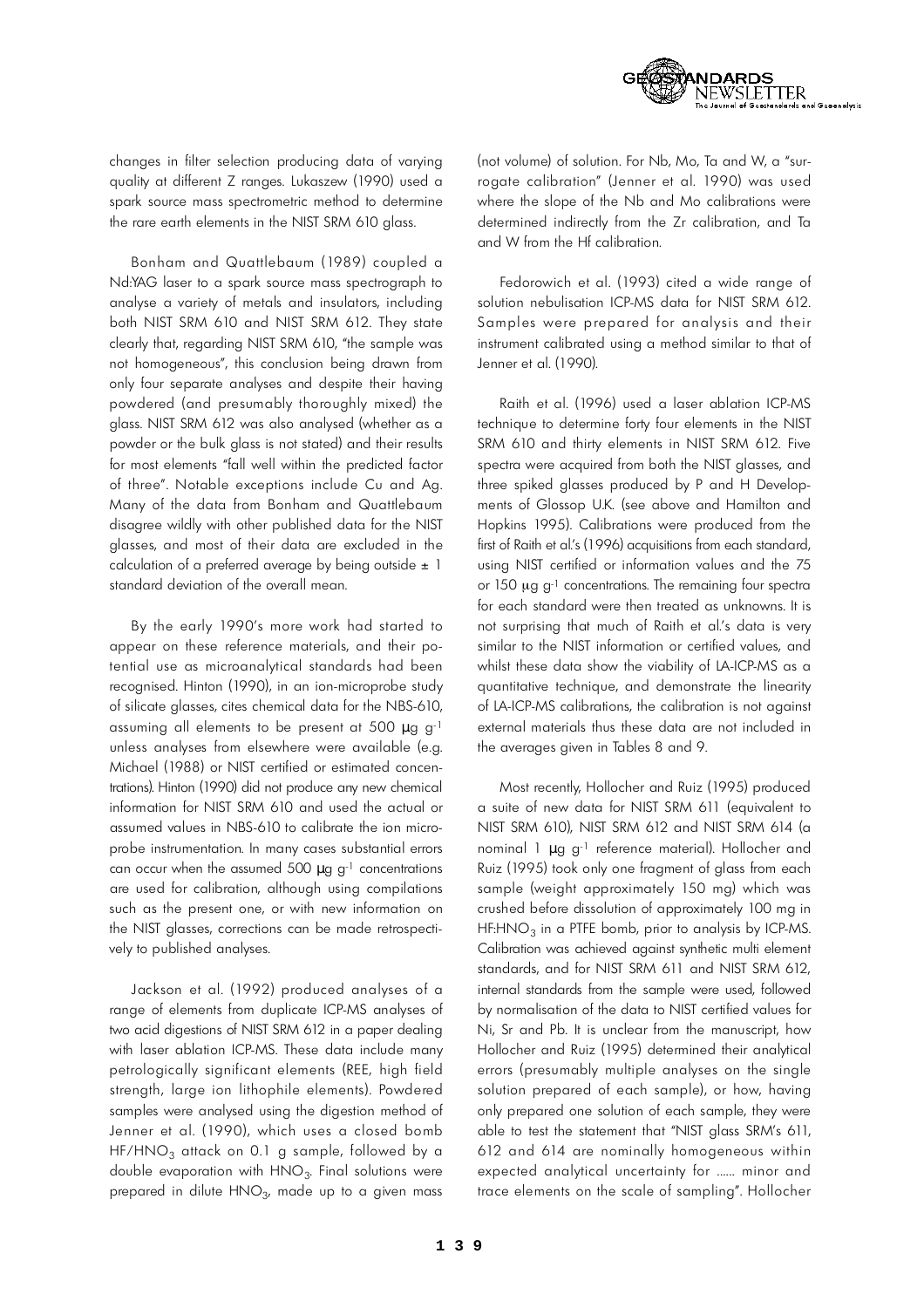changes in filter selection producing data of varying quality at different Z ranges. Lukaszew (1990) used a spark source mass spectrometric method to determine the rare earth elements in the NIST SRM 610 glass.

Bonham and Quattlebaum (1989) coupled a Nd:YAG laser to a spark source mass spectrograph to analyse a variety of metals and insulators, including both NIST SRM 610 and NIST SRM 612. They state clearly that, regarding NIST SRM 610, "the sample was not homogeneous", this conclusion being drawn from only four separate analyses and despite their having powdered (and presumably thoroughly mixed) the glass. NIST SRM 612 was also analysed (whether as a powder or the bulk glass is not stated) and their results for most elements "fall well within the predicted factor of three". Notable exceptions include Cu and Ag. Many of the data from Bonham and Quattlebaum disagree wildly with other published data for the NIST glasses, and most of their data are excluded in the calculation of a preferred average by being outside ± 1 standard deviation of the overall mean.

By the early 1990's more work had started to appear on these reference materials, and their potential use as microanalytical standards had been recognised. Hinton (1990), in an ion-microprobe study of silicate glasses, cites chemical data for the NBS-610, assuming all elements to be present at 500 μg $g^{-1}$ unless analyses from elsewhere were available (e.g. Michael (1988) or NIST certified or estimated concentrations). Hinton (1990) did not produce any new chemical information for NIST SRM 610 and used the actual or assumed values in NBS-610 to calibrate the ion microprobe instrumentation. In many cases substantial errors can occur when the assumed 500 μg $g^{-1}$ concentrations are used for calibration, although using compilations such as the present one, or with new information on the NIST glasses, corrections can be made retrospectively to published analyses.

Jackson et al. (1992) produced analyses of a range of elements from duplicate ICP-MS analyses of two acid digestions of NIST SRM 612 in a paper dealing with laser ablation ICP-MS. These data include many petrologically significant elements (REE, high field strength, large ion lithophile elements). Powdered samples were analysed using the digestion method of Jenner et al. (1990), which uses a closed bomb $HF/HNO_3$ attack on 0.1 g sample, followed by a double evaporation with $HNO_3$. Final solutions were prepared in dilute $HNO_3$, made up to a given mass (not volume) of solution. For Nb, Mo, Ta and W, a "surrogate calibration" (Jenner et al. 1990) was used where the slope of the Nb and Mo calibrations were determined indirectly from the Zr calibration, and Ta and W from the Hf calibration.

Fedorowich et al. (1993) cited a wide range of solution nebulisation ICP-MS data for NIST SRM 612. Samples were prepared for analysis and their instrument calibrated using a method similar to that of Jenner et al. (1990).

Raith et al. (1996) used a laser ablation ICP-MS technique to determine forty four elements in the NIST SRM 610 and thirty elements in NIST SRM 612. Five spectra were acquired from both the NIST glasses, and three spiked glasses produced by P and H Developments of Glossop U.K. (see above and Hamilton and Hopkins 1995). Calibrations were produced from the first of Raith et al.'s (1996) acquisitions from each standard, using NIST certified or information values and the 75 or 150 μg $g^{-1}$ concentrations. The remaining four spectra for each standard were then treated as unknowns. It is not surprising that much of Raith et al.'s data is very similar to the NIST information or certified values, and whilst these data show the viability of LA-ICP-MS as a quantitative technique, and demonstrate the linearity of LA-ICP-MS calibrations, the calibration is not against external materials thus these data are not included in the averages given in Tables 8 and 9.

Most recently, Hollocher and Ruiz (1995) produced a suite of new data for NIST SRM 611 (equivalent to NIST SRM 610), NIST SRM 612 and NIST SRM 614 (a nominal 1 μg $g^{-1}$ reference material). Hollocher and Ruiz (1995) took only one fragment of glass from each sample (weight approximately 150 mg) which was crushed before dissolution of approximately 100 mg in $HF:HNO_3$ in a PTFE bomb, prior to analysis by ICP-MS. Calibration was achieved against synthetic multi element standards, and for NIST SRM 611 and NIST SRM 612, internal standards from the sample were used, followed by normalisation of the data to NIST certified values for Ni, Sr and Pb. It is unclear from the manuscript, how Hollocher and Ruiz (1995) determined their analytical errors (presumably multiple analyses on the single solution prepared of each sample), or how, having only prepared one solution of each sample, they were able to test the statement that "NIST glass SRM's 611, 612 and 614 are nominally homogeneous within expected analytical uncertainty for ...... minor and trace elements on the scale of sampling". Hollocher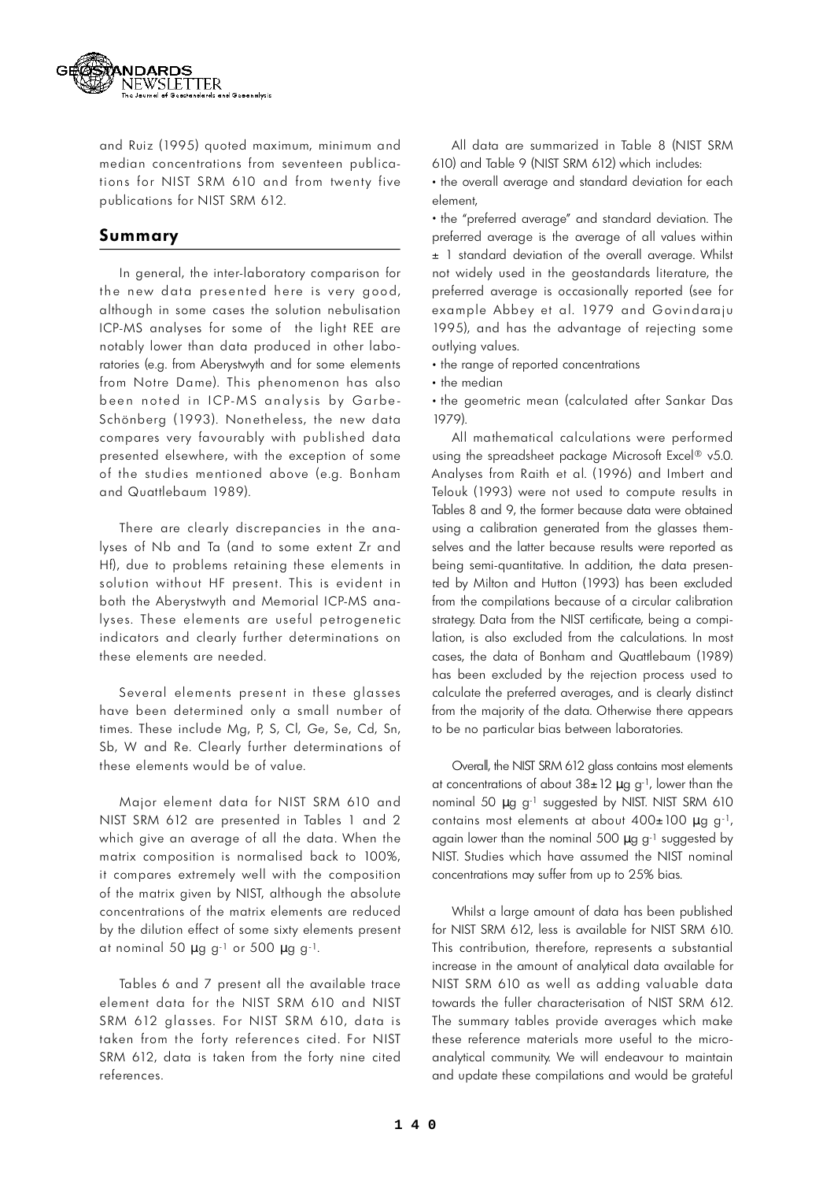and Ruiz (1995) quoted maximum, minimum and median concentrations from seventeen publications for NIST SRM 610 and from twenty five publications for NIST SRM 612.

## Summary

In general, the inter-laboratory comparison for the new data presented here is very good, although in some cases the solution nebulisation ICP-MS analyses for some of the light REE are notably lower than data produced in other laboratories (e.g. from Aberystwyth and for some elements from Notre Dame). This phenomenon has also been noted in ICP-MS analysis by Garbe-Schönberg (1993). Nonetheless, the new data compares very favourably with published data presented elsewhere, with the exception of some of the studies mentioned above (e.g. Bonham and Quattlebaum 1989).

There are clearly discrepancies in the analyses of Nb and Ta (and to some extent Zr and Hf), due to problems retaining these elements in solution without HF present. This is evident in both the Aberystwyth and Memorial ICP-MS analyses. These elements are useful petrogenetic indicators and clearly further determinations on these elements are needed.

Several elements present in these glasses have been determined only a small number of times. These include Mg, P, S, Cl, Ge, Se, Cd, Sn, Sb, W and Re. Clearly further determinations of these elements would be of value.

Major element data for NIST SRM 610 and NIST SRM 612 are presented in Tables 1 and 2 which give an average of all the data. When the matrix composition is normalised back to 100%, it compares extremely well with the composition of the matrix given by NIST, although the absolute concentrations of the matrix elements are reduced by the dilution effect of some sixty elements present at nominal 50 $\mu g\ g^{-1}$ or 500 $\mu g\ g^{-1}$.

Tables 6 and 7 present all the available trace element data for the NIST SRM 610 and NIST SRM 612 glasses. For NIST SRM 610, data is taken from the forty references cited. For NIST SRM 612, data is taken from the forty nine cited references.

All data are summarized in Table 8 (NIST SRM 610) and Table 9 (NIST SRM 612) which includes:

- the overall average and standard deviation for each element,
- the "preferred average" and standard deviation. The preferred average is the average of all values within ± 1 standard deviation of the overall average. Whilst not widely used in the geostandards literature, the preferred average is occasionally reported (see for example Abbey et al. 1979 and Govindaraju 1995), and has the advantage of rejecting some outlying values.
- the range of reported concentrations
- the median
- the geometric mean (calculated after Sankar Das 1979).

All mathematical calculations were performed using the spreadsheet package Microsoft Excel® v5.0. Analyses from Raith et al. (1996) and Imbert and Telouk (1993) were not used to compute results in Tables 8 and 9, the former because data were obtained using a calibration generated from the glasses themselves and the latter because results were reported as being semi-quantitative. In addition, the data presented by Milton and Hutton (1993) has been excluded from the compilations because of a circular calibration strategy. Data from the NIST certificate, being a compilation, is also excluded from the calculations. In most cases, the data of Bonham and Quattlebaum (1989) has been excluded by the rejection process used to calculate the preferred averages, and is clearly distinct from the majority of the data. Otherwise there appears to be no particular bias between laboratories.

Overall, the NIST SRM 612 glass contains most elements at concentrations of about 38±12 $\mu g\ g^{-1}$, lower than the nominal 50 $\mu g\ g^{-1}$ suggested by NIST. NIST SRM 610 contains most elements at about 400±100 $\mu g\ g^{-1}$, again lower than the nominal 500 $\mu g\ g^{-1}$ suggested by NIST. Studies which have assumed the NIST nominal concentrations may suffer from up to 25% bias.

Whilst a large amount of data has been published for NIST SRM 612, less is available for NIST SRM 610. This contribution, therefore, represents a substantial increase in the amount of analytical data available for NIST SRM 610 as well as adding valuable data towards the fuller characterisation of NIST SRM 612. The summary tables provide averages which make these reference materials more useful to the microanalytical community. We will endeavour to maintain and update these compilations and would be grateful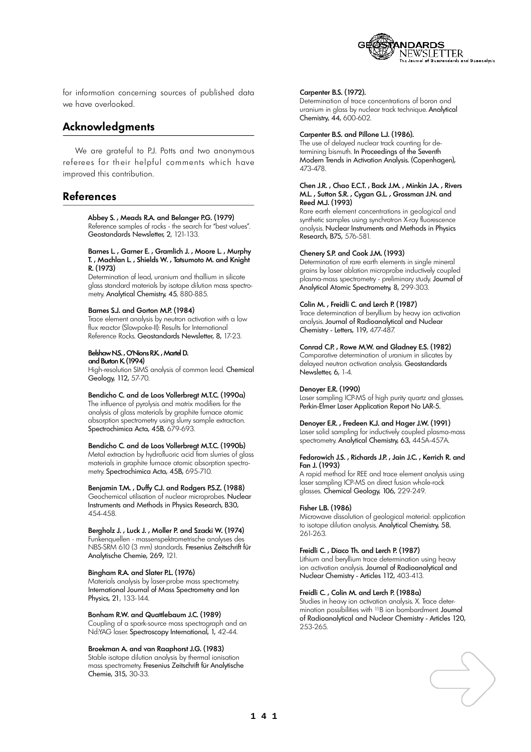for information concerning sources of published data we have overlooked.

## Acknowledgments

We are grateful to P.J. Potts and two anonymous referees for their helpful comments which have improved this contribution.

## References

**Abbey S. , Meads R.A. and Belanger P.G. (1979)**
Reference samples of rocks - the search for "best values". Geostandards Newsletter, 2, 121-133.

**Barnes L. , Garner E. , Gramlich J. , Moore L. , Murphy T. , Machlan L. , Shields W. , Tatsumoto M. and Knight R. (1973)**
Determination of lead, uranium and thallium in silicate glass standard materials by isotope dilution mass spectrometry. Analytical Chemistry, 45, 880-885.

**Barnes S.J. and Gorton M.P. (1984)**
Trace element analysis by neutron activation with a low flux reactor (Slowpoke-II): Results for International Reference Rocks. Geostandards Newsletter, 8, 17-23.

**Belshaw N.S. , O'Nions R.K. , Martel D. and Burton K. (1994)**
High-resolution SIMS analysis of common lead. Chemical Geology, 112, 57-70.

**Bendicho C. and de Loos Vollerbregt M.T.C. (1990a)**
The influence of pyrolysis and matrix modifiers for the analysis of glass materials by graphite furnace atomic absorption spectrometry using slurry sample extraction. Spectrochimica Acta, 45B, 679-693.

**Bendicho C. and de Loos Vollerbregt M.T.C. (1990b)**
Metal extraction by hydrofluoric acid from slurries of glass materials in graphite furnace atomic absorption spectrometry. Spectrochimica Acta, 45B, 695-710.

**Benjamin T.M. , Duffy C.J. and Rodgers P.S.Z. (1988)**
Geochemical utilisation of nuclear microprobes. Nuclear Instruments and Methods in Physics Research, B30, 454-458.

**Bergholz J. , Luck J. , Moller P. and Szacki W. (1974)**
Funkenquellen - massenspektrometrische analyses des NBS-SRM 610 (3 mm) standards. Fresenius Zeitschrift für Analytische Chemie, 269, 121.

**Bingham R.A. and Slater P.L. (1976)**
Materials analysis by laser-probe mass spectrometry. International Journal of Mass Spectrometry and Ion Physics, 21, 133-144.

**Bonham R.W. and Quattlebaum J.C. (1989)**
Coupling of a spark-source mass spectrograph and an Nd:YAG laser. Spectroscopy International, 1, 42-44.

**Broekman A. and van Raaphorst J.G. (1983)**
Stable isotope dilution analysis by thermal ionisation mass spectrometry. Fresenius Zeitschrift für Analytische Chemie, 315, 30-33.

**Carpenter B.S. (1972).**
Determination of trace concentrations of boron and uranium in glass by nuclear track technique. Analytical Chemistry, 44, 600-602.

**Carpenter B.S. and Pillone L.J. (1986).**
The use of delayed nuclear track counting for determining bismuth. In Proceedings of the Seventh Modern Trends in Activation Analysis. (Copenhagen), 473-478.

**Chen J.R. , Chao E.C.T. , Back J.M. , Minkin J.A. , Rivers M.L. , Sutton S.R. , Cygan G.L. , Grossman J.N. and Reed M.J. (1993)**
Rare earth element concentrations in geological and synthetic samples using synchrotron X-ray fluorescence analysis. Nuclear Instruments and Methods in Physics Research, B75, 576-581.

**Chenery S.P. and Cook J.M. (1993)**
Determination of rare earth elements in single mineral grains by laser ablation microprobe inductively coupled plasma-mass spectrometry - preliminary study. Journal of Analytical Atomic Spectrometry, 8, 299-303.

**Colin M. , Freidli C. and Lerch P. (1987)**
Trace determination of beryllium by heavy ion activation analysis. Journal of Radioanalytical and Nuclear Chemistry - Letters, 119, 477-487.

**Conrad C.P. , Rowe M.W. and Gladney E.S. (1982)**
Comparative determination of uranium in silicates by delayed neutron activation analysis. Geostandards Newsletter, 6, 1-4.

**Denoyer E.R. (1990)**
Laser sampling ICP-MS of high purity quartz and glasses. Perkin-Elmer Laser Application Report No LAR-5.

**Denoyer E.R. , Fredeen K.J. and Hager J.W. (1991)**
Laser solid sampling for inductively coupled plasma-mass spectrometry. Analytical Chemistry, 63, 445A-457A.

**Fedorowich J.S. , Richards J.P. , Jain J.C. , Kerrich R. and Fan J. (1993)**
A rapid method for REE and trace element analysis using laser sampling ICP-MS on direct fusion whole-rock glasses. Chemical Geology, 106, 229-249.

**Fisher L.B. (1986)**
Microwave dissolution of geological material: application to isotope dilution analysis. Analytical Chemistry, 58, 261-263.

**Freidli C. , Diaco Th. and Lerch P. (1987)**
Lithium and beryllium trace determination using heavy ion activation analysis. Journal of Radioanalytical and Nuclear Chemistry - Articles 112, 403-413.

**Freidli C. , Colin M. and Lerch P. (1988a)**
Studies in heavy ion activation analysis. X. Trace determination possibilities with $^{11}B$ ion bombardment. Journal of Radioanalytical and Nuclear Chemistry - Articles 120, 253-265.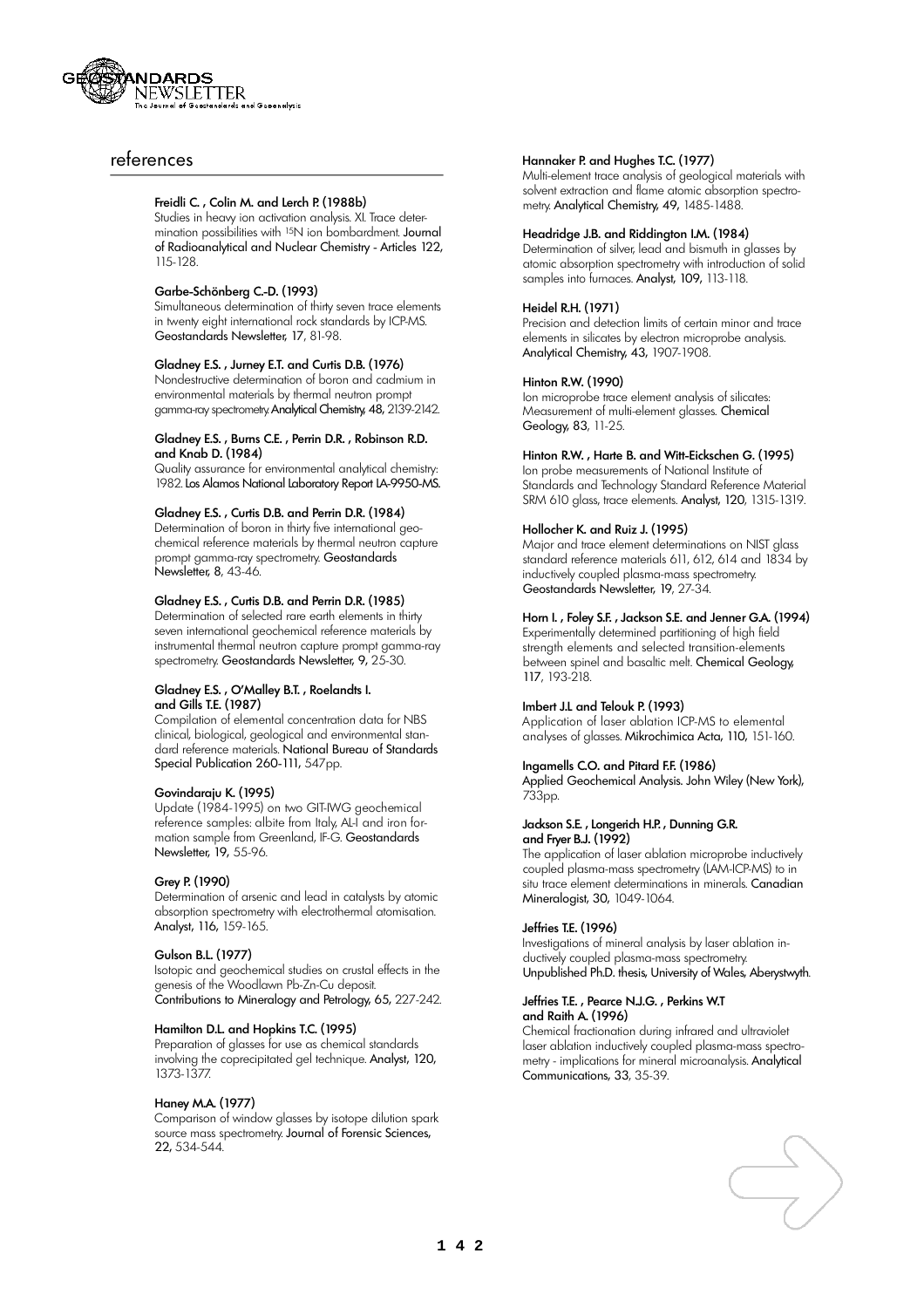## references

**Freidli C. , Colin M. and Lerch P. (1988b)**
Studies in heavy ion activation analysis. XI. Trace determination possibilities with $^{15}N$ ion bombardment. Journal of Radioanalytical and Nuclear Chemistry - Articles 122, 115-128.

**Garbe-Schönberg C.-D. (1993)**
Simultaneous determination of thirty seven trace elements in twenty eight international rock standards by ICP-MS. Geostandards Newsletter, 17, 81-98.

**Gladney E.S. , Jurney E.T. and Curtis D.B. (1976)**
Nondestructive determination of boron and cadmium in environmental materials by thermal neutron prompt gamma-ray spectrometry. Analytical Chemistry, 48, 2139-2142.

**Gladney E.S. , Burns C.E. , Perrin D.R. , Robinson R.D. and Knab D. (1984)**
Quality assurance for environmental analytical chemistry: 1982. Los Alamos National Laboratory Report LA-9950-MS.

**Gladney E.S. , Curtis D.B. and Perrin D.R. (1984)**
Determination of boron in thirty five international geochemical reference materials by thermal neutron capture prompt gamma-ray spectrometry. Geostandards Newsletter, 8, 43-46.

**Gladney E.S. , Curtis D.B. and Perrin D.R. (1985)**
Determination of selected rare earth elements in thirty seven international geochemical reference materials by instrumental thermal neutron capture prompt gamma-ray spectrometry. Geostandards Newsletter, 9, 25-30.

**Gladney E.S. , O'Malley B.T. , Roelandts I. and Gills T.E. (1987)**
Compilation of elemental concentration data for NBS clinical, biological, geological and environmental standard reference materials. National Bureau of Standards Special Publication 260-111, 547pp.

**Govindaraju K. (1995)**
Update (1984-1995) on two GIT-IWG geochemical reference samples: albite from Italy, AL-I and iron formation sample from Greenland, IF-G. Geostandards Newsletter, 19, 55-96.

**Grey P. (1990)**
Determination of arsenic and lead in catalysts by atomic absorption spectrometry with electrothermal atomisation. Analyst, 116, 159-165.

**Gulson B.L. (1977)**
Isotopic and geochemical studies on crustal effects in the genesis of the Woodlawn Pb-Zn-Cu deposit. Contributions to Mineralogy and Petrology, 65, 227-242.

**Hamilton D.L. and Hopkins T.C. (1995)**
Preparation of glasses for use as chemical standards involving the coprecipitated gel technique. Analyst, 120, 1373-1377.

**Haney M.A. (1977)**
Comparison of window glasses by isotope dilution spark source mass spectrometry. Journal of Forensic Sciences, 22, 534-544.

**Hannaker P. and Hughes T.C. (1977)**
Multi-element trace analysis of geological materials with solvent extraction and flame atomic absorption spectrometry. Analytical Chemistry, 49, 1485-1488.

**Headridge J.B. and Riddington I.M. (1984)**
Determination of silver, lead and bismuth in glasses by atomic absorption spectrometry with introduction of solid samples into furnaces. Analyst, 109, 113-118.

**Heidel R.H. (1971)**
Precision and detection limits of certain minor and trace elements in silicates by electron microprobe analysis. Analytical Chemistry, 43, 1907-1908.

**Hinton R.W. (1990)**
Ion microprobe trace element analysis of silicates: Measurement of multi-element glasses. Chemical Geology, 83, 11-25.

**Hinton R.W. , Harte B. and Witt-Eickschen G. (1995)**
Ion probe measurements of National Institute of Standards and Technology Standard Reference Material SRM 610 glass, trace elements. Analyst, 120, 1315-1319.

**Hollocher K. and Ruiz J. (1995)**
Major and trace element determinations on NIST glass standard reference materials 611, 612, 614 and 1834 by inductively coupled plasma-mass spectrometry. Geostandards Newsletter, 19, 27-34.

**Horn I. , Foley S.F. , Jackson S.E. and Jenner G.A. (1994)**
Experimentally determined partitioning of high field strength elements and selected transition-elements between spinel and basaltic melt. Chemical Geology, 117, 193-218.

**Imbert J.L and Telouk P. (1993)**
Application of laser ablation ICP-MS to elemental analyses of glasses. Mikrochimica Acta, 110, 151-160.

**Ingamells C.O. and Pitard F.F. (1986)**
Applied Geochemical Analysis. John Wiley (New York), 733pp.

**Jackson S.E. , Longerich H.P. , Dunning G.R. and Fryer B.J. (1992)**
The application of laser ablation microprobe inductively coupled plasma-mass spectrometry (LAM-ICP-MS) to in situ trace element determinations in minerals. Canadian Mineralogist, 30, 1049-1064.

**Jeffries T.E. (1996)**
Investigations of mineral analysis by laser ablation inductively coupled plasma-mass spectrometry. Unpublished Ph.D. thesis, University of Wales, Aberystwyth.

**Jeffries T.E. , Pearce N.J.G. , Perkins W.T and Raith A. (1996)**
Chemical fractionation during infrared and ultraviolet laser ablation inductively coupled plasma-mass spectrometry - implications for mineral microanalysis. Analytical Communications, 33, 35-39.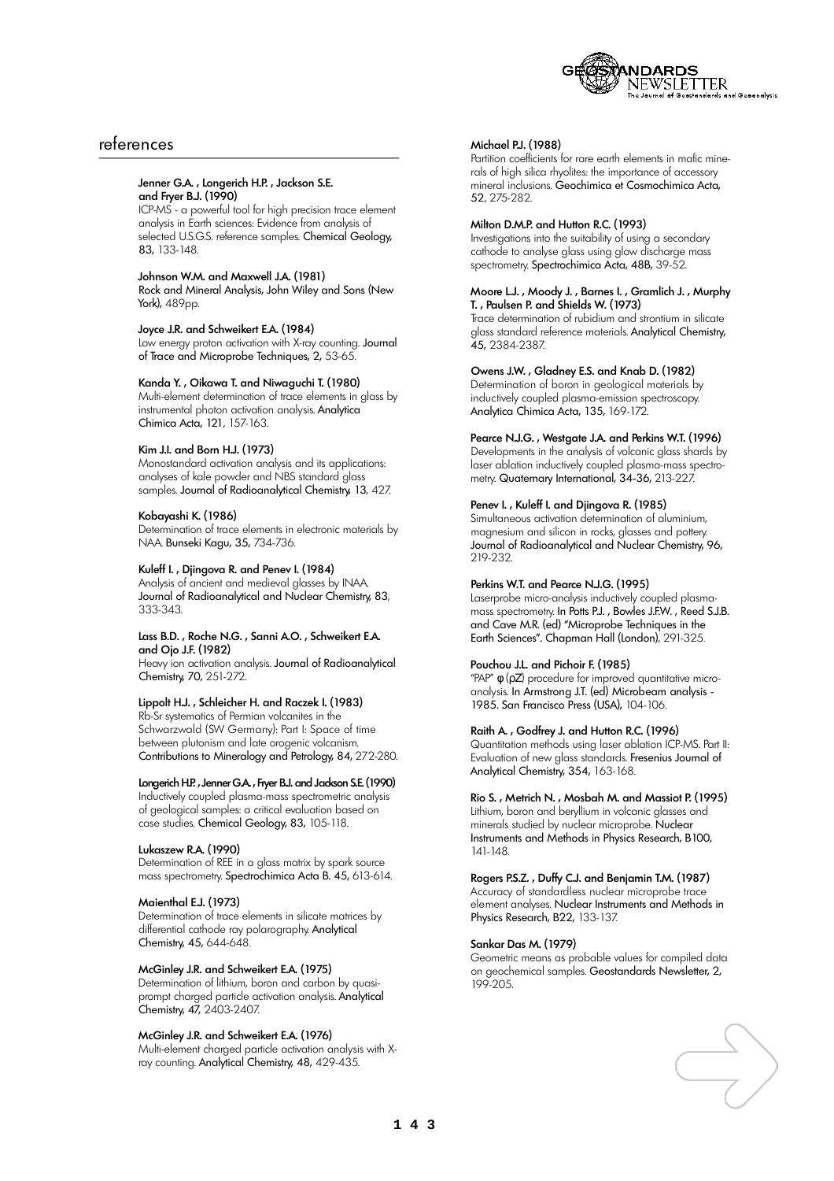## references

**Jenner G.A. , Longerich H.P. , Jackson S.E. and Fryer B.J. (1990)**
ICP-MS - a powerful tool for high precision trace element analysis in Earth sciences: Evidence from analysis of selected U.S.G.S. reference samples. Chemical Geology, 83, 133-148.

**Johnson W.M. and Maxwell J.A. (1981)**
Rock and Mineral Analysis, John Wiley and Sons (New York), 489pp.

**Joyce J.R. and Schweikert E.A. (1984)**
Low energy proton activation with X-ray counting. Journal of Trace and Microprobe Techniques, 2, 53-65.

**Kanda Y. , Oikawa T. and Niwaguchi T. (1980)**
Multi-element determination of trace elements in glass by instrumental photon activation analysis. Analytica Chimica Acta, 121, 157-163.

**Kim J.I. and Born H.J. (1973)**
Monostandard activation analysis and its applications: analyses of kale powder and NBS standard glass samples. Journal of Radioanalytical Chemistry, 13, 427.

**Kobayashi K. (1986)**
Determination of trace elements in electronic materials by NAA. Bunseki Kagu, 35, 734-736.

**Kuleff I. , Djingova R. and Penev I. (1984)**
Analysis of ancient and medieval glasses by INAA. Journal of Radioanalytical and Nuclear Chemistry, 83, 333-343.

**Lass B.D. , Roche N.G. , Sanni A.O. , Schweikert E.A. and Ojo J.F. (1982)**
Heavy ion activation analysis. Journal of Radioanalytical Chemistry, 70, 251-272.

**Lippolt H.J. , Schleicher H. and Raczek I. (1983)**
Rb-Sr systematics of Permian volcanites in the Schwarzwald (SW Germany): Part I: Space of time between plutonism and late orogenic volcanism. Contributions to Mineralogy and Petrology, 84, 272-280.

**Longerich H.P. , Jenner G.A. , Fryer B.J. and Jackson S.E. (1990)**
Inductively coupled plasma-mass spectrometric analysis of geological samples: a critical evaluation based on case studies. Chemical Geology, 83, 105-118.

**Lukaszew R.A. (1990)**
Determination of REE in a glass matrix by spark source mass spectrometry. Spectrochimica Acta B. 45, 613-614.

**Maienthal E.J. (1973)**
Determination of trace elements in silicate matrices by differential cathode ray polarography. Analytical Chemistry, 45, 644-648.

**McGinley J.R. and Schweikert E.A. (1975)**
Determination of lithium, boron and carbon by quasi-prompt charged particle activation analysis. Analytical Chemistry, 47, 2403-2407.

**McGinley J.R. and Schweikert E.A. (1976)**
Multi-element charged particle activation analysis with X-ray counting. Analytical Chemistry, 48, 429-435.

**Michael P.J. (1988)**
Partition coefficients for rare earth elements in mafic minerals of high silica rhyolites: the importance of accessory mineral inclusions. Geochimica et Cosmochimica Acta, 52, 275-282.

**Milton D.M.P. and Hutton R.C. (1993)**
Investigations into the suitability of using a secondary cathode to analyse glass using glow discharge mass spectrometry. Spectrochimica Acta, 48B, 39-52.

**Moore L.J. , Moody J. , Barnes I. , Gramlich J. , Murphy T. , Paulsen P. and Shields W. (1973)**
Trace determination of rubidium and strontium in silicate glass standard reference materials. Analytical Chemistry, 45, 2384-2387.

**Owens J.W. , Gladney E.S. and Knab D. (1982)**
Determination of boron in geological materials by inductively coupled plasma-emission spectroscopy. Analytica Chimica Acta, 135, 169-172.

**Pearce N.J.G. , Westgate J.A. and Perkins W.T. (1996)**
Developments in the analysis of volcanic glass shards by laser ablation inductively coupled plasma-mass spectrometry. Quaternary International, 34-36, 213-227.

**Penev I. , Kuleff I. and Djingova R. (1985)**
Simultaneous activation determination of aluminium, magnesium and silicon in rocks, glasses and pottery. Journal of Radioanalytical and Nuclear Chemistry, 96, 219-232.

**Perkins W.T. and Pearce N.J.G. (1995)**
Laserprobe micro-analysis inductively coupled plasma-mass spectrometry. In Potts P.J. , Bowles J.F.W. , Reed S.J.B. and Cave M.R. (ed) "Microprobe Techniques in the Earth Sciences". Chapman Hall (London), 291-325.

**Pouchou J.L. and Pichoir F. (1985)**
"PAP" φ (ρZ) procedure for improved quantitative microanalysis. In Armstrong J.T. (ed) Microbeam analysis - 1985. San Francisco Press (USA), 104-106.

**Raith A. , Godfrey J. and Hutton R.C. (1996)**
Quantitation methods using laser ablation ICP-MS. Part II: Evaluation of new glass standards. Fresenius Journal of Analytical Chemistry, 354, 163-168.

**Rio S. , Metrich N. , Mosbah M. and Massiot P. (1995)**
Lithium, boron and beryllium in volcanic glasses and minerals studied by nuclear microprobe. Nuclear Instruments and Methods in Physics Research, B100, 141-148.

**Rogers P.S.Z. , Duffy C.J. and Benjamin T.M. (1987)**
Accuracy of standardless nuclear microprobe trace element analyses. Nuclear Instruments and Methods in Physics Research, B22, 133-137.

**Sankar Das M. (1979)**
Geometric means as probable values for compiled data on geochemical samples. Geostandards Newsletter, 2, 199-205.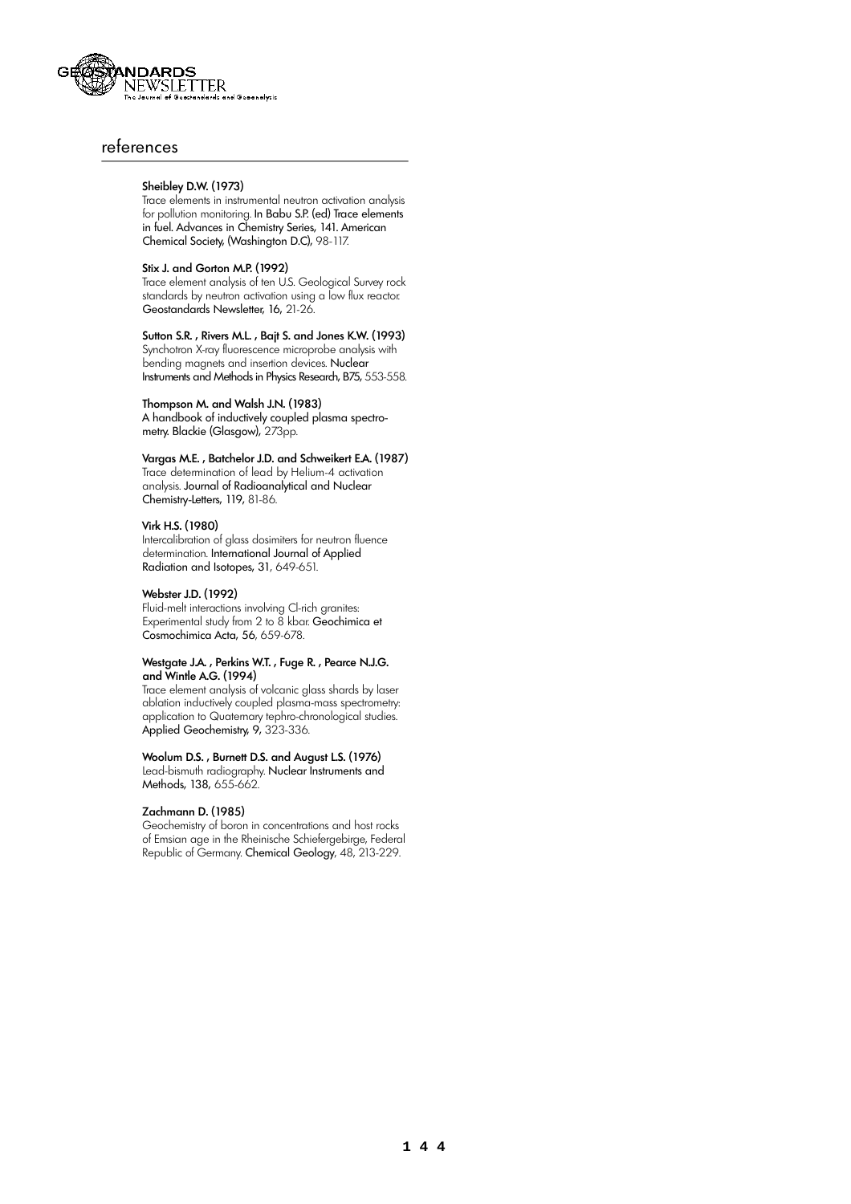## references

**Sheibley D.W. (1973)**
Trace elements in instrumental neutron activation analysis for pollution monitoring. In Babu S.P. (ed) Trace elements in fuel. Advances in Chemistry Series, 141. American Chemical Society, (Washington D.C), 98-117.

**Stix J. and Gorton M.P. (1992)**
Trace element analysis of ten U.S. Geological Survey rock standards by neutron activation using a low flux reactor. Geostandards Newsletter, 16, 21-26.

**Sutton S.R. , Rivers M.L. , Bajt S. and Jones K.W. (1993)**
Synchotron X-ray fluorescence microprobe analysis with bending magnets and insertion devices. Nuclear Instruments and Methods in Physics Research, B75, 553-558.

**Thompson M. and Walsh J.N. (1983)**
A handbook of inductively coupled plasma spectrometry. Blackie (Glasgow), 273pp.

**Vargas M.E. , Batchelor J.D. and Schweikert E.A. (1987)**
Trace determination of lead by Helium-4 activation analysis. Journal of Radioanalytical and Nuclear Chemistry-Letters, 119, 81-86.

**Virk H.S. (1980)**
Intercalibration of glass dosimiters for neutron fluence determination. International Journal of Applied Radiation and Isotopes, 31, 649-651.

**Webster J.D. (1992)**
Fluid-melt interactions involving Cl-rich granites: Experimental study from 2 to 8 kbar. Geochimica et Cosmochimica Acta, 56, 659-678.

**Westgate J.A. , Perkins W.T. , Fuge R. , Pearce N.J.G. and Wintle A.G. (1994)**
Trace element analysis of volcanic glass shards by laser ablation inductively coupled plasma-mass spectrometry: application to Quaternary tephro-chronological studies. Applied Geochemistry, 9, 323-336.

**Woolum D.S. , Burnett D.S. and August L.S. (1976)**
Lead-bismuth radiography. Nuclear Instruments and Methods, 138, 655-662.

**Zachmann D. (1985)**
Geochemistry of boron in concentrations and host rocks of Emsian age in the Rheinische Schiefergebirge, Federal Republic of Germany. Chemical Geology, 48, 213-229.